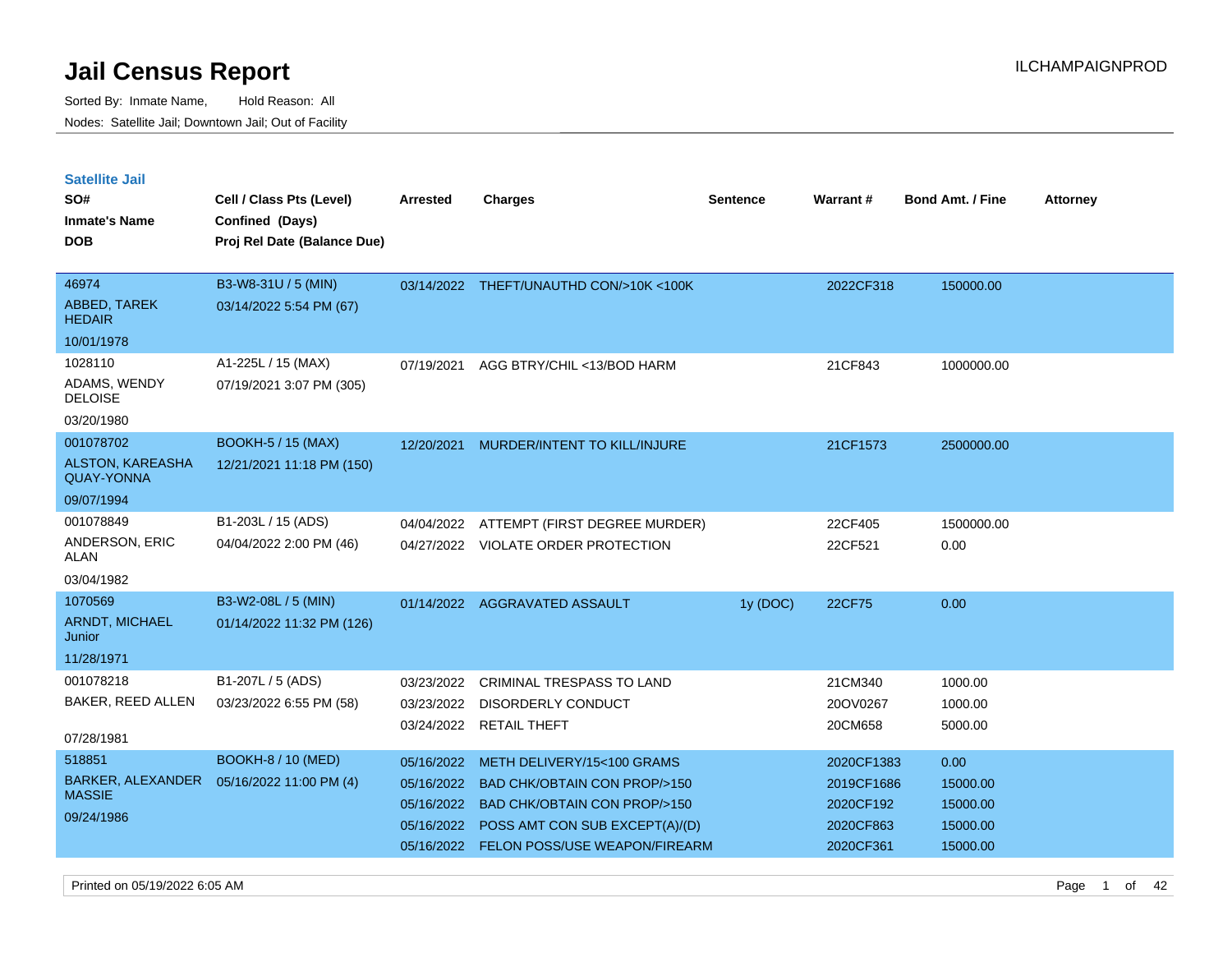# Jail Census Report

ILCHAMPAIGNPROD

Sorted By: Inmate Name, Hold Reason: All

Nodes: Satellite Jail; Downtown Jail; Out of Facility

## Satellite Jail

| SO# / Inmate's Name / DOB | Cell / Class Pts (Level) / Confined (Days) / Proj Rel Date (Balance Due) | Arrested | Charges | Sentence | Warrant # | Bond Amt. / Fine | Attorney |
|---|---|---|---|---|---|---|---|
| 46974 ABBED, TAREK HEDAIR 10/01/1978 | B3-W8-31U / 5 (MIN) 03/14/2022 5:54 PM (67) | 03/14/2022 | THEFT/UNAUTHD CON/>10K <100K | | 2022CF318 | 150000.00 | |
| 1028110 ADAMS, WENDY DELOISE 03/20/1980 | A1-225L / 15 (MAX) 07/19/2021 3:07 PM (305) | 07/19/2021 | AGG BTRY/CHIL <13/BOD HARM | | 21CF843 | 1000000.00 | |
| 001078702 ALSTON, KAREASHA QUAY-YONNA 09/07/1994 | BOOKH-5 / 15 (MAX) 12/21/2021 11:18 PM (150) | 12/20/2021 | MURDER/INTENT TO KILL/INJURE | | 21CF1573 | 2500000.00 | |
| 001078849 ANDERSON, ERIC ALAN 03/04/1982 | B1-203L / 15 (ADS) 04/04/2022 2:00 PM (46) | 04/04/2022 | ATTEMPT (FIRST DEGREE MURDER) | | 22CF405 | 1500000.00 | |
| | | 04/27/2022 | VIOLATE ORDER PROTECTION | | 22CF521 | 0.00 | |
| 1070569 ARNDT, MICHAEL Junior 11/28/1971 | B3-W2-08L / 5 (MIN) 01/14/2022 11:32 PM (126) | 01/14/2022 | AGGRAVATED ASSAULT | 1y (DOC) | 22CF75 | 0.00 | |
| 001078218 BAKER, REED ALLEN 07/28/1981 | B1-207L / 5 (ADS) 03/23/2022 6:55 PM (58) | 03/23/2022 | CRIMINAL TRESPASS TO LAND | | 21CM340 | 1000.00 | |
| | | 03/23/2022 | DISORDERLY CONDUCT | | 20OV0267 | 1000.00 | |
| | | 03/24/2022 | RETAIL THEFT | | 20CM658 | 5000.00 | |
| 518851 BARKER, ALEXANDER MASSIE 09/24/1986 | BOOKH-8 / 10 (MED) 05/16/2022 11:00 PM (4) | 05/16/2022 | METH DELIVERY/15<100 GRAMS | | 2020CF1383 | 0.00 | |
| | | 05/16/2022 | BAD CHK/OBTAIN CON PROP/>150 | | 2019CF1686 | 15000.00 | |
| | | 05/16/2022 | BAD CHK/OBTAIN CON PROP/>150 | | 2020CF192 | 15000.00 | |
| | | 05/16/2022 | POSS AMT CON SUB EXCEPT(A)/(D) | | 2020CF863 | 15000.00 | |
| | | 05/16/2022 | FELON POSS/USE WEAPON/FIREARM | | 2020CF361 | 15000.00 | |

Printed on 05/19/2022 6:05 AM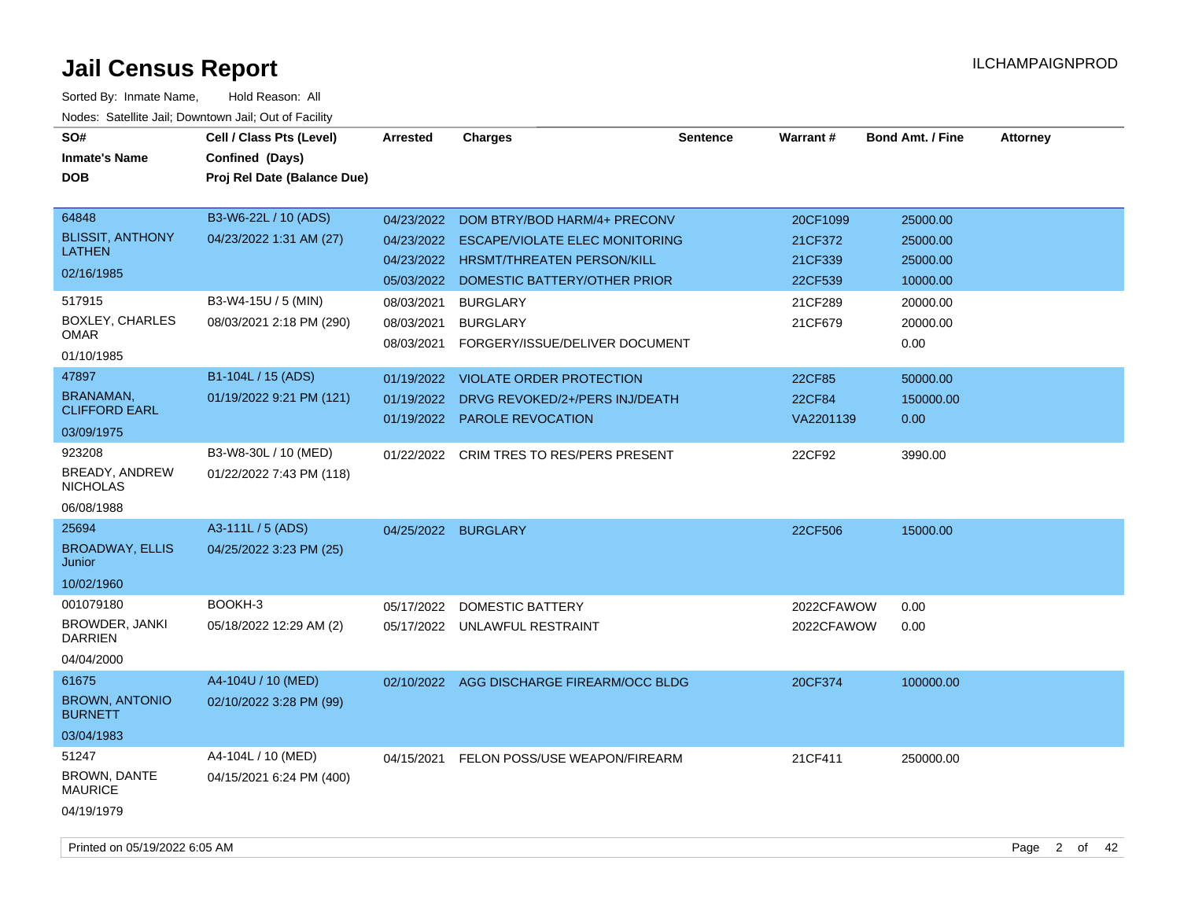# Jail Census Report

Sorted By: Inmate Name, Hold Reason: All

Nodes: Satellite Jail; Downtown Jail; Out of Facility

| SO# / Inmate's Name / DOB | Cell / Class Pts (Level) / Confined (Days) / Proj Rel Date (Balance Due) | Arrested | Charges | Sentence | Warrant # | Bond Amt. / Fine | Attorney |
|---|---|---|---|---|---|---|---|
| 64848<br>BLISSIT, ANTHONY LATHEN<br>02/16/1985 | B3-W6-22L / 10 (ADS)<br>04/23/2022 1:31 AM (27) | 04/23/2022 | DOM BTRY/BOD HARM/4+ PRECONV | | 20CF1099 | 25000.00 | |
| | | 04/23/2022 | ESCAPE/VIOLATE ELEC MONITORING | | 21CF372 | 25000.00 | |
| | | 04/23/2022 | HRSMT/THREATEN PERSON/KILL | | 21CF339 | 25000.00 | |
| | | 05/03/2022 | DOMESTIC BATTERY/OTHER PRIOR | | 22CF539 | 10000.00 | |
| 517915<br>BOXLEY, CHARLES OMAR<br>01/10/1985 | B3-W4-15U / 5 (MIN)<br>08/03/2021 2:18 PM (290) | 08/03/2021 | BURGLARY | | 21CF289 | 20000.00 | |
| | | 08/03/2021 | BURGLARY | | 21CF679 | 20000.00 | |
| | | 08/03/2021 | FORGERY/ISSUE/DELIVER DOCUMENT | | | 0.00 | |
| 47897<br>BRANAMAN, CLIFFORD EARL<br>03/09/1975 | B1-104L / 15 (ADS)<br>01/19/2022 9:21 PM (121) | 01/19/2022 | VIOLATE ORDER PROTECTION | | 22CF85 | 50000.00 | |
| | | 01/19/2022 | DRVG REVOKED/2+/PERS INJ/DEATH | | 22CF84 | 150000.00 | |
| | | 01/19/2022 | PAROLE REVOCATION | | VA2201139 | 0.00 | |
| 923208<br>BREADY, ANDREW NICHOLAS<br>06/08/1988 | B3-W8-30L / 10 (MED)<br>01/22/2022 7:43 PM (118) | 01/22/2022 | CRIM TRES TO RES/PERS PRESENT | | 22CF92 | 3990.00 | |
| 25694<br>BROADWAY, ELLIS Junior<br>10/02/1960 | A3-111L / 5 (ADS)<br>04/25/2022 3:23 PM (25) | 04/25/2022 | BURGLARY | | 22CF506 | 15000.00 | |
| 001079180<br>BROWDER, JANKI DARRIEN<br>04/04/2000 | BOOKH-3<br>05/18/2022 12:29 AM (2) | 05/17/2022 | DOMESTIC BATTERY | | 2022CFAWOW | 0.00 | |
| | | 05/17/2022 | UNLAWFUL RESTRAINT | | 2022CFAWOW | 0.00 | |
| 61675<br>BROWN, ANTONIO BURNETT<br>03/04/1983 | A4-104U / 10 (MED)<br>02/10/2022 3:28 PM (99) | 02/10/2022 | AGG DISCHARGE FIREARM/OCC BLDG | | 20CF374 | 100000.00 | |
| 51247<br>BROWN, DANTE MAURICE<br>04/19/1979 | A4-104L / 10 (MED)<br>04/15/2021 6:24 PM (400) | 04/15/2021 | FELON POSS/USE WEAPON/FIREARM | | 21CF411 | 250000.00 | |

Printed on 05/19/2022 6:05 AM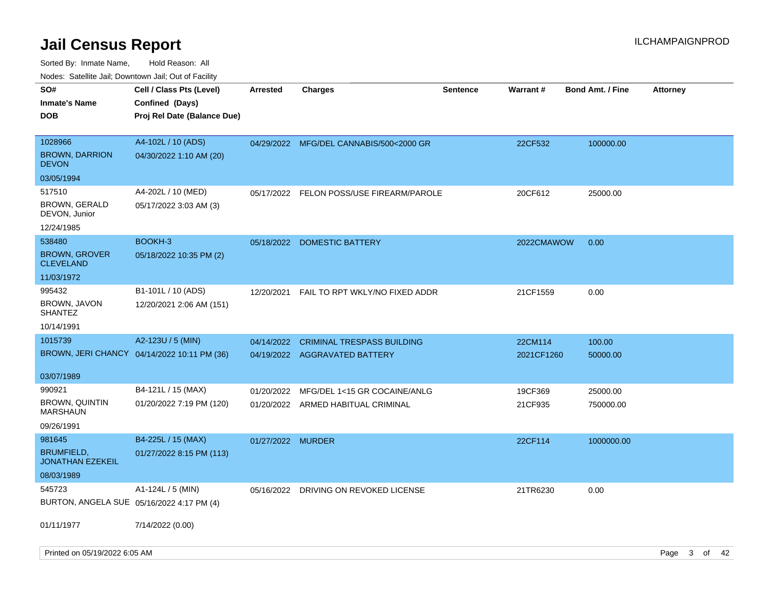# Jail Census Report

ILCHAMPAIGNPROD

Sorted By: Inmate Name, Hold Reason: All

Nodes: Satellite Jail; Downtown Jail; Out of Facility

| SO# / Inmate's Name / DOB | Cell / Class Pts (Level) / Confined (Days) / Proj Rel Date (Balance Due) | Arrested | Charges | Sentence | Warrant # | Bond Amt. / Fine | Attorney |
|---|---|---|---|---|---|---|---|
| 1028966<br>BROWN, DARRION DEVON<br>03/05/1994 | A4-102L / 10 (ADS)<br>04/30/2022 1:10 AM (20) | 04/29/2022 | MFG/DEL CANNABIS/500<2000 GR | | 22CF532 | 100000.00 | |
| 517510<br>BROWN, GERALD DEVON, Junior<br>12/24/1985 | A4-202L / 10 (MED)<br>05/17/2022 3:03 AM (3) | 05/17/2022 | FELON POSS/USE FIREARM/PAROLE | | 20CF612 | 25000.00 | |
| 538480<br>BROWN, GROVER CLEVELAND<br>11/03/1972 | BOOKH-3<br>05/18/2022 10:35 PM (2) | 05/18/2022 | DOMESTIC BATTERY | | 2022CMAWOW | 0.00 | |
| 995432<br>BROWN, JAVON SHANTEZ<br>10/14/1991 | B1-101L / 10 (ADS)<br>12/20/2021 2:06 AM (151) | 12/20/2021 | FAIL TO RPT WKLY/NO FIXED ADDR | | 21CF1559 | 0.00 | |
| 1015739<br>BROWN, JERI CHANCY<br>03/07/1989 | A2-123U / 5 (MIN)<br>04/14/2022 10:11 PM (36) | 04/14/2022<br>04/19/2022 | CRIMINAL TRESPASS BUILDING<br>AGGRAVATED BATTERY | | 22CM114<br>2021CF1260 | 100.00<br>50000.00 | |
| 990921<br>BROWN, QUINTIN MARSHAUN<br>09/26/1991 | B4-121L / 15 (MAX)<br>01/20/2022 7:19 PM (120) | 01/20/2022<br>01/20/2022 | MFG/DEL 1<15 GR COCAINE/ANLG<br>ARMED HABITUAL CRIMINAL | | 19CF369<br>21CF935 | 25000.00<br>750000.00 | |
| 981645<br>BRUMFIELD, JONATHAN EZEKEIL<br>08/03/1989 | B4-225L / 15 (MAX)<br>01/27/2022 8:15 PM (113) | 01/27/2022 | MURDER | | 22CF114 | 1000000.00 | |
| 545723<br>BURTON, ANGELA SUE<br>01/11/1977 | A1-124L / 5 (MIN)<br>05/16/2022 4:17 PM (4)<br>7/14/2022 (0.00) | 05/16/2022 | DRIVING ON REVOKED LICENSE | | 21TR6230 | 0.00 | |

Printed on 05/19/2022 6:05 AM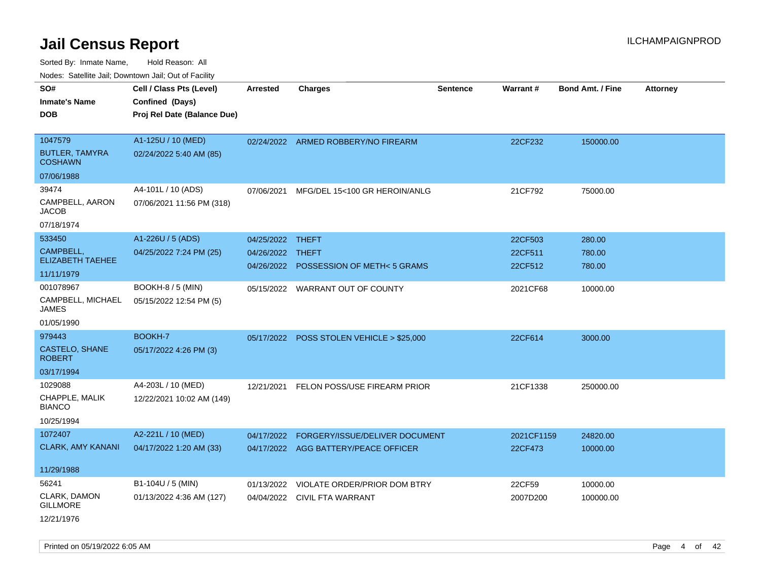# Jail Census Report

ILCHAMPAIGNPROD

Sorted By: Inmate Name, Hold Reason: All

Nodes: Satellite Jail; Downtown Jail; Out of Facility

| SO# / Inmate's Name / DOB | Cell / Class Pts (Level) / Confined (Days) / Proj Rel Date (Balance Due) | Arrested | Charges | Sentence | Warrant # | Bond Amt. / Fine | Attorney |
|---|---|---|---|---|---|---|---|
| 1047579<br>BUTLER, TAMYRA COSHAWN<br>07/06/1988 | A1-125U / 10 (MED)<br>02/24/2022 5:40 AM (85) | 02/24/2022 | ARMED ROBBERY/NO FIREARM | | 22CF232 | 150000.00 | |
| 39474<br>CAMPBELL, AARON JACOB<br>07/18/1974 | A4-101L / 10 (ADS)<br>07/06/2021 11:56 PM (318) | 07/06/2021 | MFG/DEL 15<100 GR HEROIN/ANLG | | 21CF792 | 75000.00 | |
| 533450<br>CAMPBELL, ELIZABETH TAEHEE<br>11/11/1979 | A1-226U / 5 (ADS)<br>04/25/2022 7:24 PM (25) | 04/25/2022 | THEFT | | 22CF503 | 280.00 | |
| | | 04/26/2022 | THEFT | | 22CF511 | 780.00 | |
| | | 04/26/2022 | POSSESSION OF METH< 5 GRAMS | | 22CF512 | 780.00 | |
| 001078967<br>CAMPBELL, MICHAEL JAMES<br>01/05/1990 | BOOKH-8 / 5 (MIN)<br>05/15/2022 12:54 PM (5) | 05/15/2022 | WARRANT OUT OF COUNTY | | 2021CF68 | 10000.00 | |
| 979443<br>CASTELO, SHANE ROBERT<br>03/17/1994 | BOOKH-7<br>05/17/2022 4:26 PM (3) | 05/17/2022 | POSS STOLEN VEHICLE > $25,000 | | 22CF614 | 3000.00 | |
| 1029088<br>CHAPPLE, MALIK BIANCO<br>10/25/1994 | A4-203L / 10 (MED)<br>12/22/2021 10:02 AM (149) | 12/21/2021 | FELON POSS/USE FIREARM PRIOR | | 21CF1338 | 250000.00 | |
| 1072407<br>CLARK, AMY KANANI<br>11/29/1988 | A2-221L / 10 (MED)<br>04/17/2022 1:20 AM (33) | 04/17/2022 | FORGERY/ISSUE/DELIVER DOCUMENT | | 2021CF1159 | 24820.00 | |
| | | 04/17/2022 | AGG BATTERY/PEACE OFFICER | | 22CF473 | 10000.00 | |
| 56241<br>CLARK, DAMON GILLMORE<br>12/21/1976 | B1-104U / 5 (MIN)<br>01/13/2022 4:36 AM (127) | 01/13/2022 | VIOLATE ORDER/PRIOR DOM BTRY | | 22CF59 | 10000.00 | |
| | | 04/04/2022 | CIVIL FTA WARRANT | | 2007D200 | 100000.00 | |

Printed on 05/19/2022 6:05 AM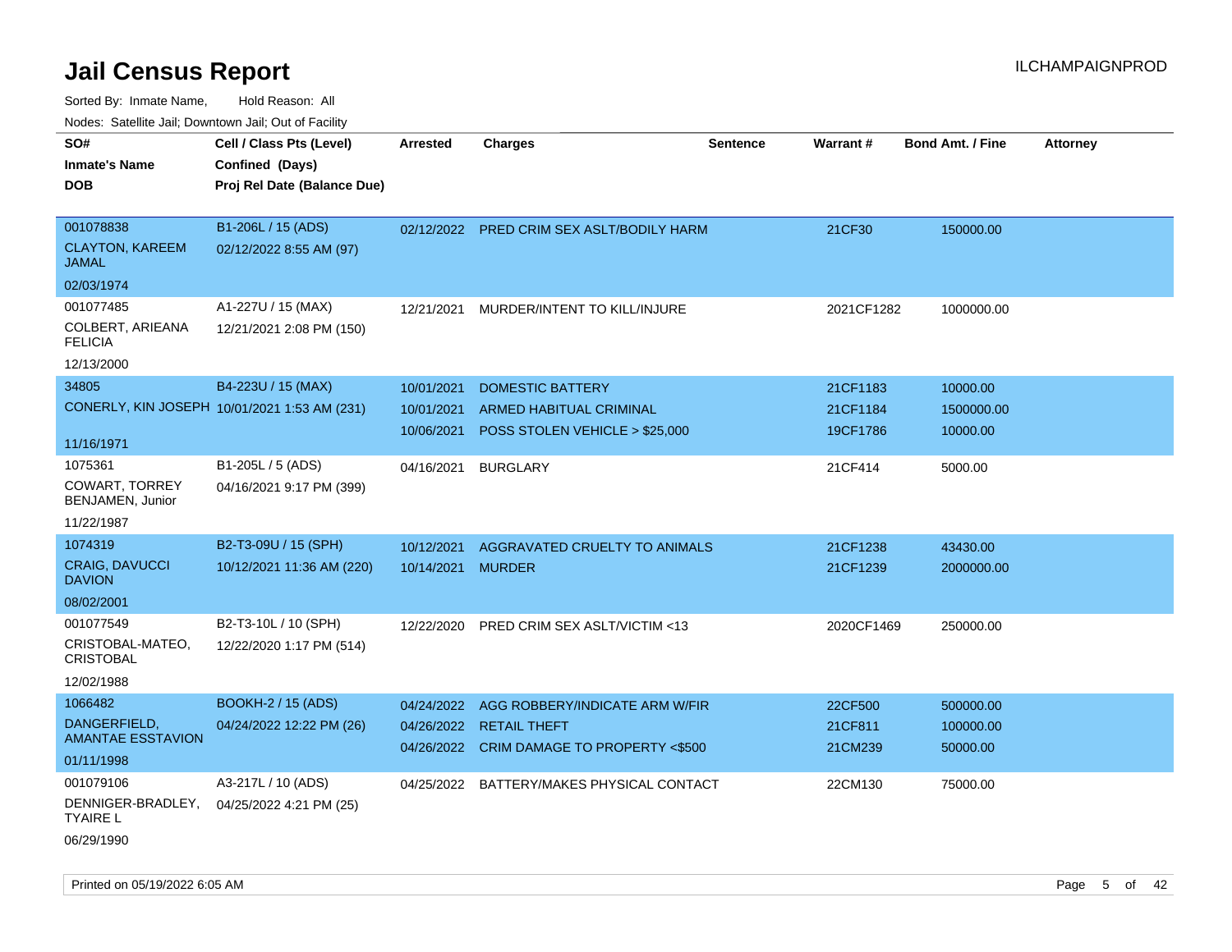# Jail Census Report

ILCHAMPAIGNPROD

Sorted By: Inmate Name, Hold Reason: All

Nodes: Satellite Jail; Downtown Jail; Out of Facility

| SO# / Inmate's Name / DOB | Cell / Class Pts (Level) / Confined (Days) / Proj Rel Date (Balance Due) | Arrested | Charges | Sentence | Warrant # | Bond Amt. / Fine | Attorney |
|---|---|---|---|---|---|---|---|
| 001078838<br>CLAYTON, KAREEM JAMAL<br>02/03/1974 | B1-206L / 15 (ADS)<br>02/12/2022 8:55 AM (97) | 02/12/2022 | PRED CRIM SEX ASLT/BODILY HARM | | 21CF30 | 150000.00 | |
| 001077485<br>COLBERT, ARIEANA FELICIA<br>12/13/2000 | A1-227U / 15 (MAX)<br>12/21/2021 2:08 PM (150) | 12/21/2021 | MURDER/INTENT TO KILL/INJURE | | 2021CF1282 | 1000000.00 | |
| 34805<br>CONERLY, KIN JOSEPH<br>11/16/1971 | B4-223U / 15 (MAX)<br>10/01/2021 1:53 AM (231) | 10/01/2021 | DOMESTIC BATTERY | | 21CF1183 | 10000.00 | |
| | | 10/01/2021 | ARMED HABITUAL CRIMINAL | | 21CF1184 | 1500000.00 | |
| | | 10/06/2021 | POSS STOLEN VEHICLE > $25,000 | | 19CF1786 | 10000.00 | |
| 1075361<br>COWART, TORREY BENJAMEN, Junior<br>11/22/1987 | B1-205L / 5 (ADS)<br>04/16/2021 9:17 PM (399) | 04/16/2021 | BURGLARY | | 21CF414 | 5000.00 | |
| 1074319<br>CRAIG, DAVUCCI DAVION<br>08/02/2001 | B2-T3-09U / 15 (SPH)<br>10/12/2021 11:36 AM (220) | 10/12/2021 | AGGRAVATED CRUELTY TO ANIMALS | | 21CF1238 | 43430.00 | |
| | | 10/14/2021 | MURDER | | 21CF1239 | 2000000.00 | |
| 001077549<br>CRISTOBAL-MATEO, CRISTOBAL<br>12/02/1988 | B2-T3-10L / 10 (SPH)<br>12/22/2020 1:17 PM (514) | 12/22/2020 | PRED CRIM SEX ASLT/VICTIM <13 | | 2020CF1469 | 250000.00 | |
| 1066482<br>DANGERFIELD, AMANTAE ESSTAVION<br>01/11/1998 | BOOKH-2 / 15 (ADS)<br>04/24/2022 12:22 PM (26) | 04/24/2022 | AGG ROBBERY/INDICATE ARM W/FIR | | 22CF500 | 500000.00 | |
| | | 04/26/2022 | RETAIL THEFT | | 21CF811 | 100000.00 | |
| | | 04/26/2022 | CRIM DAMAGE TO PROPERTY <$500 | | 21CM239 | 50000.00 | |
| 001079106<br>DENNIGER-BRADLEY, TYAIRE L<br>06/29/1990 | A3-217L / 10 (ADS)<br>04/25/2022 4:21 PM (25) | 04/25/2022 | BATTERY/MAKES PHYSICAL CONTACT | | 22CM130 | 75000.00 | |

Printed on 05/19/2022 6:05 AM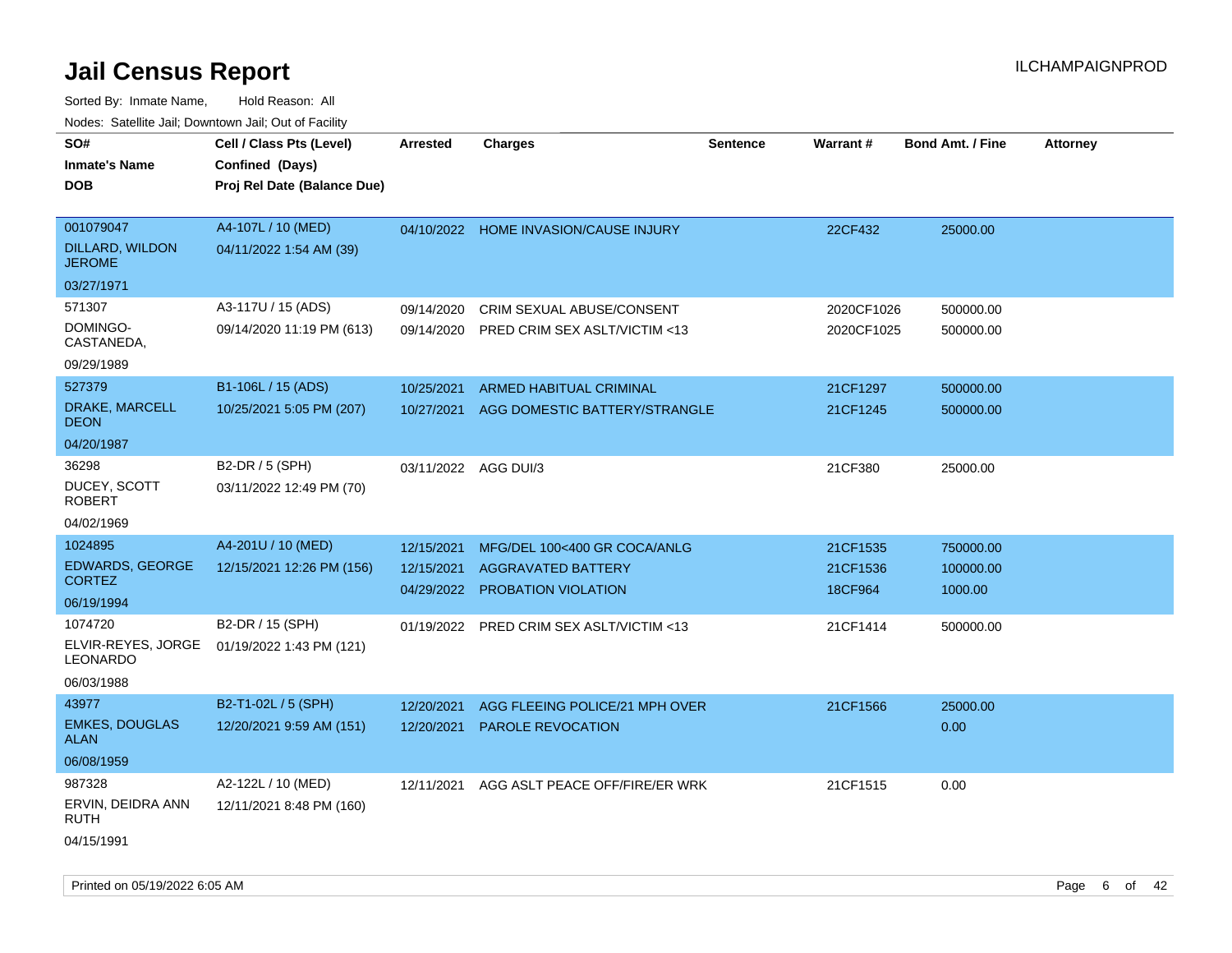# Jail Census Report

ILCHAMPAIGNPROD

Sorted By: Inmate Name, Hold Reason: All

Nodes: Satellite Jail; Downtown Jail; Out of Facility

| SO# / Inmate's Name / DOB | Cell / Class Pts (Level) / Confined (Days) / Proj Rel Date (Balance Due) | Arrested | Charges | Sentence | Warrant # | Bond Amt. / Fine | Attorney |
|---|---|---|---|---|---|---|---|
| 001079047 DILLARD, WILDON JEROME 03/27/1971 | A4-107L / 10 (MED) 04/11/2022 1:54 AM (39) | 04/10/2022 | HOME INVASION/CAUSE INJURY | | 22CF432 | 25000.00 | |
| 571307 DOMINGO-CASTANEDA, 09/29/1989 | A3-117U / 15 (ADS) 09/14/2020 11:19 PM (613) | 09/14/2020 | CRIM SEXUAL ABUSE/CONSENT | | 2020CF1026 | 500000.00 | |
| | | 09/14/2020 | PRED CRIM SEX ASLT/VICTIM <13 | | 2020CF1025 | 500000.00 | |
| 527379 DRAKE, MARCELL DEON 04/20/1987 | B1-106L / 15 (ADS) 10/25/2021 5:05 PM (207) | 10/25/2021 | ARMED HABITUAL CRIMINAL | | 21CF1297 | 500000.00 | |
| | | 10/27/2021 | AGG DOMESTIC BATTERY/STRANGLE | | 21CF1245 | 500000.00 | |
| 36298 DUCEY, SCOTT ROBERT 04/02/1969 | B2-DR / 5 (SPH) 03/11/2022 12:49 PM (70) | 03/11/2022 | AGG DUI/3 | | 21CF380 | 25000.00 | |
| 1024895 EDWARDS, GEORGE CORTEZ 06/19/1994 | A4-201U / 10 (MED) 12/15/2021 12:26 PM (156) | 12/15/2021 | MFG/DEL 100<400 GR COCA/ANLG | | 21CF1535 | 750000.00 | |
| | | 12/15/2021 | AGGRAVATED BATTERY | | 21CF1536 | 100000.00 | |
| | | 04/29/2022 | PROBATION VIOLATION | | 18CF964 | 1000.00 | |
| 1074720 ELVIR-REYES, JORGE LEONARDO 06/03/1988 | B2-DR / 15 (SPH) 01/19/2022 1:43 PM (121) | 01/19/2022 | PRED CRIM SEX ASLT/VICTIM <13 | | 21CF1414 | 500000.00 | |
| 43977 EMKES, DOUGLAS ALAN 06/08/1959 | B2-T1-02L / 5 (SPH) 12/20/2021 9:59 AM (151) | 12/20/2021 | AGG FLEEING POLICE/21 MPH OVER | | 21CF1566 | 25000.00 | |
| | | 12/20/2021 | PAROLE REVOCATION | | | 0.00 | |
| 987328 ERVIN, DEIDRA ANN RUTH 04/15/1991 | A2-122L / 10 (MED) 12/11/2021 8:48 PM (160) | 12/11/2021 | AGG ASLT PEACE OFF/FIRE/ER WRK | | 21CF1515 | 0.00 | |

Printed on 05/19/2022 6:05 AM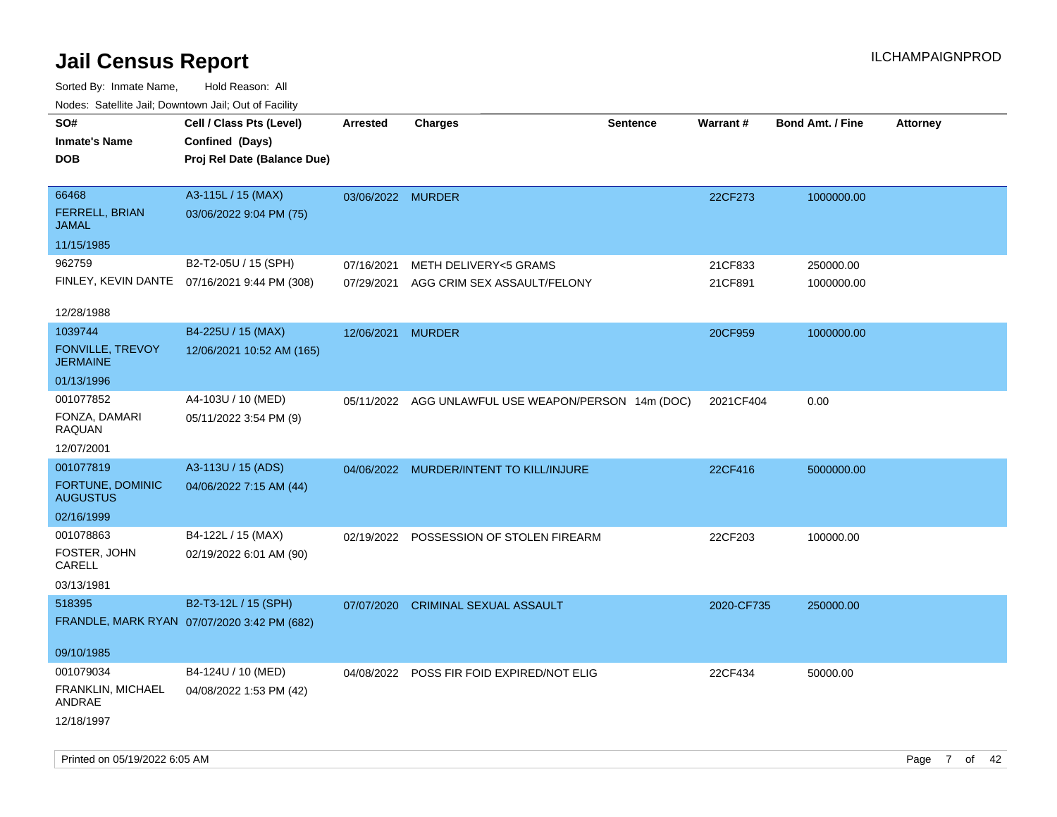# Jail Census Report

ILCHAMPAIGNPROD

Sorted By: Inmate Name, Hold Reason: All

Nodes: Satellite Jail; Downtown Jail; Out of Facility

| SO# / Inmate's Name / DOB | Cell / Class Pts (Level) / Confined (Days) / Proj Rel Date (Balance Due) | Arrested | Charges | Sentence | Warrant # | Bond Amt. / Fine | Attorney |
|---|---|---|---|---|---|---|---|
| 66468<br>FERRELL, BRIAN JAMAL<br>11/15/1985 | A3-115L / 15 (MAX)<br>03/06/2022 9:04 PM (75) | 03/06/2022 | MURDER | | 22CF273 | 1000000.00 | |
| 962759<br>FINLEY, KEVIN DANTE<br>12/28/1988 | B2-T2-05U / 15 (SPH)<br>07/16/2021 9:44 PM (308) | 07/16/2021 | METH DELIVERY<5 GRAMS | | 21CF833 | 250000.00 | |
| | | 07/29/2021 | AGG CRIM SEX ASSAULT/FELONY | | 21CF891 | 1000000.00 | |
| 1039744<br>FONVILLE, TREVOY JERMAINE<br>01/13/1996 | B4-225U / 15 (MAX)<br>12/06/2021 10:52 AM (165) | 12/06/2021 | MURDER | | 20CF959 | 1000000.00 | |
| 001077852<br>FONZA, DAMARI RAQUAN<br>12/07/2001 | A4-103U / 10 (MED)<br>05/11/2022 3:54 PM (9) | 05/11/2022 | AGG UNLAWFUL USE WEAPON/PERSON | 14m (DOC) | 2021CF404 | 0.00 | |
| 001077819<br>FORTUNE, DOMINIC AUGUSTUS<br>02/16/1999 | A3-113U / 15 (ADS)<br>04/06/2022 7:15 AM (44) | 04/06/2022 | MURDER/INTENT TO KILL/INJURE | | 22CF416 | 5000000.00 | |
| 001078863<br>FOSTER, JOHN CARELL<br>03/13/1981 | B4-122L / 15 (MAX)<br>02/19/2022 6:01 AM (90) | 02/19/2022 | POSSESSION OF STOLEN FIREARM | | 22CF203 | 100000.00 | |
| 518395<br>FRANDLE, MARK RYAN<br>09/10/1985 | B2-T3-12L / 15 (SPH)<br>07/07/2020 3:42 PM (682) | 07/07/2020 | CRIMINAL SEXUAL ASSAULT | | 2020-CF735 | 250000.00 | |
| 001079034<br>FRANKLIN, MICHAEL ANDRAE<br>12/18/1997 | B4-124U / 10 (MED)<br>04/08/2022 1:53 PM (42) | 04/08/2022 | POSS FIR FOID EXPIRED/NOT ELIG | | 22CF434 | 50000.00 | |

Printed on 05/19/2022 6:05 AM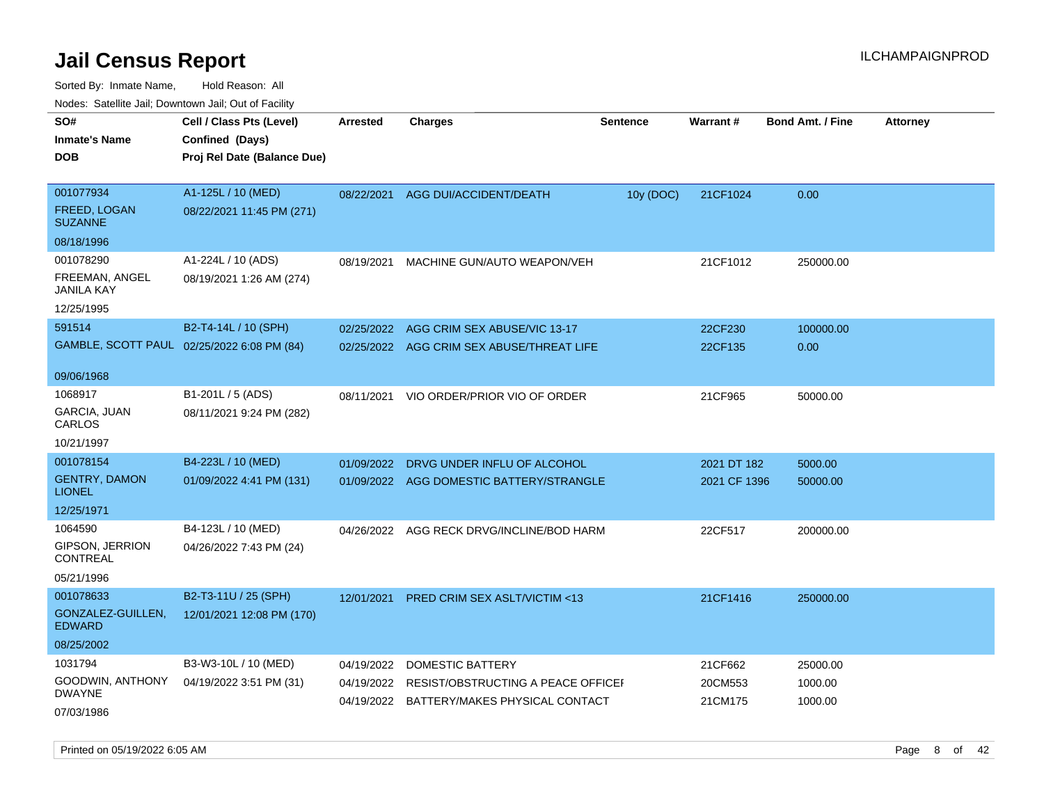# Jail Census Report

ILCHAMPAIGNPROD

Sorted By: Inmate Name, Hold Reason: All

Nodes: Satellite Jail; Downtown Jail; Out of Facility

| SO# / Inmate's Name / DOB | Cell / Class Pts (Level) / Confined (Days) / Proj Rel Date (Balance Due) | Arrested | Charges | Sentence | Warrant # | Bond Amt. / Fine | Attorney |
|---|---|---|---|---|---|---|---|
| 001077934<br>FREED, LOGAN SUZANNE<br>08/18/1996 | A1-125L / 10 (MED)<br>08/22/2021 11:45 PM (271) | 08/22/2021 | AGG DUI/ACCIDENT/DEATH | 10y (DOC) | 21CF1024 | 0.00 | |
| 001078290<br>FREEMAN, ANGEL JANILA KAY<br>12/25/1995 | A1-224L / 10 (ADS)<br>08/19/2021 1:26 AM (274) | 08/19/2021 | MACHINE GUN/AUTO WEAPON/VEH | | 21CF1012 | 250000.00 | |
| 591514<br>GAMBLE, SCOTT PAUL<br>09/06/1968 | B2-T4-14L / 10 (SPH)<br>02/25/2022 6:08 PM (84) | 02/25/2022<br>02/25/2022 | AGG CRIM SEX ABUSE/VIC 13-17<br>AGG CRIM SEX ABUSE/THREAT LIFE | | 22CF230<br>22CF135 | 100000.00<br>0.00 | |
| 1068917<br>GARCIA, JUAN CARLOS<br>10/21/1997 | B1-201L / 5 (ADS)<br>08/11/2021 9:24 PM (282) | 08/11/2021 | VIO ORDER/PRIOR VIO OF ORDER | | 21CF965 | 50000.00 | |
| 001078154<br>GENTRY, DAMON LIONEL<br>12/25/1971 | B4-223L / 10 (MED)<br>01/09/2022 4:41 PM (131) | 01/09/2022<br>01/09/2022 | DRVG UNDER INFLU OF ALCOHOL<br>AGG DOMESTIC BATTERY/STRANGLE | | 2021 DT 182<br>2021 CF 1396 | 5000.00<br>50000.00 | |
| 1064590<br>GIPSON, JERRION CONTREAL<br>05/21/1996 | B4-123L / 10 (MED)<br>04/26/2022 7:43 PM (24) | 04/26/2022 | AGG RECK DRVG/INCLINE/BOD HARM | | 22CF517 | 200000.00 | |
| 001078633<br>GONZALEZ-GUILLEN, EDWARD<br>08/25/2002 | B2-T3-11U / 25 (SPH)<br>12/01/2021 12:08 PM (170) | 12/01/2021 | PRED CRIM SEX ASLT/VICTIM <13 | | 21CF1416 | 250000.00 | |
| 1031794<br>GOODWIN, ANTHONY DWAYNE<br>07/03/1986 | B3-W3-10L / 10 (MED)<br>04/19/2022 3:51 PM (31) | 04/19/2022<br>04/19/2022<br>04/19/2022 | DOMESTIC BATTERY<br>RESIST/OBSTRUCTING A PEACE OFFICEI<br>BATTERY/MAKES PHYSICAL CONTACT | | 21CF662<br>20CM553<br>21CM175 | 25000.00<br>1000.00<br>1000.00 | |

Printed on 05/19/2022 6:05 AM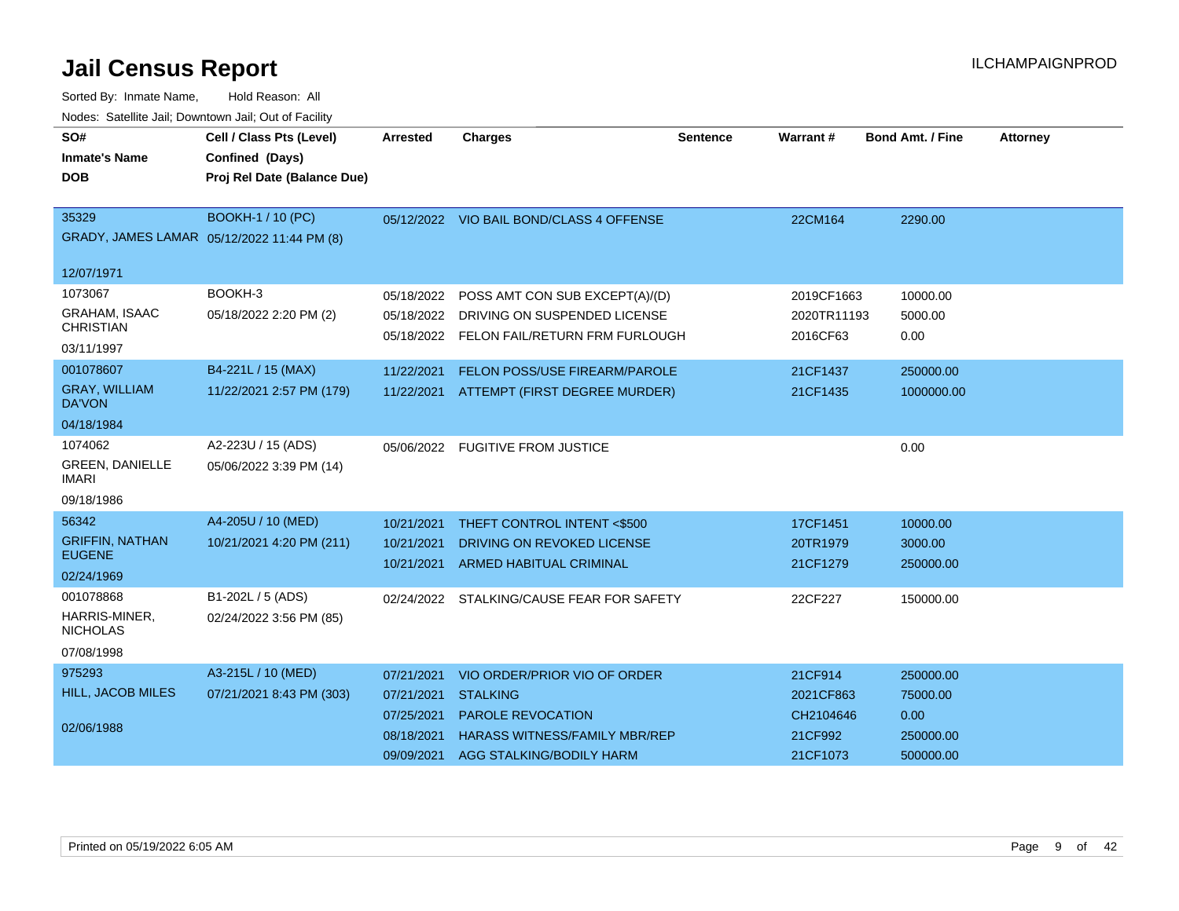# Jail Census Report

ILCHAMPAIGNPROD

Sorted By: Inmate Name, Hold Reason: All

Nodes: Satellite Jail; Downtown Jail; Out of Facility

| SO# / Inmate's Name / DOB | Cell / Class Pts (Level) / Confined (Days) / Proj Rel Date (Balance Due) | Arrested | Charges | Sentence | Warrant # | Bond Amt. / Fine | Attorney |
|---|---|---|---|---|---|---|---|
| 35329<br>GRADY, JAMES LAMAR<br>12/07/1971 | BOOKH-1 / 10 (PC)<br>05/12/2022 11:44 PM (8) | 05/12/2022 | VIO BAIL BOND/CLASS 4 OFFENSE | | 22CM164 | 2290.00 | |
| 1073067<br>GRAHAM, ISAAC CHRISTIAN<br>03/11/1997 | BOOKH-3<br>05/18/2022 2:20 PM (2) | 05/18/2022<br>05/18/2022<br>05/18/2022 | POSS AMT CON SUB EXCEPT(A)/(D)<br>DRIVING ON SUSPENDED LICENSE<br>FELON FAIL/RETURN FRM FURLOUGH | | 2019CF1663<br>2020TR11193<br>2016CF63 | 10000.00<br>5000.00<br>0.00 | |
| 001078607<br>GRAY, WILLIAM DA'VON<br>04/18/1984 | B4-221L / 15 (MAX)<br>11/22/2021 2:57 PM (179) | 11/22/2021<br>11/22/2021 | FELON POSS/USE FIREARM/PAROLE<br>ATTEMPT (FIRST DEGREE MURDER) | | 21CF1437<br>21CF1435 | 250000.00<br>1000000.00 | |
| 1074062<br>GREEN, DANIELLE IMARI<br>09/18/1986 | A2-223U / 15 (ADS)<br>05/06/2022 3:39 PM (14) | 05/06/2022 | FUGITIVE FROM JUSTICE | | | 0.00 | |
| 56342<br>GRIFFIN, NATHAN EUGENE<br>02/24/1969 | A4-205U / 10 (MED)<br>10/21/2021 4:20 PM (211) | 10/21/2021<br>10/21/2021<br>10/21/2021 | THEFT CONTROL INTENT <$500<br>DRIVING ON REVOKED LICENSE<br>ARMED HABITUAL CRIMINAL | | 17CF1451<br>20TR1979<br>21CF1279 | 10000.00<br>3000.00<br>250000.00 | |
| 001078868<br>HARRIS-MINER, NICHOLAS<br>07/08/1998 | B1-202L / 5 (ADS)<br>02/24/2022 3:56 PM (85) | 02/24/2022 | STALKING/CAUSE FEAR FOR SAFETY | | 22CF227 | 150000.00 | |
| 975293<br>HILL, JACOB MILES<br>02/06/1988 | A3-215L / 10 (MED)<br>07/21/2021 8:43 PM (303) | 07/21/2021<br>07/21/2021<br>07/25/2021<br>08/18/2021<br>09/09/2021 | VIO ORDER/PRIOR VIO OF ORDER<br>STALKING<br>PAROLE REVOCATION<br>HARASS WITNESS/FAMILY MBR/REP<br>AGG STALKING/BODILY HARM | | 21CF914<br>2021CF863<br>CH2104646<br>21CF992<br>21CF1073 | 250000.00<br>75000.00<br>0.00<br>250000.00<br>500000.00 | |

Printed on 05/19/2022 6:05 AM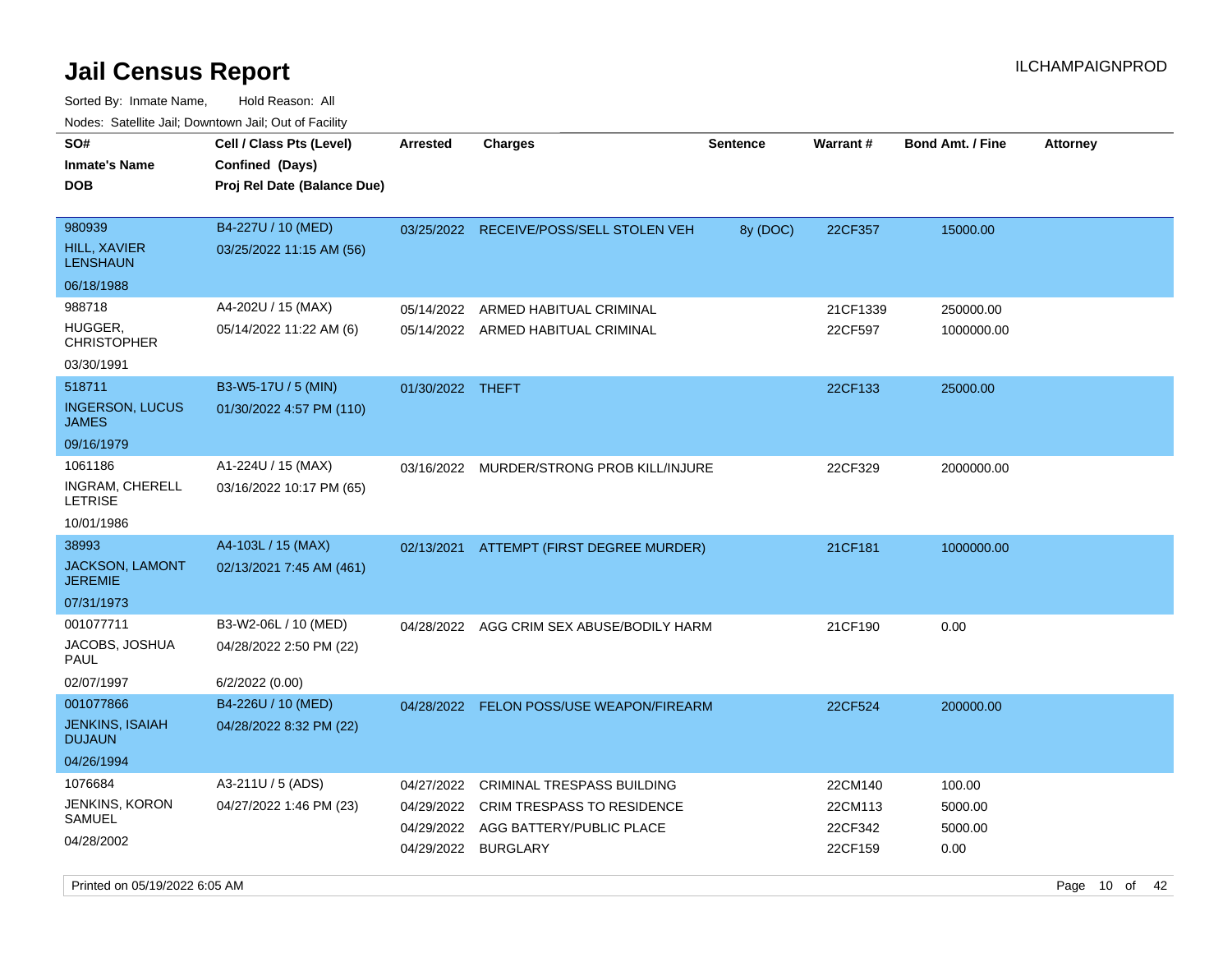# Jail Census Report

ILCHAMPAIGNPROD

Sorted By: Inmate Name, Hold Reason: All

Nodes: Satellite Jail; Downtown Jail; Out of Facility

| SO# / Inmate's Name / DOB | Cell / Class Pts (Level) / Confined (Days) / Proj Rel Date (Balance Due) | Arrested | Charges | Sentence | Warrant # | Bond Amt. / Fine | Attorney |
|---|---|---|---|---|---|---|---|
| 980939 HILL, XAVIER LENSHAUN 06/18/1988 | B4-227U / 10 (MED) 03/25/2022 11:15 AM (56) | 03/25/2022 | RECEIVE/POSS/SELL STOLEN VEH | 8y (DOC) | 22CF357 | 15000.00 | |
| 988718 HUGGER, CHRISTOPHER 03/30/1991 | A4-202U / 15 (MAX) 05/14/2022 11:22 AM (6) | 05/14/2022 | ARMED HABITUAL CRIMINAL | | 21CF1339 | 250000.00 | |
| | | 05/14/2022 | ARMED HABITUAL CRIMINAL | | 22CF597 | 1000000.00 | |
| 518711 INGERSON, LUCUS JAMES 09/16/1979 | B3-W5-17U / 5 (MIN) 01/30/2022 4:57 PM (110) | 01/30/2022 | THEFT | | 22CF133 | 25000.00 | |
| 1061186 INGRAM, CHERELL LETRISE 10/01/1986 | A1-224U / 15 (MAX) 03/16/2022 10:17 PM (65) | 03/16/2022 | MURDER/STRONG PROB KILL/INJURE | | 22CF329 | 2000000.00 | |
| 38993 JACKSON, LAMONT JEREMIE 07/31/1973 | A4-103L / 15 (MAX) 02/13/2021 7:45 AM (461) | 02/13/2021 | ATTEMPT (FIRST DEGREE MURDER) | | 21CF181 | 1000000.00 | |
| 001077711 JACOBS, JOSHUA PAUL 02/07/1997 | B3-W2-06L / 10 (MED) 04/28/2022 2:50 PM (22) 6/2/2022 (0.00) | 04/28/2022 | AGG CRIM SEX ABUSE/BODILY HARM | | 21CF190 | 0.00 | |
| 001077866 JENKINS, ISAIAH DUJAUN 04/26/1994 | B4-226U / 10 (MED) 04/28/2022 8:32 PM (22) | 04/28/2022 | FELON POSS/USE WEAPON/FIREARM | | 22CF524 | 200000.00 | |
| 1076684 JENKINS, KORON SAMUEL 04/28/2002 | A3-211U / 5 (ADS) 04/27/2022 1:46 PM (23) | 04/27/2022 | CRIMINAL TRESPASS BUILDING | | 22CM140 | 100.00 | |
| | | 04/29/2022 | CRIM TRESPASS TO RESIDENCE | | 22CM113 | 5000.00 | |
| | | 04/29/2022 | AGG BATTERY/PUBLIC PLACE | | 22CF342 | 5000.00 | |
| | | 04/29/2022 | BURGLARY | | 22CF159 | 0.00 | |

Printed on 05/19/2022 6:05 AM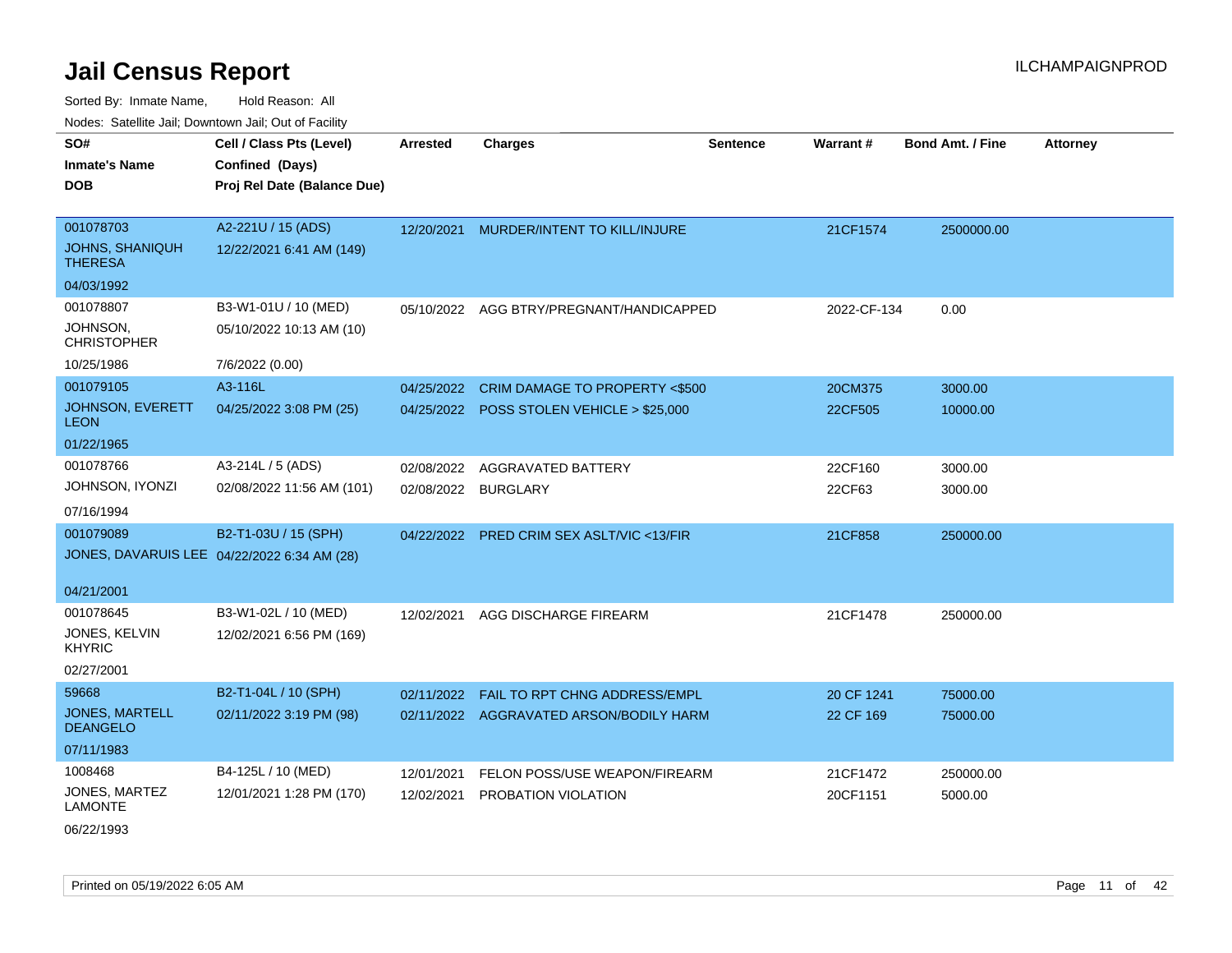# Jail Census Report

Sorted By: Inmate Name, Hold Reason: All

Nodes: Satellite Jail; Downtown Jail; Out of Facility

| SO# / Inmate's Name / DOB | Cell / Class Pts (Level) / Confined (Days) / Proj Rel Date (Balance Due) | Arrested | Charges | Sentence | Warrant # | Bond Amt. / Fine | Attorney |
|---|---|---|---|---|---|---|---|
| 001078703<br>JOHNS, SHANIQUH THERESA<br>04/03/1992 | A2-221U / 15 (ADS)<br>12/22/2021 6:41 AM (149) | 12/20/2021 | MURDER/INTENT TO KILL/INJURE | | 21CF1574 | 2500000.00 | |
| 001078807<br>JOHNSON, CHRISTOPHER<br>10/25/1986 | B3-W1-01U / 10 (MED)<br>05/10/2022 10:13 AM (10)<br>7/6/2022 (0.00) | 05/10/2022 | AGG BTRY/PREGNANT/HANDICAPPED | | 2022-CF-134 | 0.00 | |
| 001079105<br>JOHNSON, EVERETT LEON<br>01/22/1965 | A3-116L<br>04/25/2022 3:08 PM (25) | 04/25/2022 | CRIM DAMAGE TO PROPERTY <$500 | | 20CM375 | 3000.00 | |
| | | 04/25/2022 | POSS STOLEN VEHICLE > $25,000 | | 22CF505 | 10000.00 | |
| 001078766<br>JOHNSON, IYONZI<br>07/16/1994 | A3-214L / 5 (ADS)<br>02/08/2022 11:56 AM (101) | 02/08/2022 | AGGRAVATED BATTERY | | 22CF160 | 3000.00 | |
| | | 02/08/2022 | BURGLARY | | 22CF63 | 3000.00 | |
| 001079089<br>JONES, DAVARUIS LEE<br>04/21/2001 | B2-T1-03U / 15 (SPH)<br>04/22/2022 6:34 AM (28) | 04/22/2022 | PRED CRIM SEX ASLT/VIC <13/FIR | | 21CF858 | 250000.00 | |
| 001078645<br>JONES, KELVIN KHYRIC<br>02/27/2001 | B3-W1-02L / 10 (MED)<br>12/02/2021 6:56 PM (169) | 12/02/2021 | AGG DISCHARGE FIREARM | | 21CF1478 | 250000.00 | |
| 59668<br>JONES, MARTELL DEANGELO<br>07/11/1983 | B2-T1-04L / 10 (SPH)<br>02/11/2022 3:19 PM (98) | 02/11/2022 | FAIL TO RPT CHNG ADDRESS/EMPL | | 20 CF 1241 | 75000.00 | |
| | | 02/11/2022 | AGGRAVATED ARSON/BODILY HARM | | 22 CF 169 | 75000.00 | |
| 1008468<br>JONES, MARTEZ LAMONTE<br>06/22/1993 | B4-125L / 10 (MED)<br>12/01/2021 1:28 PM (170) | 12/01/2021 | FELON POSS/USE WEAPON/FIREARM | | 21CF1472 | 250000.00 | |
| | | 12/02/2021 | PROBATION VIOLATION | | 20CF1151 | 5000.00 | |

Printed on 05/19/2022 6:05 AM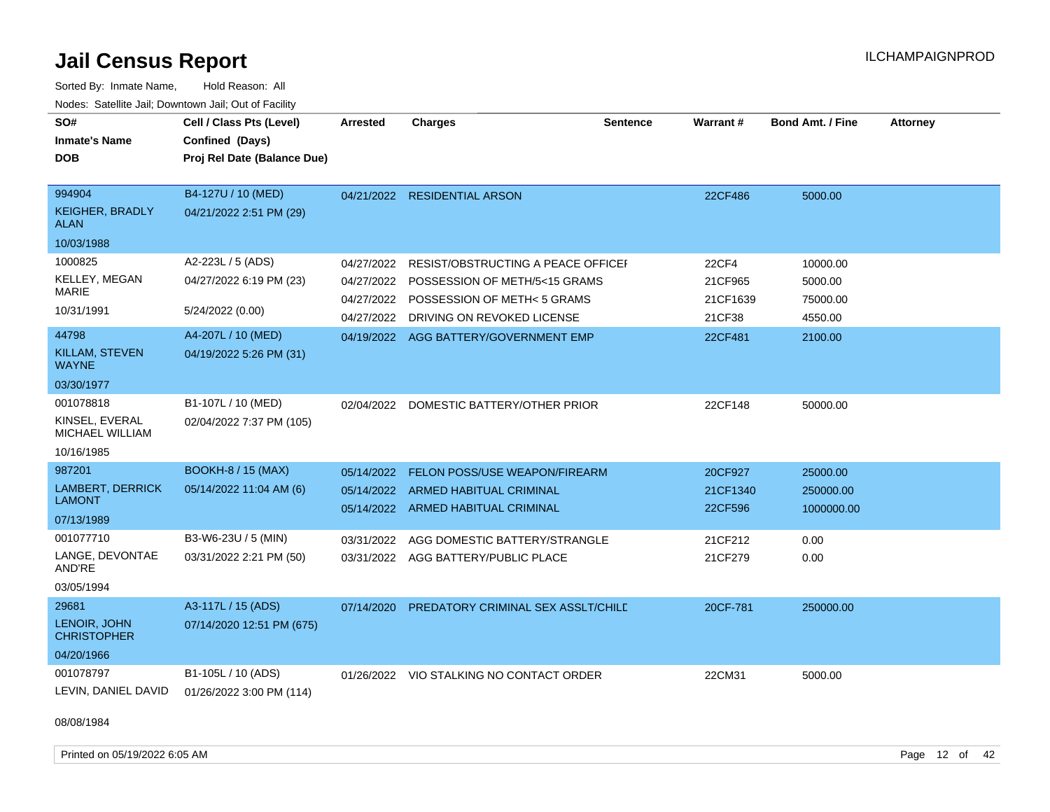# Jail Census Report

Sorted By: Inmate Name, Hold Reason: All

Nodes: Satellite Jail; Downtown Jail; Out of Facility

| SO# / Inmate's Name / DOB | Cell / Class Pts (Level) / Confined (Days) / Proj Rel Date (Balance Due) | Arrested | Charges | Sentence | Warrant # | Bond Amt. / Fine | Attorney |
|---|---|---|---|---|---|---|---|
| 994904<br>KEIGHER, BRADLY ALAN<br>10/03/1988 | B4-127U / 10 (MED)<br>04/21/2022 2:51 PM (29) | 04/21/2022 | RESIDENTIAL ARSON | | 22CF486 | 5000.00 | |
| 1000825<br>KELLEY, MEGAN MARIE<br>10/31/1991 | A2-223L / 5 (ADS)<br>04/27/2022 6:19 PM (23)<br>5/24/2022 (0.00) | 04/27/2022 | RESIST/OBSTRUCTING A PEACE OFFICEI | | 22CF4 | 10000.00 | |
| | | 04/27/2022 | POSSESSION OF METH/5<15 GRAMS | | 21CF965 | 5000.00 | |
| | | 04/27/2022 | POSSESSION OF METH< 5 GRAMS | | 21CF1639 | 75000.00 | |
| | | 04/27/2022 | DRIVING ON REVOKED LICENSE | | 21CF38 | 4550.00 | |
| 44798<br>KILLAM, STEVEN WAYNE<br>03/30/1977 | A4-207L / 10 (MED)<br>04/19/2022 5:26 PM (31) | 04/19/2022 | AGG BATTERY/GOVERNMENT EMP | | 22CF481 | 2100.00 | |
| 001078818<br>KINSEL, EVERAL MICHAEL WILLIAM<br>10/16/1985 | B1-107L / 10 (MED)<br>02/04/2022 7:37 PM (105) | 02/04/2022 | DOMESTIC BATTERY/OTHER PRIOR | | 22CF148 | 50000.00 | |
| 987201<br>LAMBERT, DERRICK LAMONT<br>07/13/1989 | BOOKH-8 / 15 (MAX)<br>05/14/2022 11:04 AM (6) | 05/14/2022 | FELON POSS/USE WEAPON/FIREARM | | 20CF927 | 25000.00 | |
| | | 05/14/2022 | ARMED HABITUAL CRIMINAL | | 21CF1340 | 250000.00 | |
| | | 05/14/2022 | ARMED HABITUAL CRIMINAL | | 22CF596 | 1000000.00 | |
| 001077710<br>LANGE, DEVONTAE AND'RE<br>03/05/1994 | B3-W6-23U / 5 (MIN)<br>03/31/2022 2:21 PM (50) | 03/31/2022 | AGG DOMESTIC BATTERY/STRANGLE | | 21CF212 | 0.00 | |
| | | 03/31/2022 | AGG BATTERY/PUBLIC PLACE | | 21CF279 | 0.00 | |
| 29681<br>LENOIR, JOHN CHRISTOPHER<br>04/20/1966 | A3-117L / 15 (ADS)<br>07/14/2020 12:51 PM (675) | 07/14/2020 | PREDATORY CRIMINAL SEX ASSLT/CHILD | | 20CF-781 | 250000.00 | |
| 001078797<br>LEVIN, DANIEL DAVID<br>08/08/1984 | B1-105L / 10 (ADS)<br>01/26/2022 3:00 PM (114) | 01/26/2022 | VIO STALKING NO CONTACT ORDER | | 22CM31 | 5000.00 | |

Printed on 05/19/2022 6:05 AM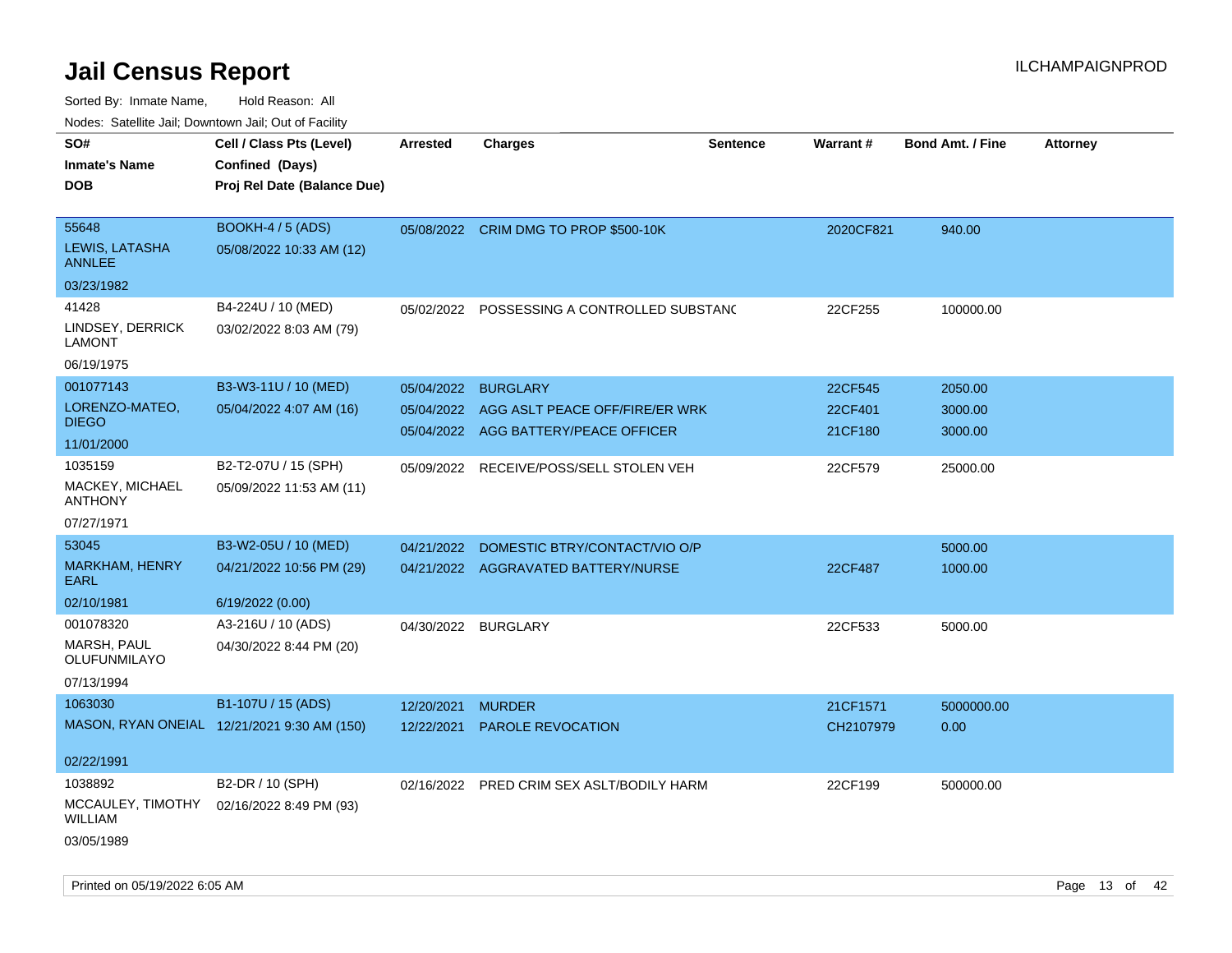# Jail Census Report

Sorted By: Inmate Name, Hold Reason: All

Nodes: Satellite Jail; Downtown Jail; Out of Facility

| SO# / Inmate's Name / DOB | Cell / Class Pts (Level) / Confined (Days) / Proj Rel Date (Balance Due) | Arrested | Charges | Sentence | Warrant # | Bond Amt. / Fine | Attorney |
|---|---|---|---|---|---|---|---|
| 55648<br>LEWIS, LATASHA ANNLEE<br>03/23/1982 | BOOKH-4 / 5 (ADS)<br>05/08/2022 10:33 AM (12) | 05/08/2022 | CRIM DMG TO PROP $500-10K | | 2020CF821 | 940.00 | |
| 41428<br>LINDSEY, DERRICK LAMONT<br>06/19/1975 | B4-224U / 10 (MED)<br>03/02/2022 8:03 AM (79) | 05/02/2022 | POSSESSING A CONTROLLED SUBSTANC | | 22CF255 | 100000.00 | |
| 001077143<br>LORENZO-MATEO, DIEGO<br>11/01/2000 | B3-W3-11U / 10 (MED)<br>05/04/2022 4:07 AM (16) | 05/04/2022 | BURGLARY | | 22CF545 | 2050.00 | |
| | | 05/04/2022 | AGG ASLT PEACE OFF/FIRE/ER WRK | | 22CF401 | 3000.00 | |
| | | 05/04/2022 | AGG BATTERY/PEACE OFFICER | | 21CF180 | 3000.00 | |
| 1035159<br>MACKEY, MICHAEL ANTHONY<br>07/27/1971 | B2-T2-07U / 15 (SPH)<br>05/09/2022 11:53 AM (11) | 05/09/2022 | RECEIVE/POSS/SELL STOLEN VEH | | 22CF579 | 25000.00 | |
| 53045<br>MARKHAM, HENRY EARL<br>02/10/1981 | B3-W2-05U / 10 (MED)<br>04/21/2022 10:56 PM (29)<br>6/19/2022 (0.00) | 04/21/2022 | DOMESTIC BTRY/CONTACT/VIO O/P | | | 5000.00 | |
| | | 04/21/2022 | AGGRAVATED BATTERY/NURSE | | 22CF487 | 1000.00 | |
| 001078320<br>MARSH, PAUL OLUFUNMILAYO<br>07/13/1994 | A3-216U / 10 (ADS)<br>04/30/2022 8:44 PM (20) | 04/30/2022 | BURGLARY | | 22CF533 | 5000.00 | |
| 1063030<br>MASON, RYAN ONEIAL<br>02/22/1991 | B1-107U / 15 (ADS)<br>12/21/2021 9:30 AM (150) | 12/20/2021 | MURDER | | 21CF1571 | 5000000.00 | |
| | | 12/22/2021 | PAROLE REVOCATION | | CH2107979 | 0.00 | |
| 1038892<br>MCCAULEY, TIMOTHY WILLIAM<br>03/05/1989 | B2-DR / 10 (SPH)<br>02/16/2022 8:49 PM (93) | 02/16/2022 | PRED CRIM SEX ASLT/BODILY HARM | | 22CF199 | 500000.00 | |

Printed on 05/19/2022 6:05 AM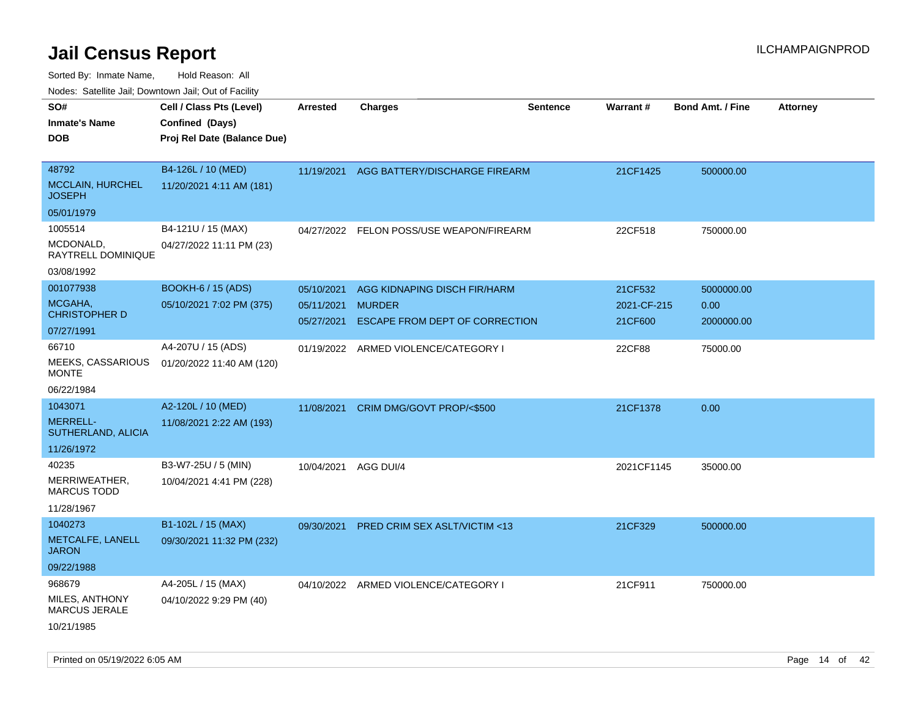# Jail Census Report

ILCHAMPAIGNPROD

Sorted By: Inmate Name, Hold Reason: All

Nodes: Satellite Jail; Downtown Jail; Out of Facility

| SO# / Inmate's Name / DOB | Cell / Class Pts (Level) / Confined (Days) / Proj Rel Date (Balance Due) | Arrested | Charges | Sentence | Warrant # | Bond Amt. / Fine | Attorney |
|---|---|---|---|---|---|---|---|
| 48792<br>MCCLAIN, HURCHEL JOSEPH<br>05/01/1979 | B4-126L / 10 (MED)<br>11/20/2021 4:11 AM (181) | 11/19/2021 | AGG BATTERY/DISCHARGE FIREARM | | 21CF1425 | 500000.00 | |
| 1005514<br>MCDONALD, RAYTRELL DOMINIQUE<br>03/08/1992 | B4-121U / 15 (MAX)<br>04/27/2022 11:11 PM (23) | 04/27/2022 | FELON POSS/USE WEAPON/FIREARM | | 22CF518 | 750000.00 | |
| 001077938<br>MCGAHA, CHRISTOPHER D<br>07/27/1991 | BOOKH-6 / 15 (ADS)<br>05/10/2021 7:02 PM (375) | 05/10/2021<br>05/11/2021<br>05/27/2021 | AGG KIDNAPING DISCH FIR/HARM<br>MURDER<br>ESCAPE FROM DEPT OF CORRECTION | | 21CF532<br>2021-CF-215<br>21CF600 | 5000000.00<br>0.00<br>2000000.00 | |
| 66710<br>MEEKS, CASSARIOUS MONTE<br>06/22/1984 | A4-207U / 15 (ADS)<br>01/20/2022 11:40 AM (120) | 01/19/2022 | ARMED VIOLENCE/CATEGORY I | | 22CF88 | 75000.00 | |
| 1043071<br>MERRELL-SUTHERLAND, ALICIA<br>11/26/1972 | A2-120L / 10 (MED)<br>11/08/2021 2:22 AM (193) | 11/08/2021 | CRIM DMG/GOVT PROP/<$500 | | 21CF1378 | 0.00 | |
| 40235<br>MERRIWEATHER, MARCUS TODD<br>11/28/1967 | B3-W7-25U / 5 (MIN)<br>10/04/2021 4:41 PM (228) | 10/04/2021 | AGG DUI/4 | | 2021CF1145 | 35000.00 | |
| 1040273<br>METCALFE, LANELL JARON<br>09/22/1988 | B1-102L / 15 (MAX)<br>09/30/2021 11:32 PM (232) | 09/30/2021 | PRED CRIM SEX ASLT/VICTIM <13 | | 21CF329 | 500000.00 | |
| 968679<br>MILES, ANTHONY MARCUS JERALE<br>10/21/1985 | A4-205L / 15 (MAX)<br>04/10/2022 9:29 PM (40) | 04/10/2022 | ARMED VIOLENCE/CATEGORY I | | 21CF911 | 750000.00 | |

Printed on 05/19/2022 6:05 AM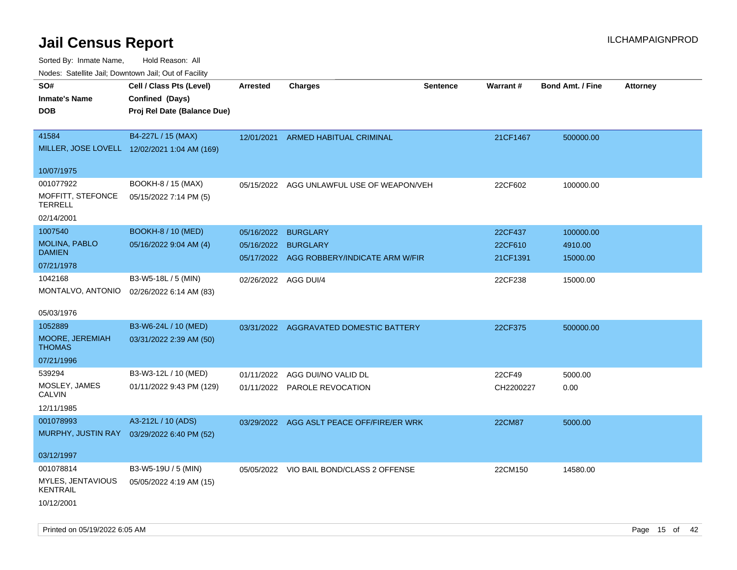# Jail Census Report

ILCHAMPAIGNPROD

Sorted By: Inmate Name, Hold Reason: All

Nodes: Satellite Jail; Downtown Jail; Out of Facility

| SO# / Inmate's Name / DOB | Cell / Class Pts (Level) / Confined (Days) / Proj Rel Date (Balance Due) | Arrested | Charges | Sentence | Warrant # | Bond Amt. / Fine | Attorney |
|---|---|---|---|---|---|---|---|
| 41584<br>MILLER, JOSE LOVELL<br>10/07/1975 | B4-227L / 15 (MAX)<br>12/02/2021 1:04 AM (169) | 12/01/2021 | ARMED HABITUAL CRIMINAL | | 21CF1467 | 500000.00 | |
| 001077922<br>MOFFITT, STEFONCE TERRELL<br>02/14/2001 | BOOKH-8 / 15 (MAX)<br>05/15/2022 7:14 PM (5) | 05/15/2022 | AGG UNLAWFUL USE OF WEAPON/VEH | | 22CF602 | 100000.00 | |
| 1007540<br>MOLINA, PABLO DAMIEN<br>07/21/1978 | BOOKH-8 / 10 (MED)<br>05/16/2022 9:04 AM (4) | 05/16/2022 | BURGLARY | | 22CF437 | 100000.00 | |
| | | 05/16/2022 | BURGLARY | | 22CF610 | 4910.00 | |
| | | 05/17/2022 | AGG ROBBERY/INDICATE ARM W/FIR | | 21CF1391 | 15000.00 | |
| 1042168<br>MONTALVO, ANTONIO<br>05/03/1976 | B3-W5-18L / 5 (MIN)<br>02/26/2022 6:14 AM (83) | 02/26/2022 | AGG DUI/4 | | 22CF238 | 15000.00 | |
| 1052889<br>MOORE, JEREMIAH THOMAS<br>07/21/1996 | B3-W6-24L / 10 (MED)<br>03/31/2022 2:39 AM (50) | 03/31/2022 | AGGRAVATED DOMESTIC BATTERY | | 22CF375 | 500000.00 | |
| 539294<br>MOSLEY, JAMES CALVIN<br>12/11/1985 | B3-W3-12L / 10 (MED)<br>01/11/2022 9:43 PM (129) | 01/11/2022 | AGG DUI/NO VALID DL | | 22CF49 | 5000.00 | |
| | | 01/11/2022 | PAROLE REVOCATION | | CH2200227 | 0.00 | |
| 001078993<br>MURPHY, JUSTIN RAY<br>03/12/1997 | A3-212L / 10 (ADS)<br>03/29/2022 6:40 PM (52) | 03/29/2022 | AGG ASLT PEACE OFF/FIRE/ER WRK | | 22CM87 | 5000.00 | |
| 001078814<br>MYLES, JENTAVIOUS KENTRAIL<br>10/12/2001 | B3-W5-19U / 5 (MIN)<br>05/05/2022 4:19 AM (15) | 05/05/2022 | VIO BAIL BOND/CLASS 2 OFFENSE | | 22CM150 | 14580.00 | |

Printed on 05/19/2022 6:05 AM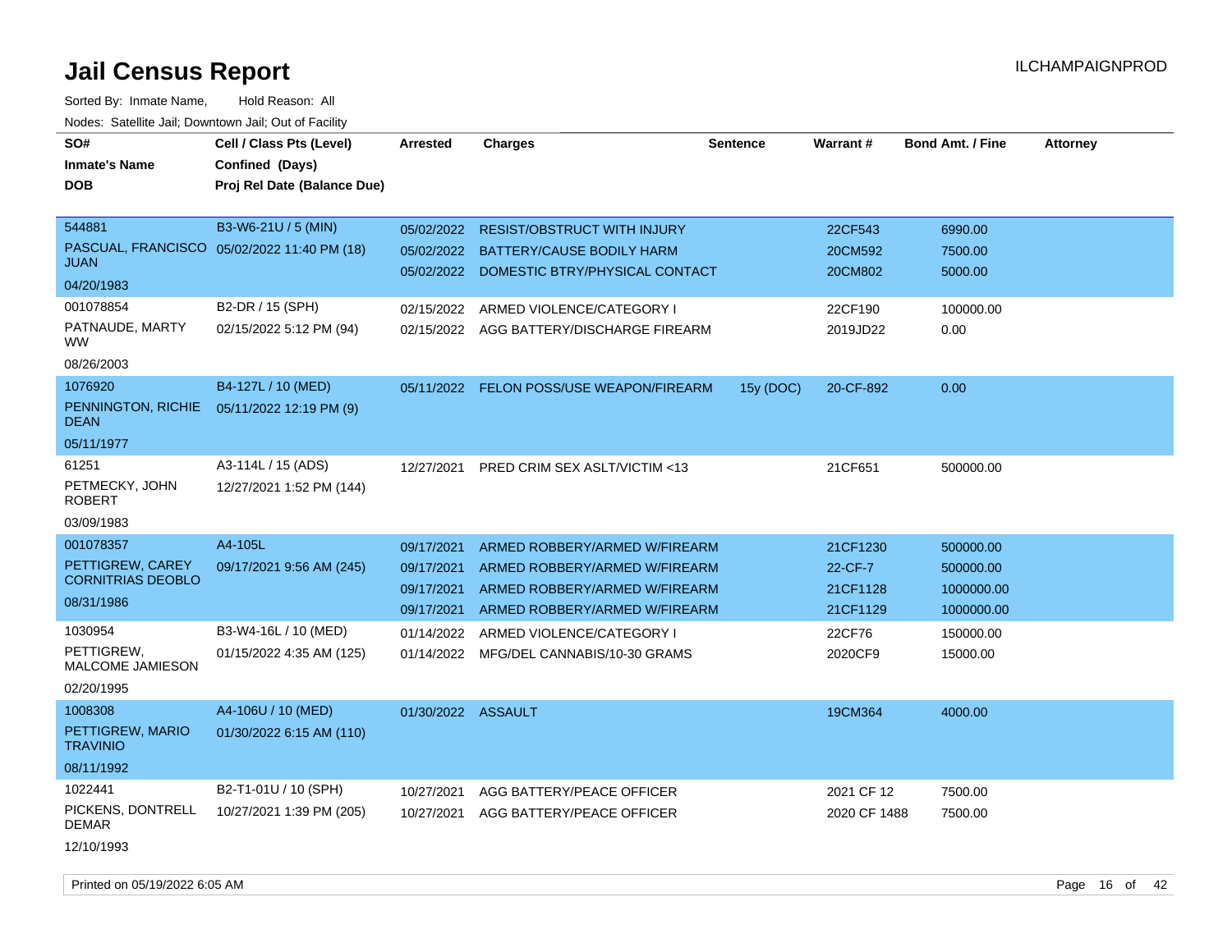# Jail Census Report

ILCHAMPAIGNPROD

Sorted By: Inmate Name, Hold Reason: All

Nodes: Satellite Jail; Downtown Jail; Out of Facility

| SO# / Inmate's Name / DOB | Cell / Class Pts (Level) / Confined (Days) / Proj Rel Date (Balance Due) | Arrested | Charges | Sentence | Warrant # | Bond Amt. / Fine | Attorney |
|---|---|---|---|---|---|---|---|
| 544881<br>PASCUAL, FRANCISCO JUAN<br>04/20/1983 | B3-W6-21U / 5 (MIN)<br>05/02/2022 11:40 PM (18) | 05/02/2022 | RESIST/OBSTRUCT WITH INJURY | | 22CF543 | 6990.00 | |
| | | 05/02/2022 | BATTERY/CAUSE BODILY HARM | | 20CM592 | 7500.00 | |
| | | 05/02/2022 | DOMESTIC BTRY/PHYSICAL CONTACT | | 20CM802 | 5000.00 | |
| 001078854<br>PATNAUDE, MARTY WW<br>08/26/2003 | B2-DR / 15 (SPH)<br>02/15/2022 5:12 PM (94) | 02/15/2022 | ARMED VIOLENCE/CATEGORY I | | 22CF190 | 100000.00 | |
| | | 02/15/2022 | AGG BATTERY/DISCHARGE FIREARM | | 2019JD22 | 0.00 | |
| 1076920<br>PENNINGTON, RICHIE DEAN<br>05/11/1977 | B4-127L / 10 (MED)<br>05/11/2022 12:19 PM (9) | 05/11/2022 | FELON POSS/USE WEAPON/FIREARM | 15y (DOC) | 20-CF-892 | 0.00 | |
| 61251<br>PETMECKY, JOHN ROBERT<br>03/09/1983 | A3-114L / 15 (ADS)<br>12/27/2021 1:52 PM (144) | 12/27/2021 | PRED CRIM SEX ASLT/VICTIM <13 | | 21CF651 | 500000.00 | |
| 001078357<br>PETTIGREW, CAREY CORNITRIAS DEOBLO<br>08/31/1986 | A4-105L<br>09/17/2021 9:56 AM (245) | 09/17/2021 | ARMED ROBBERY/ARMED W/FIREARM | | 21CF1230 | 500000.00 | |
| | | 09/17/2021 | ARMED ROBBERY/ARMED W/FIREARM | | 22-CF-7 | 500000.00 | |
| | | 09/17/2021 | ARMED ROBBERY/ARMED W/FIREARM | | 21CF1128 | 1000000.00 | |
| | | 09/17/2021 | ARMED ROBBERY/ARMED W/FIREARM | | 21CF1129 | 1000000.00 | |
| 1030954<br>PETTIGREW, MALCOME JAMIESON<br>02/20/1995 | B3-W4-16L / 10 (MED)<br>01/15/2022 4:35 AM (125) | 01/14/2022 | ARMED VIOLENCE/CATEGORY I | | 22CF76 | 150000.00 | |
| | | 01/14/2022 | MFG/DEL CANNABIS/10-30 GRAMS | | 2020CF9 | 15000.00 | |
| 1008308<br>PETTIGREW, MARIO TRAVINIO<br>08/11/1992 | A4-106U / 10 (MED)<br>01/30/2022 6:15 AM (110) | 01/30/2022 | ASSAULT | | 19CM364 | 4000.00 | |
| 1022441<br>PICKENS, DONTRELL DEMAR<br>12/10/1993 | B2-T1-01U / 10 (SPH)<br>10/27/2021 1:39 PM (205) | 10/27/2021 | AGG BATTERY/PEACE OFFICER | | 2021 CF 12 | 7500.00 | |
| | | 10/27/2021 | AGG BATTERY/PEACE OFFICER | | 2020 CF 1488 | 7500.00 | |

Printed on 05/19/2022 6:05 AM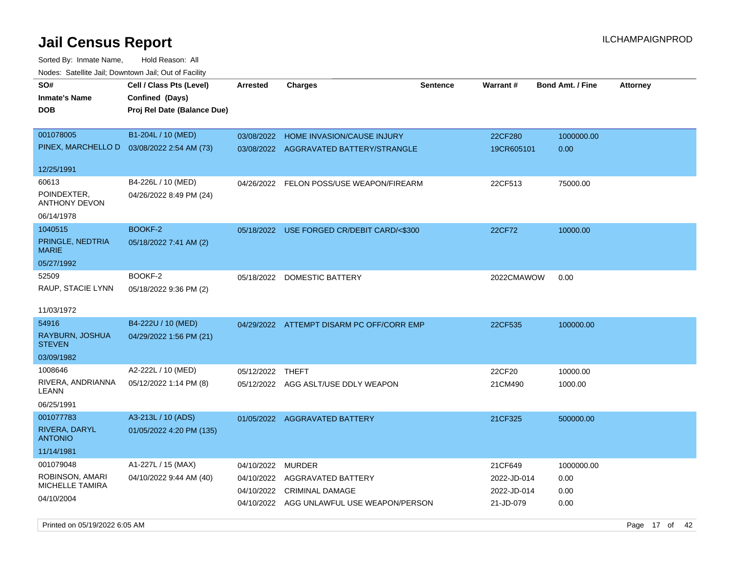# Jail Census Report

ILCHAMPAIGNPROD

Sorted By: Inmate Name, Hold Reason: All

Nodes: Satellite Jail; Downtown Jail; Out of Facility

| SO# / Inmate's Name / DOB | Cell / Class Pts (Level) / Confined (Days) / Proj Rel Date (Balance Due) | Arrested | Charges | Sentence | Warrant # | Bond Amt. / Fine | Attorney |
|---|---|---|---|---|---|---|---|
| 001078005<br>PINEX, MARCHELLO D<br>12/25/1991 | B1-204L / 10 (MED)<br>03/08/2022 2:54 AM (73) | 03/08/2022 | HOME INVASION/CAUSE INJURY | | 22CF280 | 1000000.00 | |
| | | 03/08/2022 | AGGRAVATED BATTERY/STRANGLE | | 19CR605101 | 0.00 | |
| 60613<br>POINDEXTER, ANTHONY DEVON<br>06/14/1978 | B4-226L / 10 (MED)<br>04/26/2022 8:49 PM (24) | 04/26/2022 | FELON POSS/USE WEAPON/FIREARM | | 22CF513 | 75000.00 | |
| 1040515<br>PRINGLE, NEDTRIA MARIE<br>05/27/1992 | BOOKF-2<br>05/18/2022 7:41 AM (2) | 05/18/2022 | USE FORGED CR/DEBIT CARD/<$300 | | 22CF72 | 10000.00 | |
| 52509<br>RAUP, STACIE LYNN<br>11/03/1972 | BOOKF-2<br>05/18/2022 9:36 PM (2) | 05/18/2022 | DOMESTIC BATTERY | | 2022CMAWOW | 0.00 | |
| 54916<br>RAYBURN, JOSHUA STEVEN<br>03/09/1982 | B4-222U / 10 (MED)<br>04/29/2022 1:56 PM (21) | 04/29/2022 | ATTEMPT DISARM PC OFF/CORR EMP | | 22CF535 | 100000.00 | |
| 1008646<br>RIVERA, ANDRIANNA LEANN<br>06/25/1991 | A2-222L / 10 (MED)<br>05/12/2022 1:14 PM (8) | 05/12/2022 | THEFT | | 22CF20 | 10000.00 | |
| | | 05/12/2022 | AGG ASLT/USE DDLY WEAPON | | 21CM490 | 1000.00 | |
| 001077783<br>RIVERA, DARYL ANTONIO<br>11/14/1981 | A3-213L / 10 (ADS)<br>01/05/2022 4:20 PM (135) | 01/05/2022 | AGGRAVATED BATTERY | | 21CF325 | 500000.00 | |
| 001079048<br>ROBINSON, AMARI MICHELLE TAMIRA<br>04/10/2004 | A1-227L / 15 (MAX)<br>04/10/2022 9:44 AM (40) | 04/10/2022 | MURDER | | 21CF649 | 1000000.00 | |
| | | 04/10/2022 | AGGRAVATED BATTERY | | 2022-JD-014 | 0.00 | |
| | | 04/10/2022 | CRIMINAL DAMAGE | | 2022-JD-014 | 0.00 | |
| | | 04/10/2022 | AGG UNLAWFUL USE WEAPON/PERSON | | 21-JD-079 | 0.00 | |

Printed on 05/19/2022 6:05 AM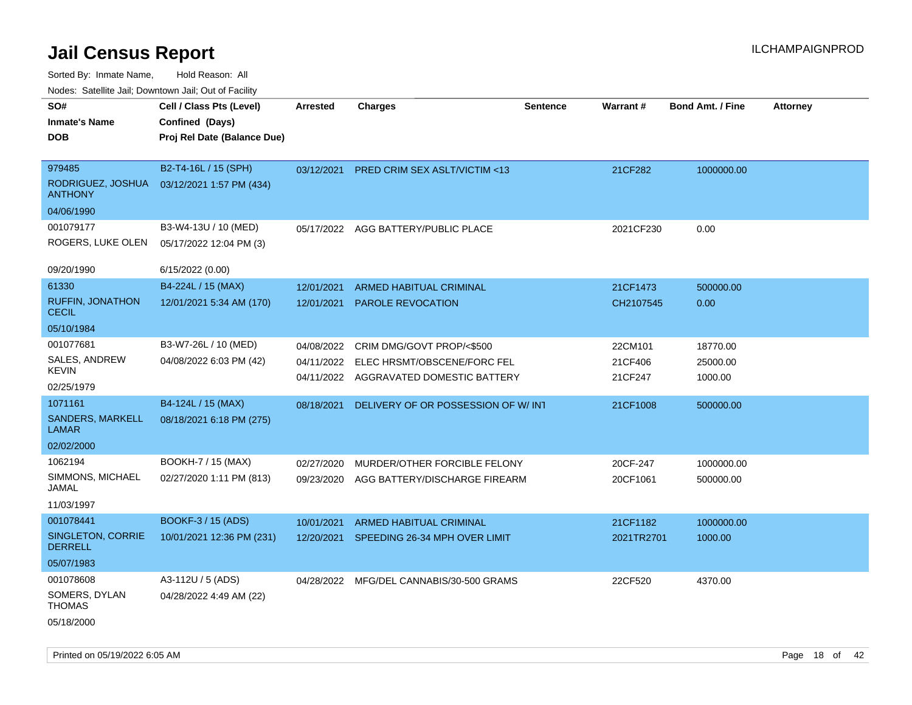# Jail Census Report

ILCHAMPAIGNPROD

Sorted By: Inmate Name, Hold Reason: All

Nodes: Satellite Jail; Downtown Jail; Out of Facility

| SO# / Inmate's Name / DOB | Cell / Class Pts (Level) / Confined (Days) / Proj Rel Date (Balance Due) | Arrested | Charges | Sentence | Warrant # | Bond Amt. / Fine | Attorney |
|---|---|---|---|---|---|---|---|
| 979485<br>RODRIGUEZ, JOSHUA ANTHONY<br>04/06/1990 | B2-T4-16L / 15 (SPH)<br>03/12/2021 1:57 PM (434) | 03/12/2021 | PRED CRIM SEX ASLT/VICTIM <13 | | 21CF282 | 1000000.00 | |
| 001079177<br>ROGERS, LUKE OLEN<br>09/20/1990 | B3-W4-13U / 10 (MED)<br>05/17/2022 12:04 PM (3)<br>6/15/2022 (0.00) | 05/17/2022 | AGG BATTERY/PUBLIC PLACE | | 2021CF230 | 0.00 | |
| 61330<br>RUFFIN, JONATHON CECIL<br>05/10/1984 | B4-224L / 15 (MAX)<br>12/01/2021 5:34 AM (170) | 12/01/2021<br>12/01/2021 | ARMED HABITUAL CRIMINAL<br>PAROLE REVOCATION | | 21CF1473<br>CH2107545 | 500000.00<br>0.00 | |
| 001077681<br>SALES, ANDREW KEVIN<br>02/25/1979 | B3-W7-26L / 10 (MED)<br>04/08/2022 6:03 PM (42) | 04/08/2022<br>04/11/2022<br>04/11/2022 | CRIM DMG/GOVT PROP/<$500<br>ELEC HRSMT/OBSCENE/FORC FEL<br>AGGRAVATED DOMESTIC BATTERY | | 22CM101<br>21CF406<br>21CF247 | 18770.00<br>25000.00<br>1000.00 | |
| 1071161<br>SANDERS, MARKELL LAMAR<br>02/02/2000 | B4-124L / 15 (MAX)<br>08/18/2021 6:18 PM (275) | 08/18/2021 | DELIVERY OF OR POSSESSION OF W/ INT | | 21CF1008 | 500000.00 | |
| 1062194<br>SIMMONS, MICHAEL JAMAL<br>11/03/1997 | BOOKH-7 / 15 (MAX)<br>02/27/2020 1:11 PM (813) | 02/27/2020<br>09/23/2020 | MURDER/OTHER FORCIBLE FELONY<br>AGG BATTERY/DISCHARGE FIREARM | | 20CF-247<br>20CF1061 | 1000000.00<br>500000.00 | |
| 001078441<br>SINGLETON, CORRIE DERRELL<br>05/07/1983 | BOOKF-3 / 15 (ADS)<br>10/01/2021 12:36 PM (231) | 10/01/2021<br>12/20/2021 | ARMED HABITUAL CRIMINAL<br>SPEEDING 26-34 MPH OVER LIMIT | | 21CF1182<br>2021TR2701 | 1000000.00<br>1000.00 | |
| 001078608<br>SOMERS, DYLAN THOMAS<br>05/18/2000 | A3-112U / 5 (ADS)<br>04/28/2022 4:49 AM (22) | 04/28/2022 | MFG/DEL CANNABIS/30-500 GRAMS | | 22CF520 | 4370.00 | |

Printed on 05/19/2022 6:05 AM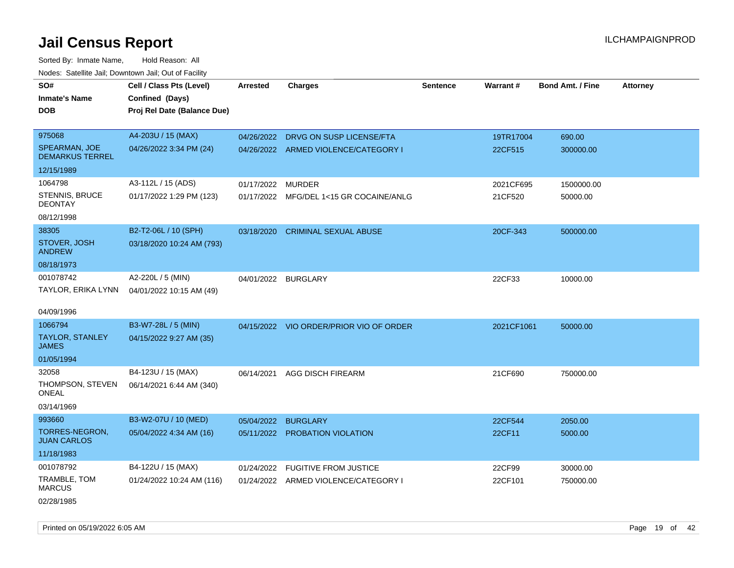# Jail Census Report

Sorted By: Inmate Name, Hold Reason: All

Nodes: Satellite Jail; Downtown Jail; Out of Facility

| SO# / Inmate's Name / DOB | Cell / Class Pts (Level) / Confined (Days) / Proj Rel Date (Balance Due) | Arrested | Charges | Sentence | Warrant # | Bond Amt. / Fine | Attorney |
|---|---|---|---|---|---|---|---|
| 975068<br>SPEARMAN, JOE DEMARKUS TERREL<br>12/15/1989 | A4-203U / 15 (MAX)<br>04/26/2022 3:34 PM (24) | 04/26/2022<br>04/26/2022 | DRVG ON SUSP LICENSE/FTA<br>ARMED VIOLENCE/CATEGORY I | | 19TR17004<br>22CF515 | 690.00<br>300000.00 | |
| 1064798<br>STENNIS, BRUCE DEONTAY<br>08/12/1998 | A3-112L / 15 (ADS)<br>01/17/2022 1:29 PM (123) | 01/17/2022<br>01/17/2022 | MURDER<br>MFG/DEL 1<15 GR COCAINE/ANLG | | 2021CF695<br>21CF520 | 1500000.00<br>50000.00 | |
| 38305<br>STOVER, JOSH ANDREW<br>08/18/1973 | B2-T2-06L / 10 (SPH)<br>03/18/2020 10:24 AM (793) | 03/18/2020 | CRIMINAL SEXUAL ABUSE | | 20CF-343 | 500000.00 | |
| 001078742<br>TAYLOR, ERIKA LYNN<br>04/09/1996 | A2-220L / 5 (MIN)<br>04/01/2022 10:15 AM (49) | 04/01/2022 | BURGLARY | | 22CF33 | 10000.00 | |
| 1066794<br>TAYLOR, STANLEY JAMES<br>01/05/1994 | B3-W7-28L / 5 (MIN)<br>04/15/2022 9:27 AM (35) | 04/15/2022 | VIO ORDER/PRIOR VIO OF ORDER | | 2021CF1061 | 50000.00 | |
| 32058<br>THOMPSON, STEVEN ONEAL<br>03/14/1969 | B4-123U / 15 (MAX)<br>06/14/2021 6:44 AM (340) | 06/14/2021 | AGG DISCH FIREARM | | 21CF690 | 750000.00 | |
| 993660<br>TORRES-NEGRON, JUAN CARLOS<br>11/18/1983 | B3-W2-07U / 10 (MED)<br>05/04/2022 4:34 AM (16) | 05/04/2022<br>05/11/2022 | BURGLARY<br>PROBATION VIOLATION | | 22CF544<br>22CF11 | 2050.00<br>5000.00 | |
| 001078792<br>TRAMBLE, TOM MARCUS<br>02/28/1985 | B4-122U / 15 (MAX)<br>01/24/2022 10:24 AM (116) | 01/24/2022<br>01/24/2022 | FUGITIVE FROM JUSTICE<br>ARMED VIOLENCE/CATEGORY I | | 22CF99<br>22CF101 | 30000.00<br>750000.00 | |

Printed on 05/19/2022 6:05 AM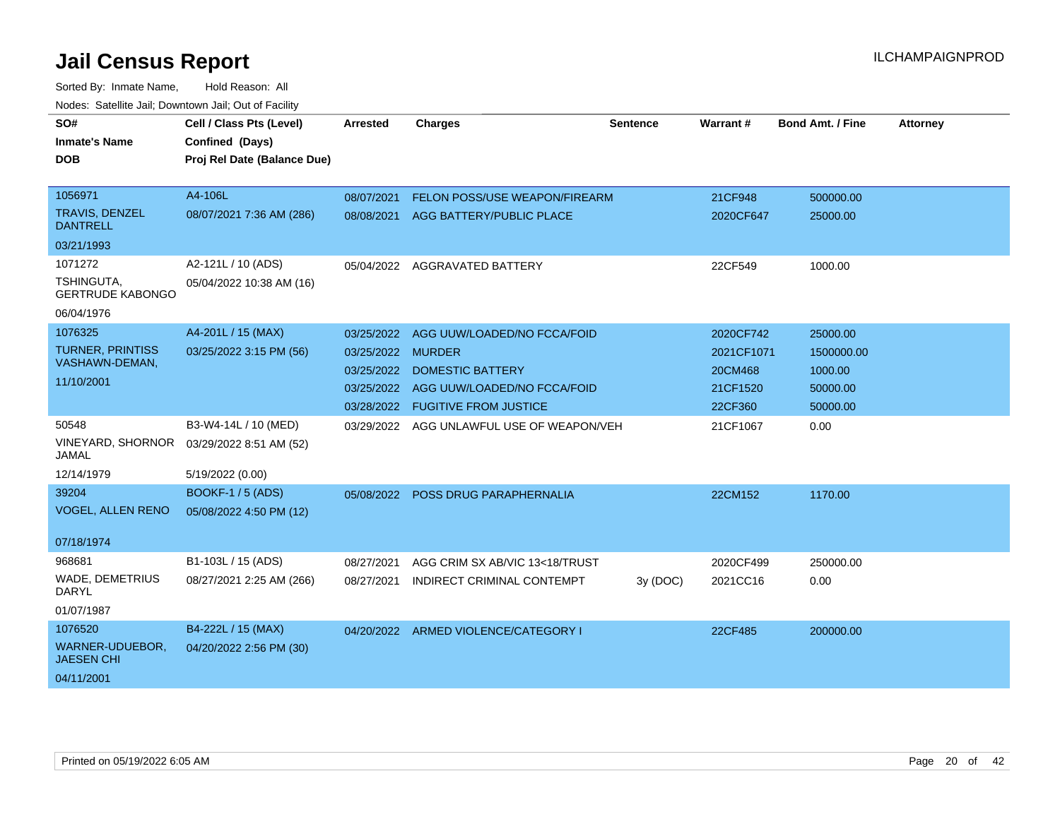# Jail Census Report

ILCHAMPAIGNPROD

Sorted By: Inmate Name, Hold Reason: All

Nodes: Satellite Jail; Downtown Jail; Out of Facility

| SO# / Inmate's Name / DOB | Cell / Class Pts (Level) / Confined (Days) / Proj Rel Date (Balance Due) | Arrested | Charges | Sentence | Warrant # | Bond Amt. / Fine | Attorney |
|---|---|---|---|---|---|---|---|
| 1056971<br>TRAVIS, DENZEL DANTRELL<br>03/21/1993 | A4-106L<br>08/07/2021 7:36 AM (286) | 08/07/2021 | FELON POSS/USE WEAPON/FIREARM | | 21CF948 | 500000.00 | |
| | | 08/08/2021 | AGG BATTERY/PUBLIC PLACE | | 2020CF647 | 25000.00 | |
| 1071272<br>TSHINGUTA, GERTRUDE KABONGO<br>06/04/1976 | A2-121L / 10 (ADS)<br>05/04/2022 10:38 AM (16) | 05/04/2022 | AGGRAVATED BATTERY | | 22CF549 | 1000.00 | |
| 1076325<br>TURNER, PRINTISS VASHAWN-DEMAN,<br>11/10/2001 | A4-201L / 15 (MAX)<br>03/25/2022 3:15 PM (56) | 03/25/2022 | AGG UUW/LOADED/NO FCCA/FOID | | 2020CF742 | 25000.00 | |
| | | 03/25/2022 | MURDER | | 2021CF1071 | 1500000.00 | |
| | | 03/25/2022 | DOMESTIC BATTERY | | 20CM468 | 1000.00 | |
| | | 03/25/2022 | AGG UUW/LOADED/NO FCCA/FOID | | 21CF1520 | 50000.00 | |
| | | 03/28/2022 | FUGITIVE FROM JUSTICE | | 22CF360 | 50000.00 | |
| 50548<br>VINEYARD, SHORNOR JAMAL<br>12/14/1979 | B3-W4-14L / 10 (MED)<br>03/29/2022 8:51 AM (52)<br>5/19/2022 (0.00) | 03/29/2022 | AGG UNLAWFUL USE OF WEAPON/VEH | | 21CF1067 | 0.00 | |
| 39204<br>VOGEL, ALLEN RENO<br>07/18/1974 | BOOKF-1 / 5 (ADS)<br>05/08/2022 4:50 PM (12) | 05/08/2022 | POSS DRUG PARAPHERNALIA | | 22CM152 | 1170.00 | |
| 968681<br>WADE, DEMETRIUS DARYL<br>01/07/1987 | B1-103L / 15 (ADS)<br>08/27/2021 2:25 AM (266) | 08/27/2021 | AGG CRIM SX AB/VIC 13<18/TRUST | | 2020CF499 | 250000.00 | |
| | | 08/27/2021 | INDIRECT CRIMINAL CONTEMPT | 3y (DOC) | 2021CC16 | 0.00 | |
| 1076520<br>WARNER-UDUEBOR, JAESEN CHI<br>04/11/2001 | B4-222L / 15 (MAX)<br>04/20/2022 2:56 PM (30) | 04/20/2022 | ARMED VIOLENCE/CATEGORY I | | 22CF485 | 200000.00 | |

Printed on 05/19/2022 6:05 AM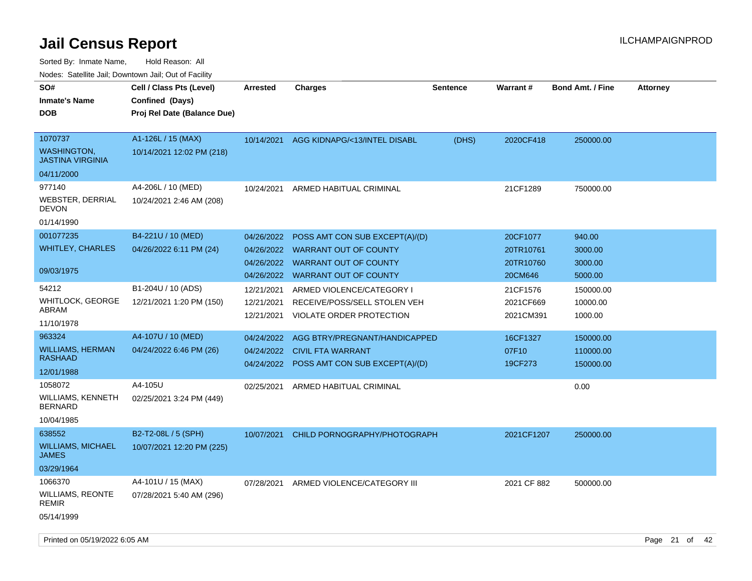# Jail Census Report

Sorted By: Inmate Name, Hold Reason: All

Nodes: Satellite Jail; Downtown Jail; Out of Facility

| SO# / Inmate's Name / DOB | Cell / Class Pts (Level) / Confined (Days) / Proj Rel Date (Balance Due) | Arrested | Charges | Sentence | Warrant # | Bond Amt. / Fine | Attorney |
|---|---|---|---|---|---|---|---|
| 1070737<br>WASHINGTON, JASTINA VIRGINIA<br>04/11/2000 | A1-126L / 15 (MAX)<br>10/14/2021 12:02 PM (218) | 10/14/2021 | AGG KIDNAPG/<13/INTEL DISABL | (DHS) | 2020CF418 | 250000.00 | |
| 977140<br>WEBSTER, DERRIAL DEVON<br>01/14/1990 | A4-206L / 10 (MED)<br>10/24/2021 2:46 AM (208) | 10/24/2021 | ARMED HABITUAL CRIMINAL | | 21CF1289 | 750000.00 | |
| 001077235<br>WHITLEY, CHARLES<br>09/03/1975 | B4-221U / 10 (MED)<br>04/26/2022 6:11 PM (24) | 04/26/2022 | POSS AMT CON SUB EXCEPT(A)/(D) | | 20CF1077 | 940.00 | |
| | | 04/26/2022 | WARRANT OUT OF COUNTY | | 20TR10761 | 3000.00 | |
| | | 04/26/2022 | WARRANT OUT OF COUNTY | | 20TR10760 | 3000.00 | |
| | | 04/26/2022 | WARRANT OUT OF COUNTY | | 20CM646 | 5000.00 | |
| 54212<br>WHITLOCK, GEORGE ABRAM<br>11/10/1978 | B1-204U / 10 (ADS)<br>12/21/2021 1:20 PM (150) | 12/21/2021 | ARMED VIOLENCE/CATEGORY I | | 21CF1576 | 150000.00 | |
| | | 12/21/2021 | RECEIVE/POSS/SELL STOLEN VEH | | 2021CF669 | 10000.00 | |
| | | 12/21/2021 | VIOLATE ORDER PROTECTION | | 2021CM391 | 1000.00 | |
| 963324<br>WILLIAMS, HERMAN RASHAAD<br>12/01/1988 | A4-107U / 10 (MED)<br>04/24/2022 6:46 PM (26) | 04/24/2022 | AGG BTRY/PREGNANT/HANDICAPPED | | 16CF1327 | 150000.00 | |
| | | 04/24/2022 | CIVIL FTA WARRANT | | 07F10 | 110000.00 | |
| | | 04/24/2022 | POSS AMT CON SUB EXCEPT(A)/(D) | | 19CF273 | 150000.00 | |
| 1058072<br>WILLIAMS, KENNETH BERNARD<br>10/04/1985 | A4-105U<br>02/25/2021 3:24 PM (449) | 02/25/2021 | ARMED HABITUAL CRIMINAL | | | 0.00 | |
| 638552<br>WILLIAMS, MICHAEL JAMES<br>03/29/1964 | B2-T2-08L / 5 (SPH)<br>10/07/2021 12:20 PM (225) | 10/07/2021 | CHILD PORNOGRAPHY/PHOTOGRAPH | | 2021CF1207 | 250000.00 | |
| 1066370<br>WILLIAMS, REONTE REMIR<br>05/14/1999 | A4-101U / 15 (MAX)<br>07/28/2021 5:40 AM (296) | 07/28/2021 | ARMED VIOLENCE/CATEGORY III | | 2021 CF 882 | 500000.00 | |

Printed on 05/19/2022 6:05 AM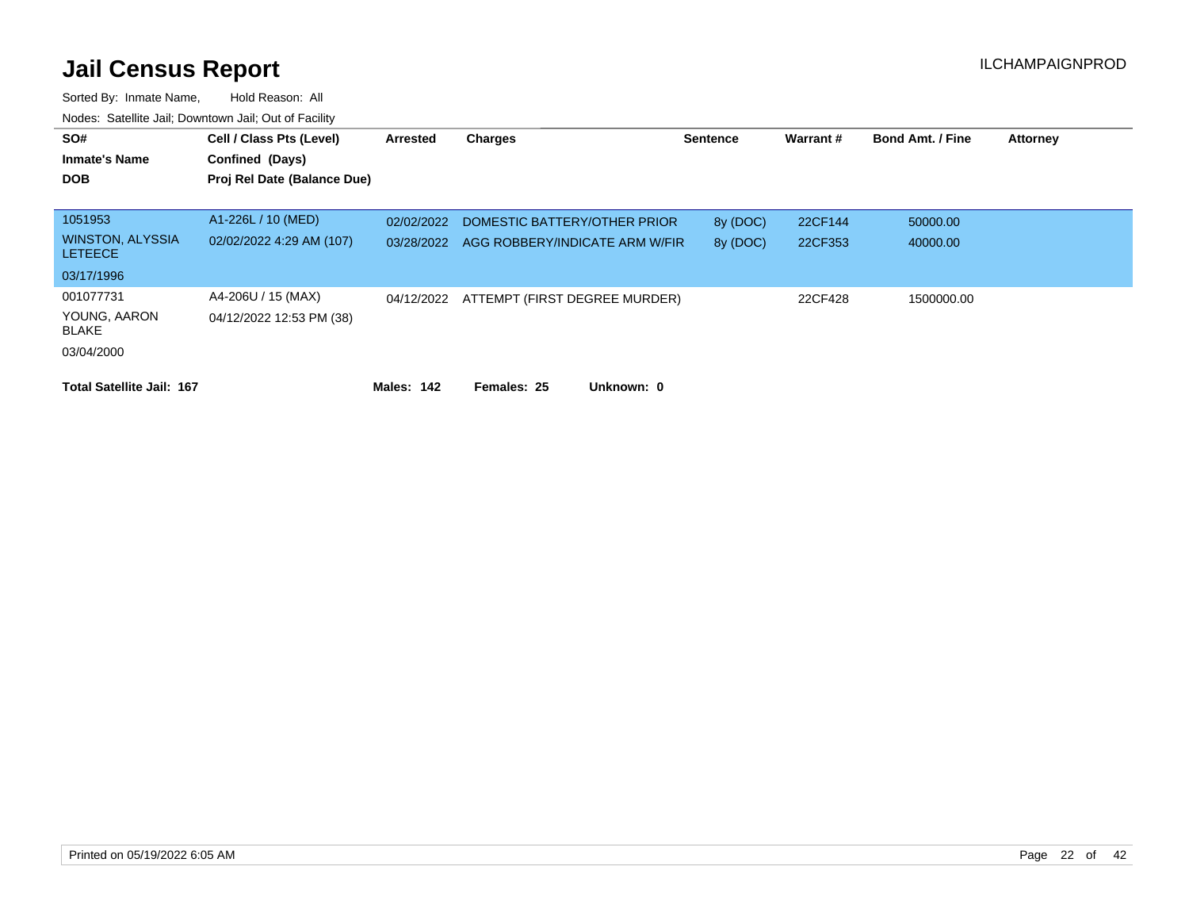# Jail Census Report

ILCHAMPAIGNPROD

Sorted By: Inmate Name, Hold Reason: All

Nodes: Satellite Jail; Downtown Jail; Out of Facility

| SO# / Inmate's Name / DOB | Cell / Class Pts (Level) / Confined (Days) / Proj Rel Date (Balance Due) | Arrested | Charges | Sentence | Warrant # | Bond Amt. / Fine | Attorney |
|---|---|---|---|---|---|---|---|
| 1051953 | A1-226L / 10 (MED) | 02/02/2022 | DOMESTIC BATTERY/OTHER PRIOR | 8y (DOC) | 22CF144 | 50000.00 | |
| WINSTON, ALYSSIA LETEECE | 02/02/2022 4:29 AM (107) | 03/28/2022 | AGG ROBBERY/INDICATE ARM W/FIR | 8y (DOC) | 22CF353 | 40000.00 | |
| 03/17/1996 | | | | | | | |
| 001077731 | A4-206U / 15 (MAX) | 04/12/2022 | ATTEMPT (FIRST DEGREE MURDER) | | 22CF428 | 1500000.00 | |
| YOUNG, AARON BLAKE | 04/12/2022 12:53 PM (38) | | | | | | |
| 03/04/2000 | | | | | | | |

**Total Satellite Jail: 167** **Males: 142** **Females: 25** **Unknown: 0**

Printed on 05/19/2022 6:05 AM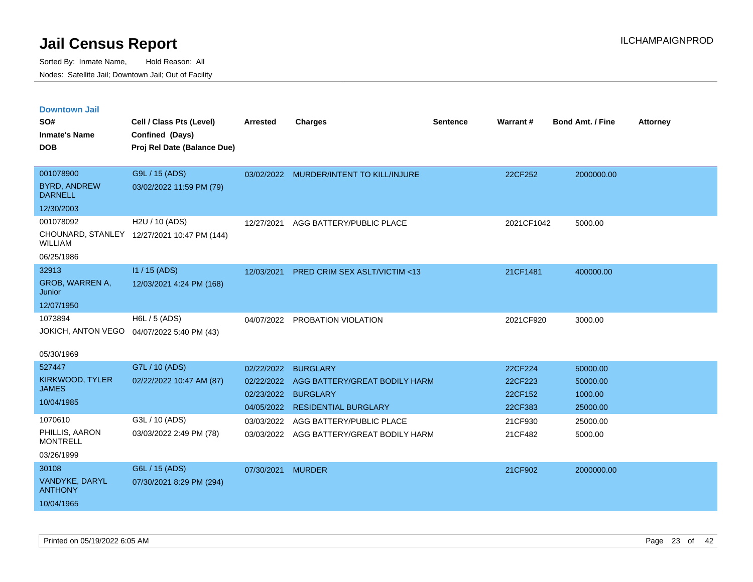# Jail Census Report

Sorted By: Inmate Name, Hold Reason: All

Nodes: Satellite Jail; Downtown Jail; Out of Facility

ILCHAMPAIGNPROD

## Downtown Jail

| SO# / Inmate's Name / DOB | Cell / Class Pts (Level) / Confined (Days) / Proj Rel Date (Balance Due) | Arrested | Charges | Sentence | Warrant # | Bond Amt. / Fine | Attorney |
|---|---|---|---|---|---|---|---|
| 001078900 BYRD, ANDREW DARNELL 12/30/2003 | G9L / 15 (ADS) 03/02/2022 11:59 PM (79) | 03/02/2022 | MURDER/INTENT TO KILL/INJURE | | 22CF252 | 2000000.00 | |
| 001078092 CHOUNARD, STANLEY WILLIAM 06/25/1986 | H2U / 10 (ADS) 12/27/2021 10:47 PM (144) | 12/27/2021 | AGG BATTERY/PUBLIC PLACE | | 2021CF1042 | 5000.00 | |
| 32913 GROB, WARREN A, Junior 12/07/1950 | I1 / 15 (ADS) 12/03/2021 4:24 PM (168) | 12/03/2021 | PRED CRIM SEX ASLT/VICTIM <13 | | 21CF1481 | 400000.00 | |
| 1073894 JOKICH, ANTON VEGO 05/30/1969 | H6L / 5 (ADS) 04/07/2022 5:40 PM (43) | 04/07/2022 | PROBATION VIOLATION | | 2021CF920 | 3000.00 | |
| 527447 KIRKWOOD, TYLER JAMES 10/04/1985 | G7L / 10 (ADS) 02/22/2022 10:47 AM (87) | 02/22/2022 | BURGLARY | | 22CF224 | 50000.00 | |
| | | 02/22/2022 | AGG BATTERY/GREAT BODILY HARM | | 22CF223 | 50000.00 | |
| | | 02/23/2022 | BURGLARY | | 22CF152 | 1000.00 | |
| | | 04/05/2022 | RESIDENTIAL BURGLARY | | 22CF383 | 25000.00 | |
| 1070610 PHILLIS, AARON MONTRELL 03/26/1999 | G3L / 10 (ADS) 03/03/2022 2:49 PM (78) | 03/03/2022 | AGG BATTERY/PUBLIC PLACE | | 21CF930 | 25000.00 | |
| | | 03/03/2022 | AGG BATTERY/GREAT BODILY HARM | | 21CF482 | 5000.00 | |
| 30108 VANDYKE, DARYL ANTHONY 10/04/1965 | G6L / 15 (ADS) 07/30/2021 8:29 PM (294) | 07/30/2021 | MURDER | | 21CF902 | 2000000.00 | |

Printed on 05/19/2022 6:05 AM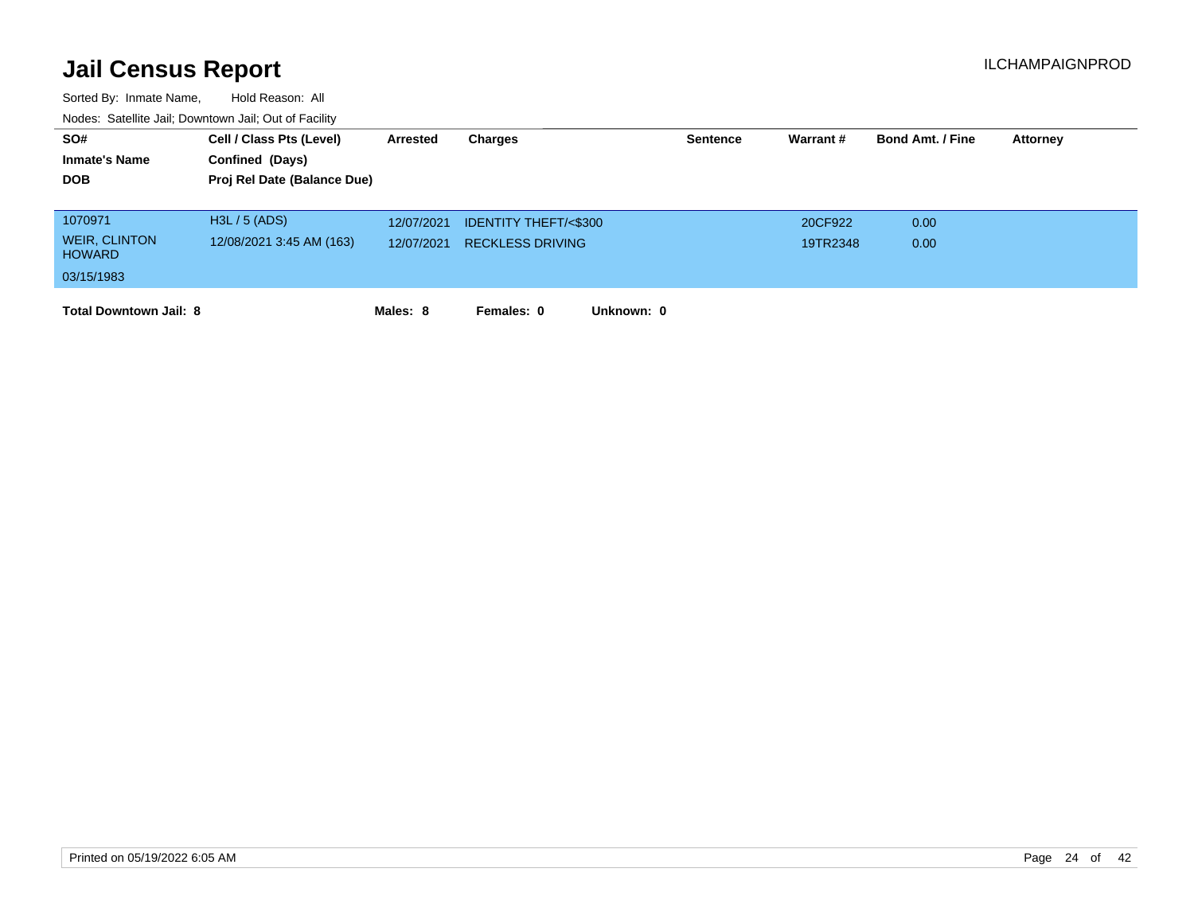# Jail Census Report

ILCHAMPAIGNPROD

Sorted By: Inmate Name, Hold Reason: All

Nodes: Satellite Jail; Downtown Jail; Out of Facility

| SO# / Inmate's Name / DOB | Cell / Class Pts (Level) / Confined (Days) / Proj Rel Date (Balance Due) | Arrested | Charges | Sentence | Warrant # | Bond Amt. / Fine | Attorney |
|---|---|---|---|---|---|---|---|
| 1070971 | H3L / 5 (ADS) | 12/07/2021 | IDENTITY THEFT/<$300 | | 20CF922 | 0.00 | |
| WEIR, CLINTON HOWARD | 12/08/2021 3:45 AM (163) | 12/07/2021 | RECKLESS DRIVING | | 19TR2348 | 0.00 | |
| 03/15/1983 | | | | | | | |

**Total Downtown Jail: 8** **Males: 8** **Females: 0** **Unknown: 0**

Printed on 05/19/2022 6:05 AM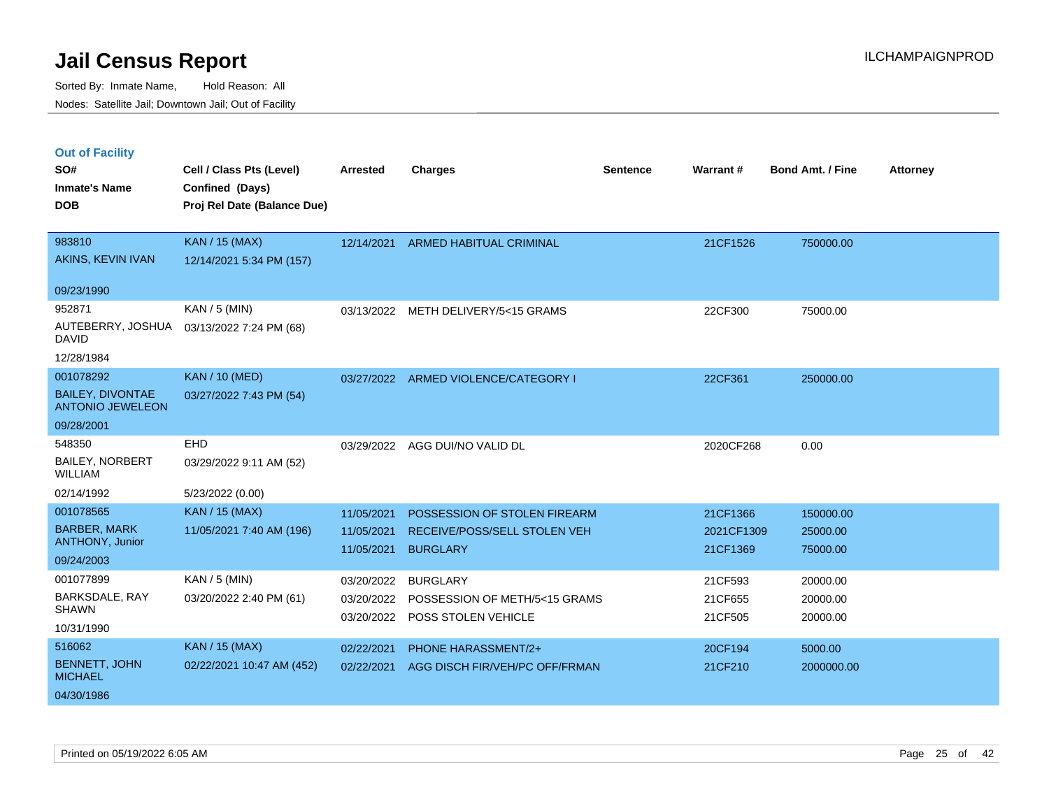# Jail Census Report

ILCHAMPAIGNPROD

Sorted By: Inmate Name, Hold Reason: All

Nodes: Satellite Jail; Downtown Jail; Out of Facility

## Out of Facility

| SO# / Inmate's Name / DOB | Cell / Class Pts (Level) / Confined (Days) / Proj Rel Date (Balance Due) | Arrested | Charges | Sentence | Warrant # | Bond Amt. / Fine | Attorney |
|---|---|---|---|---|---|---|---|
| 983810<br>AKINS, KEVIN IVAN<br>09/23/1990 | KAN / 15 (MAX)<br>12/14/2021 5:34 PM (157) | 12/14/2021 | ARMED HABITUAL CRIMINAL | | 21CF1526 | 750000.00 | |
| 952871<br>AUTEBERRY, JOSHUA DAVID<br>12/28/1984 | KAN / 5 (MIN)<br>03/13/2022 7:24 PM (68) | 03/13/2022 | METH DELIVERY/5<15 GRAMS | | 22CF300 | 75000.00 | |
| 001078292<br>BAILEY, DIVONTAE ANTONIO JEWELEON<br>09/28/2001 | KAN / 10 (MED)<br>03/27/2022 7:43 PM (54) | 03/27/2022 | ARMED VIOLENCE/CATEGORY I | | 22CF361 | 250000.00 | |
| 548350<br>BAILEY, NORBERT WILLIAM<br>02/14/1992 | EHD<br>03/29/2022 9:11 AM (52)<br>5/23/2022 (0.00) | 03/29/2022 | AGG DUI/NO VALID DL | | 2020CF268 | 0.00 | |
| 001078565<br>BARBER, MARK ANTHONY, Junior<br>09/24/2003 | KAN / 15 (MAX)<br>11/05/2021 7:40 AM (196) | 11/05/2021<br>11/05/2021<br>11/05/2021 | POSSESSION OF STOLEN FIREARM<br>RECEIVE/POSS/SELL STOLEN VEH<br>BURGLARY | | 21CF1366<br>2021CF1309<br>21CF1369 | 150000.00<br>25000.00<br>75000.00 | |
| 001077899<br>BARKSDALE, RAY SHAWN<br>10/31/1990 | KAN / 5 (MIN)<br>03/20/2022 2:40 PM (61) | 03/20/2022<br>03/20/2022<br>03/20/2022 | BURGLARY<br>POSSESSION OF METH/5<15 GRAMS<br>POSS STOLEN VEHICLE | | 21CF593<br>21CF655<br>21CF505 | 20000.00<br>20000.00<br>20000.00 | |
| 516062<br>BENNETT, JOHN MICHAEL<br>04/30/1986 | KAN / 15 (MAX)<br>02/22/2021 10:47 AM (452) | 02/22/2021<br>02/22/2021 | PHONE HARASSMENT/2+<br>AGG DISCH FIR/VEH/PC OFF/FRMAN | | 20CF194<br>21CF210 | 5000.00<br>2000000.00 | |

Printed on 05/19/2022 6:05 AM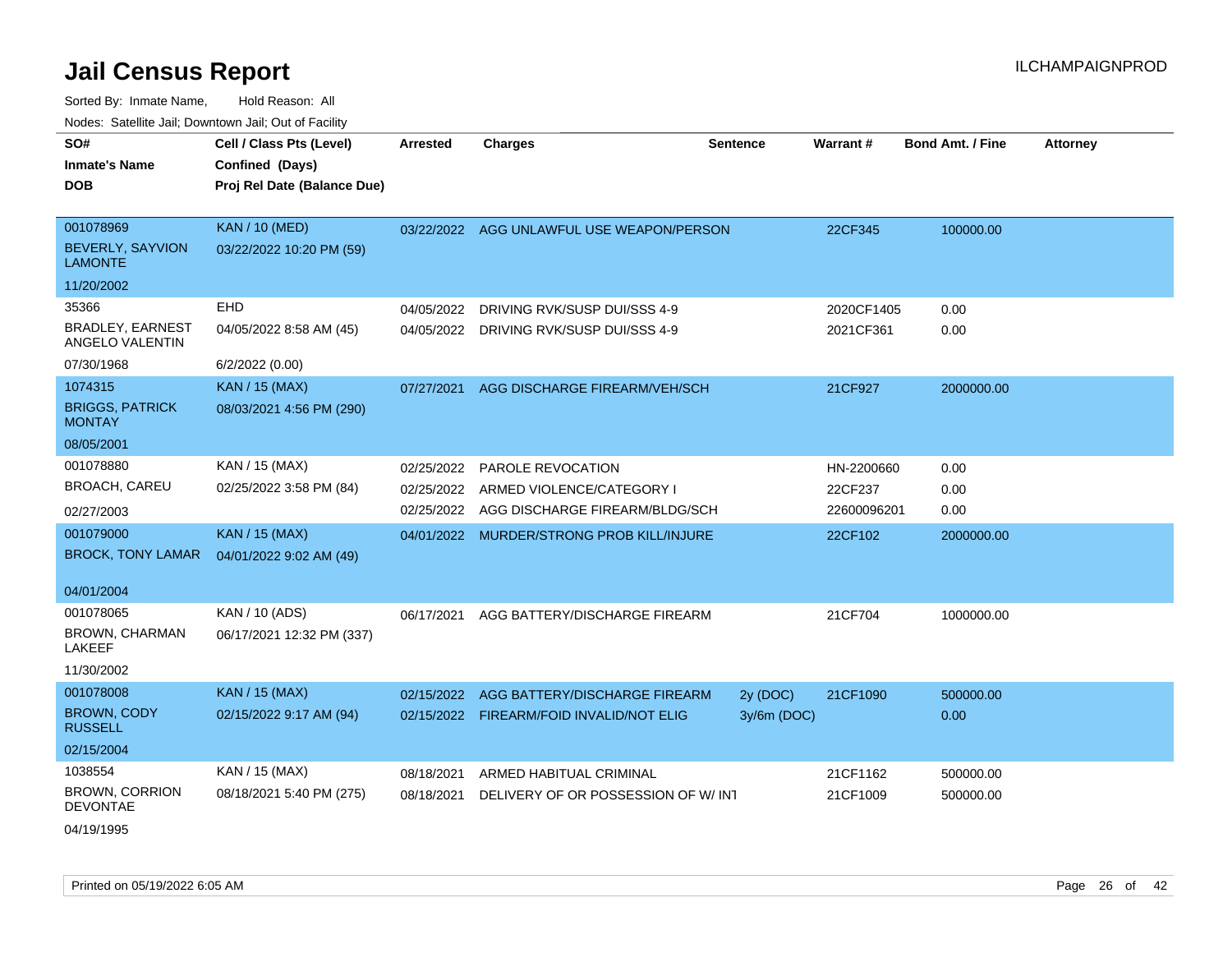# Jail Census Report

Sorted By: Inmate Name, Hold Reason: All

Nodes: Satellite Jail; Downtown Jail; Out of Facility

| SO# / Inmate's Name / DOB | Cell / Class Pts (Level) / Confined (Days) / Proj Rel Date (Balance Due) | Arrested | Charges | Sentence | Warrant # | Bond Amt. / Fine | Attorney |
|---|---|---|---|---|---|---|---|
| 001078969 BEVERLY, SAYVION LAMONTE 11/20/2002 | KAN / 10 (MED) 03/22/2022 10:20 PM (59) | 03/22/2022 | AGG UNLAWFUL USE WEAPON/PERSON | | 22CF345 | 100000.00 | |
| 35366 BRADLEY, EARNEST ANGELO VALENTIN 07/30/1968 | EHD 04/05/2022 8:58 AM (45) 6/2/2022 (0.00) | 04/05/2022 | DRIVING RVK/SUSP DUI/SSS 4-9 | | 2020CF1405 | 0.00 | |
| | | 04/05/2022 | DRIVING RVK/SUSP DUI/SSS 4-9 | | 2021CF361 | 0.00 | |
| 1074315 BRIGGS, PATRICK MONTAY 08/05/2001 | KAN / 15 (MAX) 08/03/2021 4:56 PM (290) | 07/27/2021 | AGG DISCHARGE FIREARM/VEH/SCH | | 21CF927 | 2000000.00 | |
| 001078880 BROACH, CAREU 02/27/2003 | KAN / 15 (MAX) 02/25/2022 3:58 PM (84) | 02/25/2022 | PAROLE REVOCATION | | HN-2200660 | 0.00 | |
| | | 02/25/2022 | ARMED VIOLENCE/CATEGORY I | | 22CF237 | 0.00 | |
| | | 02/25/2022 | AGG DISCHARGE FIREARM/BLDG/SCH | | 22600096201 | 0.00 | |
| 001079000 BROCK, TONY LAMAR 04/01/2004 | KAN / 15 (MAX) 04/01/2022 9:02 AM (49) | 04/01/2022 | MURDER/STRONG PROB KILL/INJURE | | 22CF102 | 2000000.00 | |
| 001078065 BROWN, CHARMAN LAKEEF 11/30/2002 | KAN / 10 (ADS) 06/17/2021 12:32 PM (337) | 06/17/2021 | AGG BATTERY/DISCHARGE FIREARM | | 21CF704 | 1000000.00 | |
| 001078008 BROWN, CODY RUSSELL 02/15/2004 | KAN / 15 (MAX) 02/15/2022 9:17 AM (94) | 02/15/2022 | AGG BATTERY/DISCHARGE FIREARM | 2y (DOC) | 21CF1090 | 500000.00 | |
| | | 02/15/2022 | FIREARM/FOID INVALID/NOT ELIG | 3y/6m (DOC) | | 0.00 | |
| 1038554 BROWN, CORRION DEVONTAE 04/19/1995 | KAN / 15 (MAX) 08/18/2021 5:40 PM (275) | 08/18/2021 | ARMED HABITUAL CRIMINAL | | 21CF1162 | 500000.00 | |
| | | 08/18/2021 | DELIVERY OF OR POSSESSION OF W/ INT | | 21CF1009 | 500000.00 | |

Printed on 05/19/2022 6:05 AM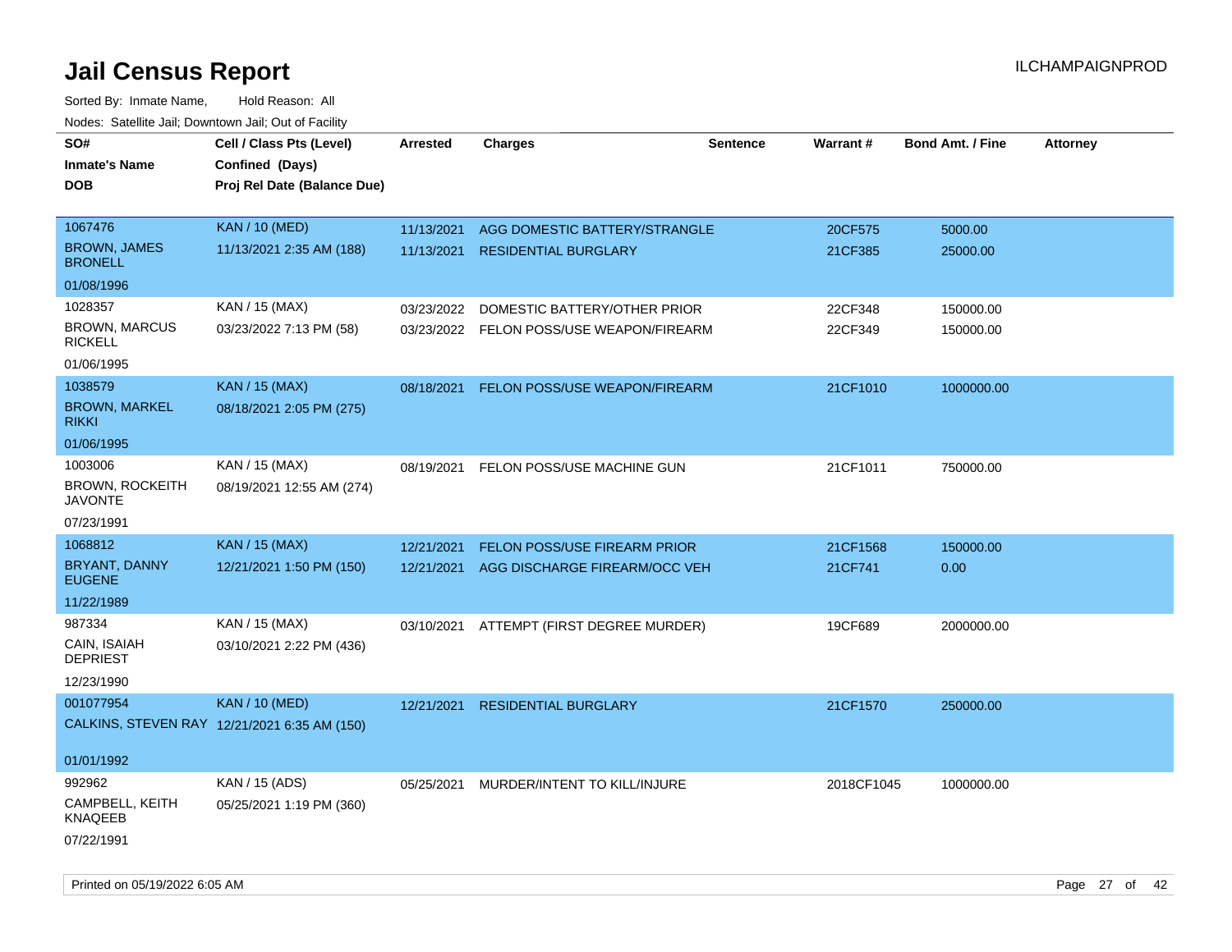# Jail Census Report

ILCHAMPAIGNPROD

Sorted By: Inmate Name, Hold Reason: All

Nodes: Satellite Jail; Downtown Jail; Out of Facility

| SO# / Inmate's Name / DOB | Cell / Class Pts (Level) / Confined (Days) / Proj Rel Date (Balance Due) | Arrested | Charges | Sentence | Warrant # | Bond Amt. / Fine | Attorney |
|---|---|---|---|---|---|---|---|
| 1067476<br>BROWN, JAMES BRONELL<br>01/08/1996 | KAN / 10 (MED)<br>11/13/2021 2:35 AM (188) | 11/13/2021 | AGG DOMESTIC BATTERY/STRANGLE | | 20CF575 | 5000.00 | |
| | | 11/13/2021 | RESIDENTIAL BURGLARY | | 21CF385 | 25000.00 | |
| 1028357<br>BROWN, MARCUS RICKELL<br>01/06/1995 | KAN / 15 (MAX)<br>03/23/2022 7:13 PM (58) | 03/23/2022 | DOMESTIC BATTERY/OTHER PRIOR | | 22CF348 | 150000.00 | |
| | | 03/23/2022 | FELON POSS/USE WEAPON/FIREARM | | 22CF349 | 150000.00 | |
| 1038579<br>BROWN, MARKEL RIKKI<br>01/06/1995 | KAN / 15 (MAX)<br>08/18/2021 2:05 PM (275) | 08/18/2021 | FELON POSS/USE WEAPON/FIREARM | | 21CF1010 | 1000000.00 | |
| 1003006<br>BROWN, ROCKEITH JAVONTE<br>07/23/1991 | KAN / 15 (MAX)<br>08/19/2021 12:55 AM (274) | 08/19/2021 | FELON POSS/USE MACHINE GUN | | 21CF1011 | 750000.00 | |
| 1068812<br>BRYANT, DANNY EUGENE<br>11/22/1989 | KAN / 15 (MAX)<br>12/21/2021 1:50 PM (150) | 12/21/2021 | FELON POSS/USE FIREARM PRIOR | | 21CF1568 | 150000.00 | |
| | | 12/21/2021 | AGG DISCHARGE FIREARM/OCC VEH | | 21CF741 | 0.00 | |
| 987334<br>CAIN, ISAIAH DEPRIEST<br>12/23/1990 | KAN / 15 (MAX)<br>03/10/2021 2:22 PM (436) | 03/10/2021 | ATTEMPT (FIRST DEGREE MURDER) | | 19CF689 | 2000000.00 | |
| 001077954<br>CALKINS, STEVEN RAY<br>01/01/1992 | KAN / 10 (MED)<br>12/21/2021 6:35 AM (150) | 12/21/2021 | RESIDENTIAL BURGLARY | | 21CF1570 | 250000.00 | |
| 992962<br>CAMPBELL, KEITH KNAQEEB<br>07/22/1991 | KAN / 15 (ADS)<br>05/25/2021 1:19 PM (360) | 05/25/2021 | MURDER/INTENT TO KILL/INJURE | | 2018CF1045 | 1000000.00 | |

Printed on 05/19/2022 6:05 AM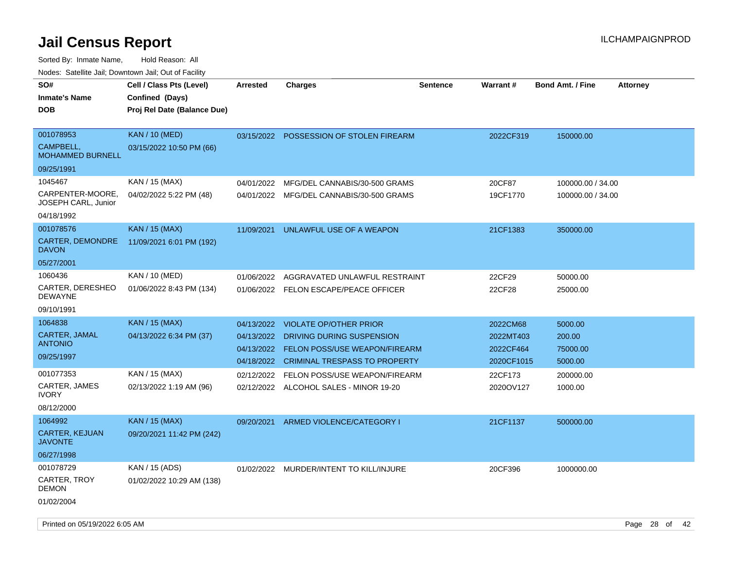# Jail Census Report

ILCHAMPAIGNPROD

Sorted By: Inmate Name, Hold Reason: All

Nodes: Satellite Jail; Downtown Jail; Out of Facility

| SO# / Inmate's Name / DOB | Cell / Class Pts (Level) / Confined (Days) / Proj Rel Date (Balance Due) | Arrested | Charges | Sentence | Warrant # | Bond Amt. / Fine | Attorney |
|---|---|---|---|---|---|---|---|
| 001078953 CAMPBELL, MOHAMMED BURNELL 09/25/1991 | KAN / 10 (MED) 03/15/2022 10:50 PM (66) | 03/15/2022 | POSSESSION OF STOLEN FIREARM | | 2022CF319 | 150000.00 | |
| 1045467 CARPENTER-MOORE, JOSEPH CARL, Junior 04/18/1992 | KAN / 15 (MAX) 04/02/2022 5:22 PM (48) | 04/01/2022 | MFG/DEL CANNABIS/30-500 GRAMS | | 20CF87 | 100000.00 / 34.00 | |
| | | 04/01/2022 | MFG/DEL CANNABIS/30-500 GRAMS | | 19CF1770 | 100000.00 / 34.00 | |
| 001078576 CARTER, DEMONDRE DAVON 05/27/2001 | KAN / 15 (MAX) 11/09/2021 6:01 PM (192) | 11/09/2021 | UNLAWFUL USE OF A WEAPON | | 21CF1383 | 350000.00 | |
| 1060436 CARTER, DERESHEO DEWAYNE 09/10/1991 | KAN / 10 (MED) 01/06/2022 8:43 PM (134) | 01/06/2022 | AGGRAVATED UNLAWFUL RESTRAINT | | 22CF29 | 50000.00 | |
| | | 01/06/2022 | FELON ESCAPE/PEACE OFFICER | | 22CF28 | 25000.00 | |
| 1064838 CARTER, JAMAL ANTONIO 09/25/1997 | KAN / 15 (MAX) 04/13/2022 6:34 PM (37) | 04/13/2022 | VIOLATE OP/OTHER PRIOR | | 2022CM68 | 5000.00 | |
| | | 04/13/2022 | DRIVING DURING SUSPENSION | | 2022MT403 | 200.00 | |
| | | 04/13/2022 | FELON POSS/USE WEAPON/FIREARM | | 2022CF464 | 75000.00 | |
| | | 04/18/2022 | CRIMINAL TRESPASS TO PROPERTY | | 2020CF1015 | 5000.00 | |
| 001077353 CARTER, JAMES IVORY 08/12/2000 | KAN / 15 (MAX) 02/13/2022 1:19 AM (96) | 02/12/2022 | FELON POSS/USE WEAPON/FIREARM | | 22CF173 | 200000.00 | |
| | | 02/12/2022 | ALCOHOL SALES - MINOR 19-20 | | 2020OV127 | 1000.00 | |
| 1064992 CARTER, KEJUAN JAVONTE 06/27/1998 | KAN / 15 (MAX) 09/20/2021 11:42 PM (242) | 09/20/2021 | ARMED VIOLENCE/CATEGORY I | | 21CF1137 | 500000.00 | |
| 001078729 CARTER, TROY DEMON 01/02/2004 | KAN / 15 (ADS) 01/02/2022 10:29 AM (138) | 01/02/2022 | MURDER/INTENT TO KILL/INJURE | | 20CF396 | 1000000.00 | |

Printed on 05/19/2022 6:05 AM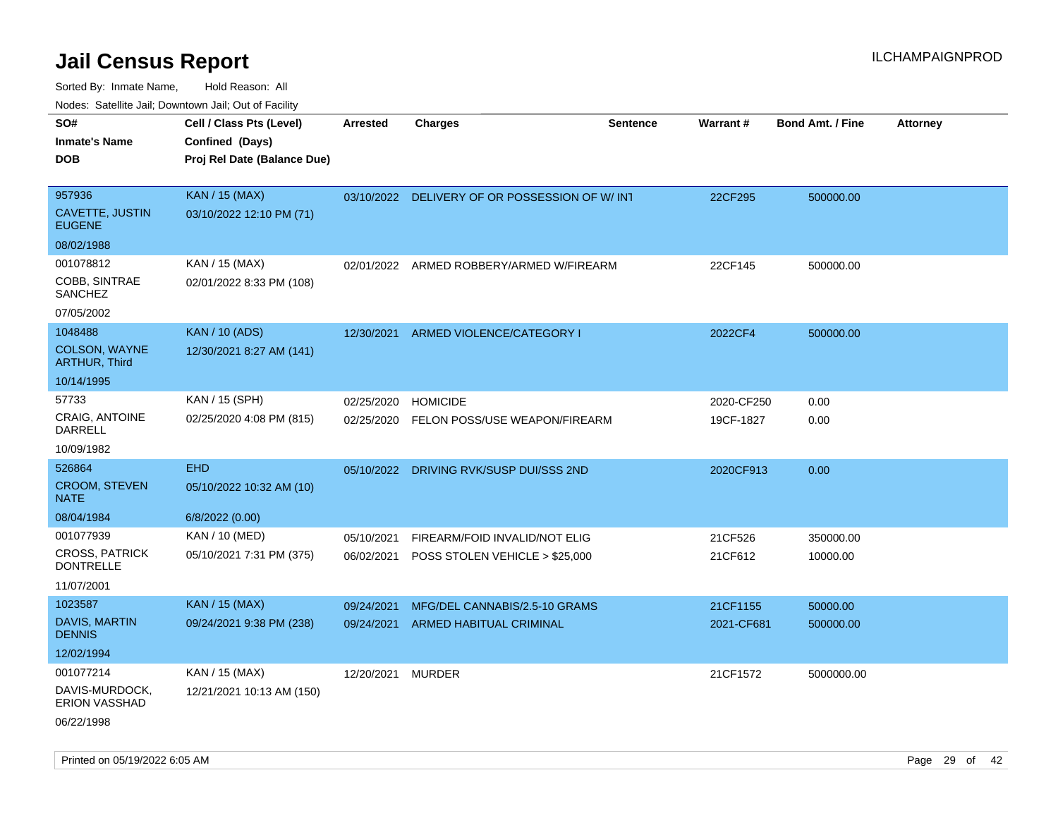# Jail Census Report

ILCHAMPAIGNPROD

Sorted By: Inmate Name, Hold Reason: All

Nodes: Satellite Jail; Downtown Jail; Out of Facility

| SO#<br>Inmate's Name<br>DOB | Cell / Class Pts (Level)<br>Confined (Days)<br>Proj Rel Date (Balance Due) | Arrested | Charges | Sentence | Warrant # | Bond Amt. / Fine | Attorney |
|---|---|---|---|---|---|---|---|
| 957936<br>CAVETTE, JUSTIN EUGENE<br>08/02/1988 | KAN / 15 (MAX)<br>03/10/2022 12:10 PM (71) | 03/10/2022 | DELIVERY OF OR POSSESSION OF W/ INT | | 22CF295 | 500000.00 | |
| 001078812<br>COBB, SINTRAE SANCHEZ<br>07/05/2002 | KAN / 15 (MAX)<br>02/01/2022 8:33 PM (108) | 02/01/2022 | ARMED ROBBERY/ARMED W/FIREARM | | 22CF145 | 500000.00 | |
| 1048488<br>COLSON, WAYNE ARTHUR, Third<br>10/14/1995 | KAN / 10 (ADS)<br>12/30/2021 8:27 AM (141) | 12/30/2021 | ARMED VIOLENCE/CATEGORY I | | 2022CF4 | 500000.00 | |
| 57733<br>CRAIG, ANTOINE DARRELL<br>10/09/1982 | KAN / 15 (SPH)<br>02/25/2020 4:08 PM (815) | 02/25/2020<br>02/25/2020 | HOMICIDE<br>FELON POSS/USE WEAPON/FIREARM | | 2020-CF250<br>19CF-1827 | 0.00<br>0.00 | |
| 526864<br>CROOM, STEVEN NATE<br>08/04/1984 | EHD<br>05/10/2022 10:32 AM (10)<br>6/8/2022 (0.00) | 05/10/2022 | DRIVING RVK/SUSP DUI/SSS 2ND | | 2020CF913 | 0.00 | |
| 001077939<br>CROSS, PATRICK DONTRELLE<br>11/07/2001 | KAN / 10 (MED)<br>05/10/2021 7:31 PM (375) | 05/10/2021<br>06/02/2021 | FIREARM/FOID INVALID/NOT ELIG<br>POSS STOLEN VEHICLE > $25,000 | | 21CF526<br>21CF612 | 350000.00<br>10000.00 | |
| 1023587<br>DAVIS, MARTIN DENNIS<br>12/02/1994 | KAN / 15 (MAX)<br>09/24/2021 9:38 PM (238) | 09/24/2021<br>09/24/2021 | MFG/DEL CANNABIS/2.5-10 GRAMS<br>ARMED HABITUAL CRIMINAL | | 21CF1155<br>2021-CF681 | 50000.00<br>500000.00 | |
| 001077214<br>DAVIS-MURDOCK, ERION VASSHAD<br>06/22/1998 | KAN / 15 (MAX)<br>12/21/2021 10:13 AM (150) | 12/20/2021 | MURDER | | 21CF1572 | 5000000.00 | |

Printed on 05/19/2022 6:05 AM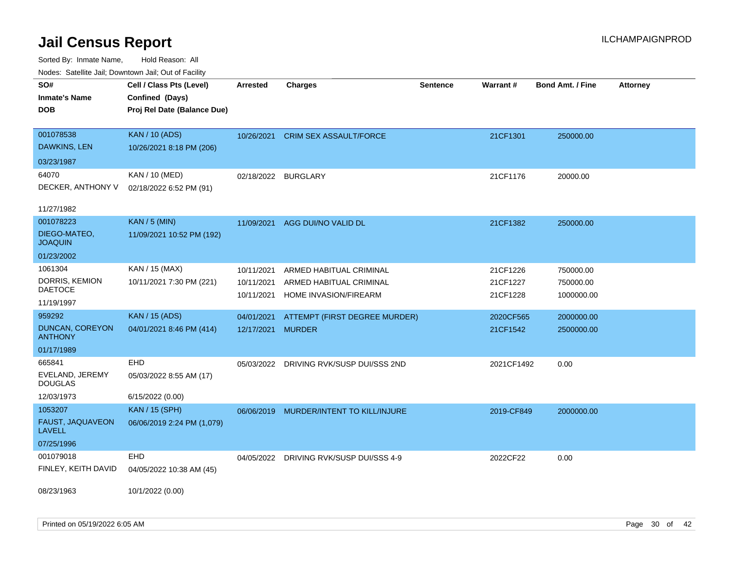# Jail Census Report

ILCHAMPAIGNPROD

Sorted By: Inmate Name, Hold Reason: All

Nodes: Satellite Jail; Downtown Jail; Out of Facility

| SO# / Inmate's Name / DOB | Cell / Class Pts (Level) / Confined (Days) / Proj Rel Date (Balance Due) | Arrested | Charges | Sentence | Warrant # | Bond Amt. / Fine | Attorney |
|---|---|---|---|---|---|---|---|
| 001078538<br>DAWKINS, LEN<br>03/23/1987 | KAN / 10 (ADS)<br>10/26/2021 8:18 PM (206) | 10/26/2021 | CRIM SEX ASSAULT/FORCE | | 21CF1301 | 250000.00 | |
| 64070<br>DECKER, ANTHONY V<br>11/27/1982 | KAN / 10 (MED)<br>02/18/2022 6:52 PM (91) | 02/18/2022 | BURGLARY | | 21CF1176 | 20000.00 | |
| 001078223<br>DIEGO-MATEO, JOAQUIN<br>01/23/2002 | KAN / 5 (MIN)<br>11/09/2021 10:52 PM (192) | 11/09/2021 | AGG DUI/NO VALID DL | | 21CF1382 | 250000.00 | |
| 1061304<br>DORRIS, KEMION DAETOCE<br>11/19/1997 | KAN / 15 (MAX)<br>10/11/2021 7:30 PM (221) | 10/11/2021<br>10/11/2021<br>10/11/2021 | ARMED HABITUAL CRIMINAL<br>ARMED HABITUAL CRIMINAL<br>HOME INVASION/FIREARM | | 21CF1226<br>21CF1227<br>21CF1228 | 750000.00<br>750000.00<br>1000000.00 | |
| 959292<br>DUNCAN, COREYON ANTHONY<br>01/17/1989 | KAN / 15 (ADS)<br>04/01/2021 8:46 PM (414) | 04/01/2021<br>12/17/2021 | ATTEMPT (FIRST DEGREE MURDER)<br>MURDER | | 2020CF565<br>21CF1542 | 2000000.00<br>2500000.00 | |
| 665841<br>EVELAND, JEREMY DOUGLAS<br>12/03/1973 | EHD<br>05/03/2022 8:55 AM (17)<br>6/15/2022 (0.00) | 05/03/2022 | DRIVING RVK/SUSP DUI/SSS 2ND | | 2021CF1492 | 0.00 | |
| 1053207<br>FAUST, JAQUAVEON LAVELL<br>07/25/1996 | KAN / 15 (SPH)<br>06/06/2019 2:24 PM (1,079) | 06/06/2019 | MURDER/INTENT TO KILL/INJURE | | 2019-CF849 | 2000000.00 | |
| 001079018<br>FINLEY, KEITH DAVID<br>08/23/1963 | EHD<br>04/05/2022 10:38 AM (45)<br>10/1/2022 (0.00) | 04/05/2022 | DRIVING RVK/SUSP DUI/SSS 4-9 | | 2022CF22 | 0.00 | |

Printed on 05/19/2022 6:05 AM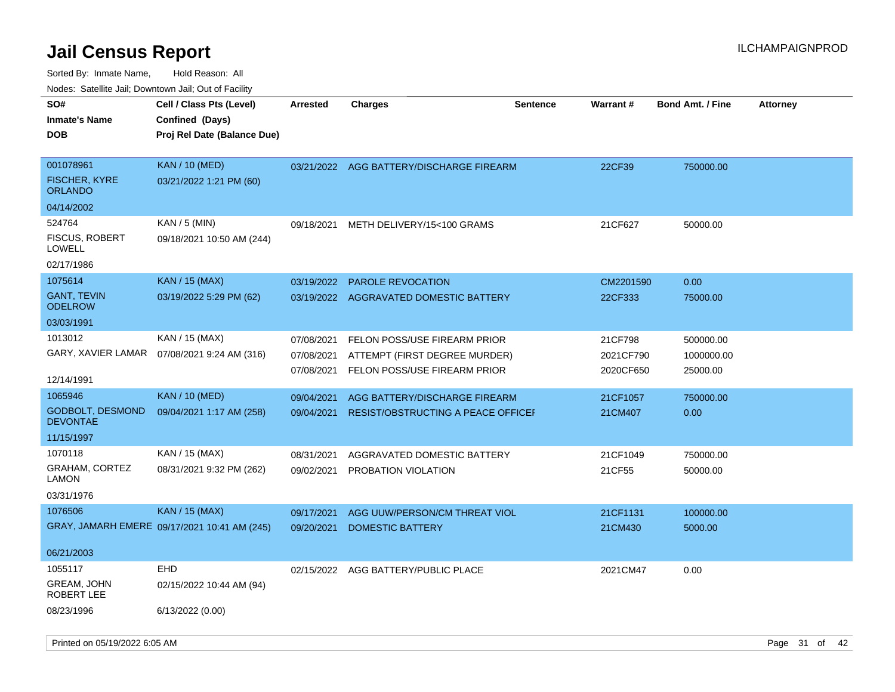# Jail Census Report

Sorted By: Inmate Name, Hold Reason: All

Nodes: Satellite Jail; Downtown Jail; Out of Facility

| SO# / Inmate's Name / DOB | Cell / Class Pts (Level) / Confined (Days) / Proj Rel Date (Balance Due) | Arrested | Charges | Sentence | Warrant # | Bond Amt. / Fine | Attorney |
|---|---|---|---|---|---|---|---|
| 001078961 FISCHER, KYRE ORLANDO 04/14/2002 | KAN / 10 (MED) 03/21/2022 1:21 PM (60) | 03/21/2022 | AGG BATTERY/DISCHARGE FIREARM | | 22CF39 | 750000.00 | |
| 524764 FISCUS, ROBERT LOWELL 02/17/1986 | KAN / 5 (MIN) 09/18/2021 10:50 AM (244) | 09/18/2021 | METH DELIVERY/15<100 GRAMS | | 21CF627 | 50000.00 | |
| 1075614 GANT, TEVIN ODELROW 03/03/1991 | KAN / 15 (MAX) 03/19/2022 5:29 PM (62) | 03/19/2022 | PAROLE REVOCATION | | CM2201590 | 0.00 | |
| | | 03/19/2022 | AGGRAVATED DOMESTIC BATTERY | | 22CF333 | 75000.00 | |
| 1013012 GARY, XAVIER LAMAR 12/14/1991 | KAN / 15 (MAX) 07/08/2021 9:24 AM (316) | 07/08/2021 | FELON POSS/USE FIREARM PRIOR | | 21CF798 | 500000.00 | |
| | | 07/08/2021 | ATTEMPT (FIRST DEGREE MURDER) | | 2021CF790 | 1000000.00 | |
| | | 07/08/2021 | FELON POSS/USE FIREARM PRIOR | | 2020CF650 | 25000.00 | |
| 1065946 GODBOLT, DESMOND DEVONTAE 11/15/1997 | KAN / 10 (MED) 09/04/2021 1:17 AM (258) | 09/04/2021 | AGG BATTERY/DISCHARGE FIREARM | | 21CF1057 | 750000.00 | |
| | | 09/04/2021 | RESIST/OBSTRUCTING A PEACE OFFICEI | | 21CM407 | 0.00 | |
| 1070118 GRAHAM, CORTEZ LAMON 03/31/1976 | KAN / 15 (MAX) 08/31/2021 9:32 PM (262) | 08/31/2021 | AGGRAVATED DOMESTIC BATTERY | | 21CF1049 | 750000.00 | |
| | | 09/02/2021 | PROBATION VIOLATION | | 21CF55 | 50000.00 | |
| 1076506 GRAY, JAMARH EMERE 06/21/2003 | KAN / 15 (MAX) 09/17/2021 10:41 AM (245) | 09/17/2021 | AGG UUW/PERSON/CM THREAT VIOL | | 21CF1131 | 100000.00 | |
| | | 09/20/2021 | DOMESTIC BATTERY | | 21CM430 | 5000.00 | |
| 1055117 GREAM, JOHN ROBERT LEE 08/23/1996 | EHD 02/15/2022 10:44 AM (94) 6/13/2022 (0.00) | 02/15/2022 | AGG BATTERY/PUBLIC PLACE | | 2021CM47 | 0.00 | |

Printed on 05/19/2022 6:05 AM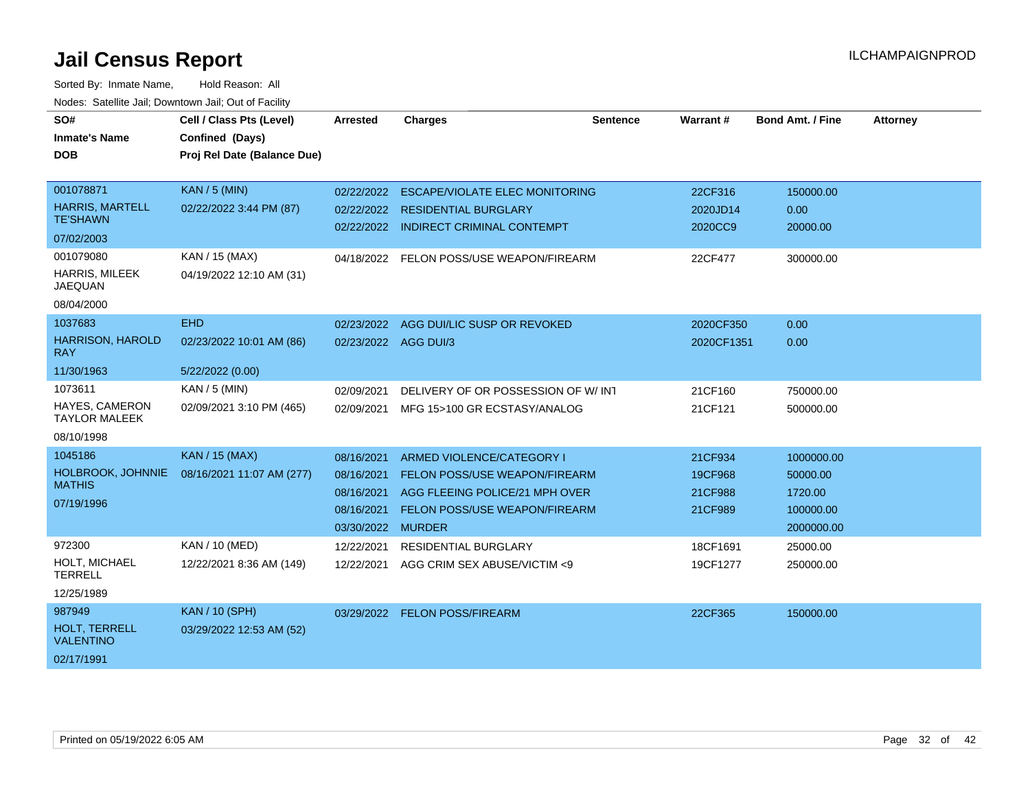# Jail Census Report

ILCHAMPAIGNPROD

Sorted By: Inmate Name, Hold Reason: All

Nodes: Satellite Jail; Downtown Jail; Out of Facility

| SO# / Inmate's Name / DOB | Cell / Class Pts (Level) / Confined (Days) / Proj Rel Date (Balance Due) | Arrested | Charges | Sentence | Warrant # | Bond Amt. / Fine | Attorney |
|---|---|---|---|---|---|---|---|
| 001078871<br>HARRIS, MARTELL TE'SHAWN<br>07/02/2003 | KAN / 5 (MIN)<br>02/22/2022 3:44 PM (87) | 02/22/2022 | ESCAPE/VIOLATE ELEC MONITORING | | 22CF316 | 150000.00 | |
| | | 02/22/2022 | RESIDENTIAL BURGLARY | | 2020JD14 | 0.00 | |
| | | 02/22/2022 | INDIRECT CRIMINAL CONTEMPT | | 2020CC9 | 20000.00 | |
| 001079080<br>HARRIS, MILEEK JAQUAN<br>08/04/2000 | KAN / 15 (MAX)<br>04/19/2022 12:10 AM (31) | 04/18/2022 | FELON POSS/USE WEAPON/FIREARM | | 22CF477 | 300000.00 | |
| 1037683<br>HARRISON, HAROLD RAY<br>11/30/1963 | EHD<br>02/23/2022 10:01 AM (86)<br>5/22/2022 (0.00) | 02/23/2022 | AGG DUI/LIC SUSP OR REVOKED | | 2020CF350 | 0.00 | |
| | | 02/23/2022 | AGG DUI/3 | | 2020CF1351 | 0.00 | |
| 1073611<br>HAYES, CAMERON TAYLOR MALEEK<br>08/10/1998 | KAN / 5 (MIN)<br>02/09/2021 3:10 PM (465) | 02/09/2021 | DELIVERY OF OR POSSESSION OF W/ INT | | 21CF160 | 750000.00 | |
| | | 02/09/2021 | MFG 15>100 GR ECSTASY/ANALOG | | 21CF121 | 500000.00 | |
| 1045186<br>HOLBROOK, JOHNNIE MATHIS<br>07/19/1996 | KAN / 15 (MAX)<br>08/16/2021 11:07 AM (277) | 08/16/2021 | ARMED VIOLENCE/CATEGORY I | | 21CF934 | 1000000.00 | |
| | | 08/16/2021 | FELON POSS/USE WEAPON/FIREARM | | 19CF968 | 50000.00 | |
| | | 08/16/2021 | AGG FLEEING POLICE/21 MPH OVER | | 21CF988 | 1720.00 | |
| | | 08/16/2021 | FELON POSS/USE WEAPON/FIREARM | | 21CF989 | 100000.00 | |
| | | 03/30/2022 | MURDER | | | 2000000.00 | |
| 972300<br>HOLT, MICHAEL TERRELL<br>12/25/1989 | KAN / 10 (MED)<br>12/22/2021 8:36 AM (149) | 12/22/2021 | RESIDENTIAL BURGLARY | | 18CF1691 | 25000.00 | |
| | | 12/22/2021 | AGG CRIM SEX ABUSE/VICTIM <9 | | 19CF1277 | 250000.00 | |
| 987949<br>HOLT, TERRELL VALENTINO<br>02/17/1991 | KAN / 10 (SPH)<br>03/29/2022 12:53 AM (52) | 03/29/2022 | FELON POSS/FIREARM | | 22CF365 | 150000.00 | |

Printed on 05/19/2022 6:05 AM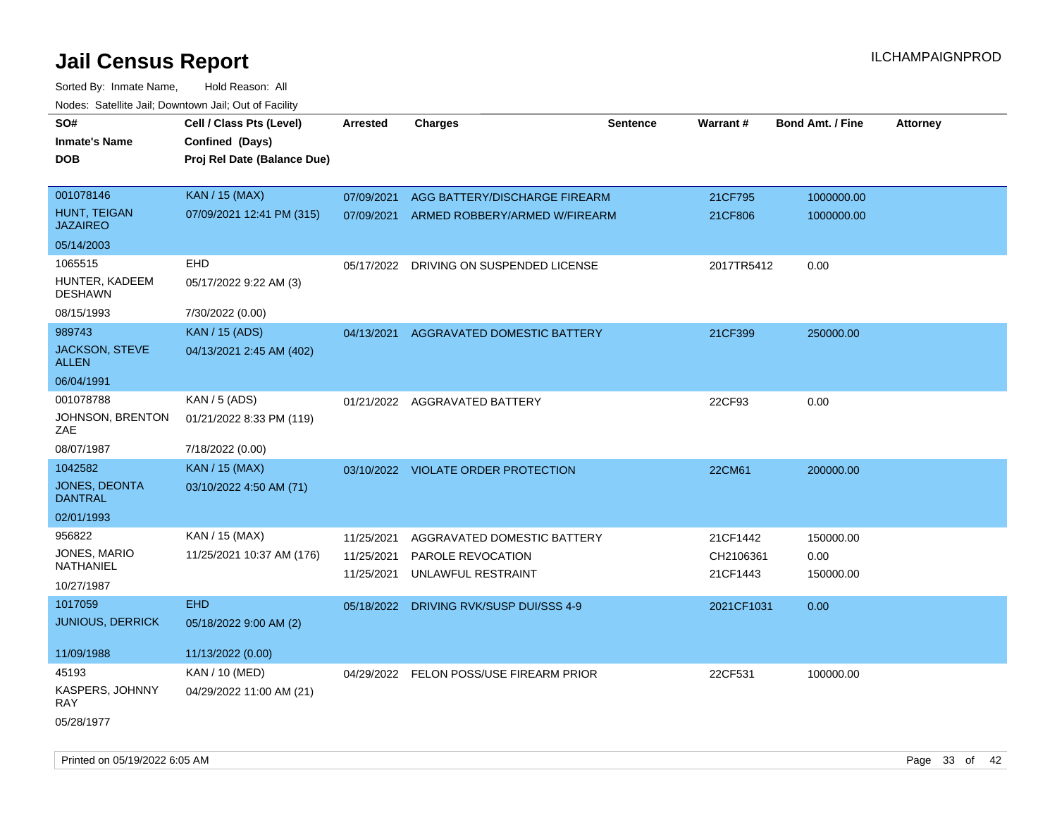# Jail Census Report

ILCHAMPAIGNPROD

Sorted By: Inmate Name, Hold Reason: All

Nodes: Satellite Jail; Downtown Jail; Out of Facility

| SO#<br>Inmate's Name<br>DOB | Cell / Class Pts (Level)<br>Confined (Days)<br>Proj Rel Date (Balance Due) | Arrested | Charges | Sentence | Warrant # | Bond Amt. / Fine | Attorney |
|---|---|---|---|---|---|---|---|
| 001078146<br>HUNT, TEIGAN JAZAIREO<br>05/14/2003 | KAN / 15 (MAX)<br>07/09/2021 12:41 PM (315) | 07/09/2021<br>07/09/2021 | AGG BATTERY/DISCHARGE FIREARM<br>ARMED ROBBERY/ARMED W/FIREARM | | 21CF795<br>21CF806 | 1000000.00<br>1000000.00 | |
| 1065515<br>HUNTER, KADEEM DESHAWN<br>08/15/1993 | EHD<br>05/17/2022 9:22 AM (3)<br>7/30/2022 (0.00) | 05/17/2022 | DRIVING ON SUSPENDED LICENSE | | 2017TR5412 | 0.00 | |
| 989743<br>JACKSON, STEVE ALLEN<br>06/04/1991 | KAN / 15 (ADS)<br>04/13/2021 2:45 AM (402) | 04/13/2021 | AGGRAVATED DOMESTIC BATTERY | | 21CF399 | 250000.00 | |
| 001078788<br>JOHNSON, BRENTON ZAE<br>08/07/1987 | KAN / 5 (ADS)<br>01/21/2022 8:33 PM (119)<br>7/18/2022 (0.00) | 01/21/2022 | AGGRAVATED BATTERY | | 22CF93 | 0.00 | |
| 1042582<br>JONES, DEONTA DANTRAL<br>02/01/1993 | KAN / 15 (MAX)<br>03/10/2022 4:50 AM (71) | 03/10/2022 | VIOLATE ORDER PROTECTION | | 22CM61 | 200000.00 | |
| 956822<br>JONES, MARIO NATHANIEL<br>10/27/1987 | KAN / 15 (MAX)<br>11/25/2021 10:37 AM (176) | 11/25/2021<br>11/25/2021<br>11/25/2021 | AGGRAVATED DOMESTIC BATTERY<br>PAROLE REVOCATION<br>UNLAWFUL RESTRAINT | | 21CF1442<br>CH2106361<br>21CF1443 | 150000.00<br>0.00<br>150000.00 | |
| 1017059<br>JUNIOUS, DERRICK<br>11/09/1988 | EHD<br>05/18/2022 9:00 AM (2)<br>11/13/2022 (0.00) | 05/18/2022 | DRIVING RVK/SUSP DUI/SSS 4-9 | | 2021CF1031 | 0.00 | |
| 45193<br>KASPERS, JOHNNY RAY<br>05/28/1977 | KAN / 10 (MED)<br>04/29/2022 11:00 AM (21) | 04/29/2022 | FELON POSS/USE FIREARM PRIOR | | 22CF531 | 100000.00 | |

Printed on 05/19/2022 6:05 AM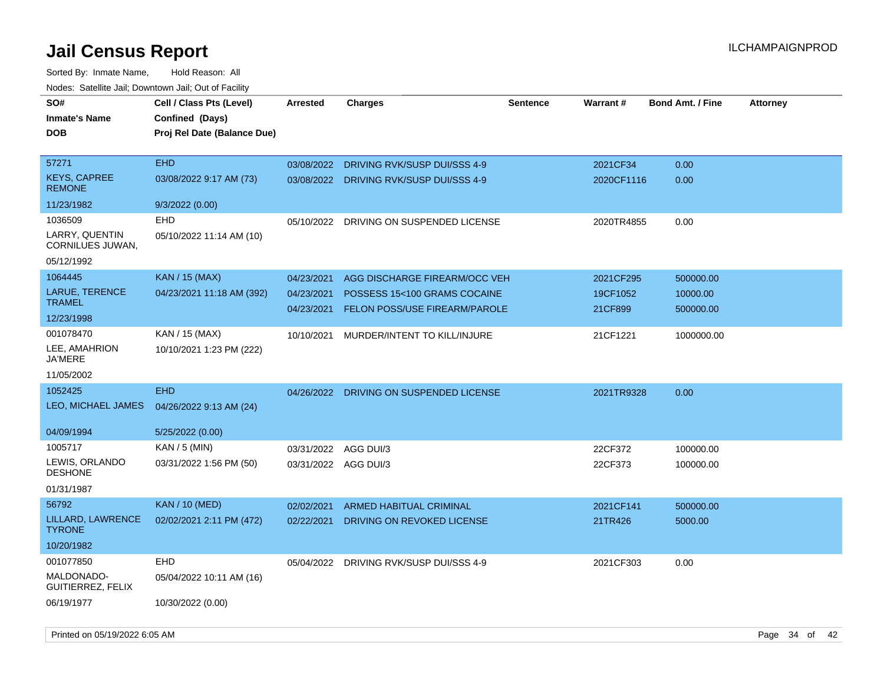# Jail Census Report

Sorted By: Inmate Name, Hold Reason: All

Nodes: Satellite Jail; Downtown Jail; Out of Facility

| SO# / Inmate's Name / DOB | Cell / Class Pts (Level) / Confined (Days) / Proj Rel Date (Balance Due) | Arrested | Charges | Sentence | Warrant # | Bond Amt. / Fine | Attorney |
|---|---|---|---|---|---|---|---|
| 57271<br>KEYS, CAPREE REMONE<br>11/23/1982 | EHD<br>03/08/2022 9:17 AM (73)<br>9/3/2022 (0.00) | 03/08/2022<br>03/08/2022 | DRIVING RVK/SUSP DUI/SSS 4-9<br>DRIVING RVK/SUSP DUI/SSS 4-9 | | 2021CF34<br>2020CF1116 | 0.00<br>0.00 | |
| 1036509<br>LARRY, QUENTIN CORNILUES JUWAN,<br>05/12/1992 | EHD<br>05/10/2022 11:14 AM (10) | 05/10/2022 | DRIVING ON SUSPENDED LICENSE | | 2020TR4855 | 0.00 | |
| 1064445<br>LARUE, TERENCE TRAMEL<br>12/23/1998 | KAN / 15 (MAX)<br>04/23/2021 11:18 AM (392) | 04/23/2021<br>04/23/2021<br>04/23/2021 | AGG DISCHARGE FIREARM/OCC VEH<br>POSSESS 15<100 GRAMS COCAINE<br>FELON POSS/USE FIREARM/PAROLE | | 2021CF295<br>19CF1052<br>21CF899 | 500000.00<br>10000.00<br>500000.00 | |
| 001078470<br>LEE, AMAHRION JA'MERE<br>11/05/2002 | KAN / 15 (MAX)<br>10/10/2021 1:23 PM (222) | 10/10/2021 | MURDER/INTENT TO KILL/INJURE | | 21CF1221 | 1000000.00 | |
| 1052425<br>LEO, MICHAEL JAMES<br>04/09/1994 | EHD<br>04/26/2022 9:13 AM (24)<br>5/25/2022 (0.00) | 04/26/2022 | DRIVING ON SUSPENDED LICENSE | | 2021TR9328 | 0.00 | |
| 1005717<br>LEWIS, ORLANDO DESHONE<br>01/31/1987 | KAN / 5 (MIN)<br>03/31/2022 1:56 PM (50) | 03/31/2022<br>03/31/2022 | AGG DUI/3<br>AGG DUI/3 | | 22CF372<br>22CF373 | 100000.00<br>100000.00 | |
| 56792<br>LILLARD, LAWRENCE TYRONE<br>10/20/1982 | KAN / 10 (MED)<br>02/02/2021 2:11 PM (472) | 02/02/2021<br>02/22/2021 | ARMED HABITUAL CRIMINAL<br>DRIVING ON REVOKED LICENSE | | 2021CF141<br>21TR426 | 500000.00<br>5000.00 | |
| 001077850<br>MALDONADO-GUITIERREZ, FELIX<br>06/19/1977 | EHD<br>05/04/2022 10:11 AM (16)<br>10/30/2022 (0.00) | 05/04/2022 | DRIVING RVK/SUSP DUI/SSS 4-9 | | 2021CF303 | 0.00 | |

Printed on 05/19/2022 6:05 AM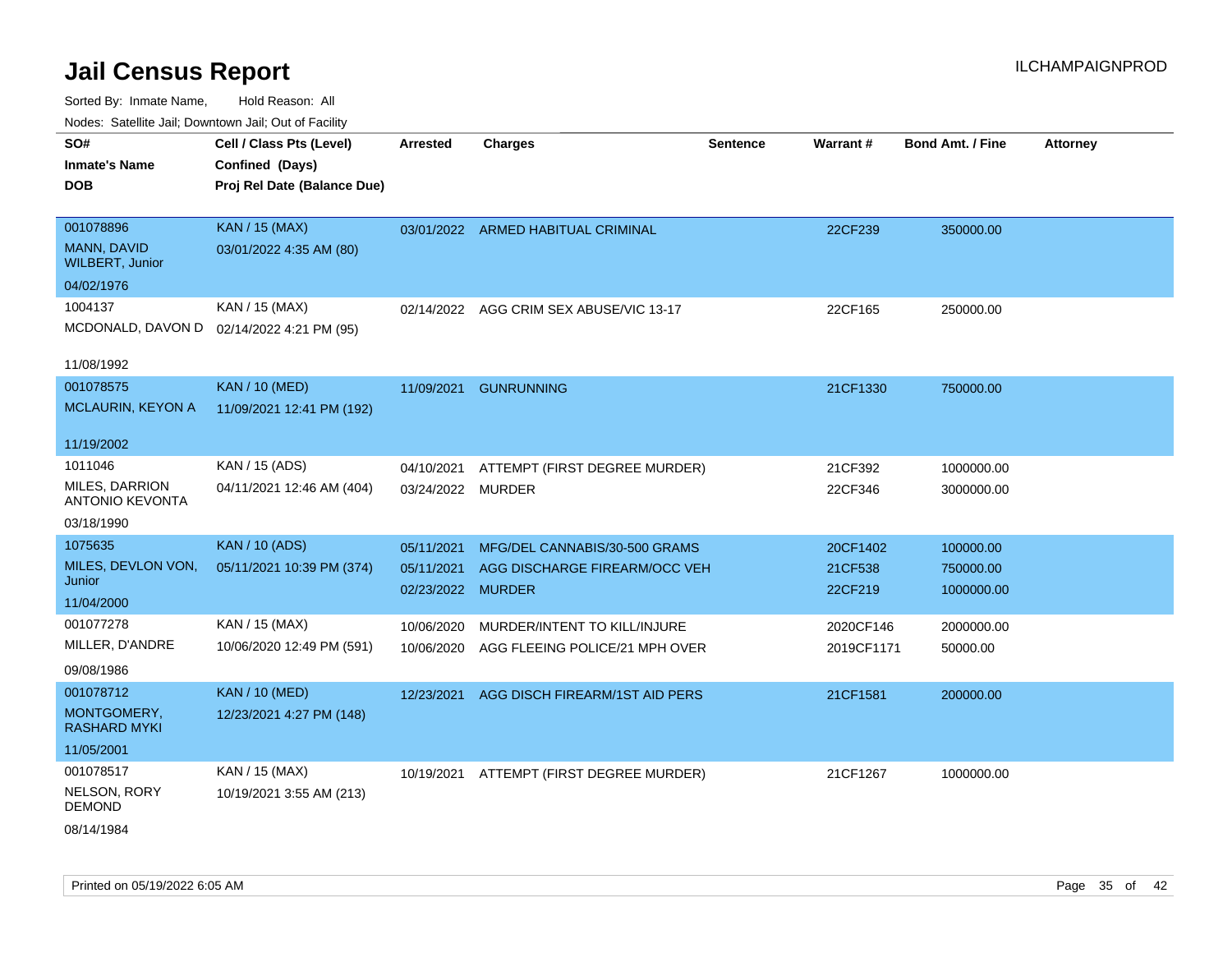# Jail Census Report

ILCHAMPAIGNPROD

Sorted By: Inmate Name, Hold Reason: All

Nodes: Satellite Jail; Downtown Jail; Out of Facility

| SO# / Inmate's Name / DOB | Cell / Class Pts (Level) / Confined (Days) / Proj Rel Date (Balance Due) | Arrested | Charges | Sentence | Warrant # | Bond Amt. / Fine | Attorney |
|---|---|---|---|---|---|---|---|
| 001078896 MANN, DAVID WILBERT, Junior 04/02/1976 | KAN / 15 (MAX) 03/01/2022 4:35 AM (80) | 03/01/2022 | ARMED HABITUAL CRIMINAL | | 22CF239 | 350000.00 | |
| 1004137 MCDONALD, DAVON D 11/08/1992 | KAN / 15 (MAX) 02/14/2022 4:21 PM (95) | 02/14/2022 | AGG CRIM SEX ABUSE/VIC 13-17 | | 22CF165 | 250000.00 | |
| 001078575 MCLAURIN, KEYON A 11/19/2002 | KAN / 10 (MED) 11/09/2021 12:41 PM (192) | 11/09/2021 | GUNRUNNING | | 21CF1330 | 750000.00 | |
| 1011046 MILES, DARRION ANTONIO KEVONTA 03/18/1990 | KAN / 15 (ADS) 04/11/2021 12:46 AM (404) | 04/10/2021 | ATTEMPT (FIRST DEGREE MURDER) | | 21CF392 | 1000000.00 | |
| | | 03/24/2022 | MURDER | | 22CF346 | 3000000.00 | |
| 1075635 MILES, DEVLON VON, Junior 11/04/2000 | KAN / 10 (ADS) 05/11/2021 10:39 PM (374) | 05/11/2021 | MFG/DEL CANNABIS/30-500 GRAMS | | 20CF1402 | 100000.00 | |
| | | 05/11/2021 | AGG DISCHARGE FIREARM/OCC VEH | | 21CF538 | 750000.00 | |
| | | 02/23/2022 | MURDER | | 22CF219 | 1000000.00 | |
| 001077278 MILLER, D'ANDRE 09/08/1986 | KAN / 15 (MAX) 10/06/2020 12:49 PM (591) | 10/06/2020 | MURDER/INTENT TO KILL/INJURE | | 2020CF146 | 2000000.00 | |
| | | 10/06/2020 | AGG FLEEING POLICE/21 MPH OVER | | 2019CF1171 | 50000.00 | |
| 001078712 MONTGOMERY, RASHARD MYKI 11/05/2001 | KAN / 10 (MED) 12/23/2021 4:27 PM (148) | 12/23/2021 | AGG DISCH FIREARM/1ST AID PERS | | 21CF1581 | 200000.00 | |
| 001078517 NELSON, RORY DEMOND 08/14/1984 | KAN / 15 (MAX) 10/19/2021 3:55 AM (213) | 10/19/2021 | ATTEMPT (FIRST DEGREE MURDER) | | 21CF1267 | 1000000.00 | |

Printed on 05/19/2022 6:05 AM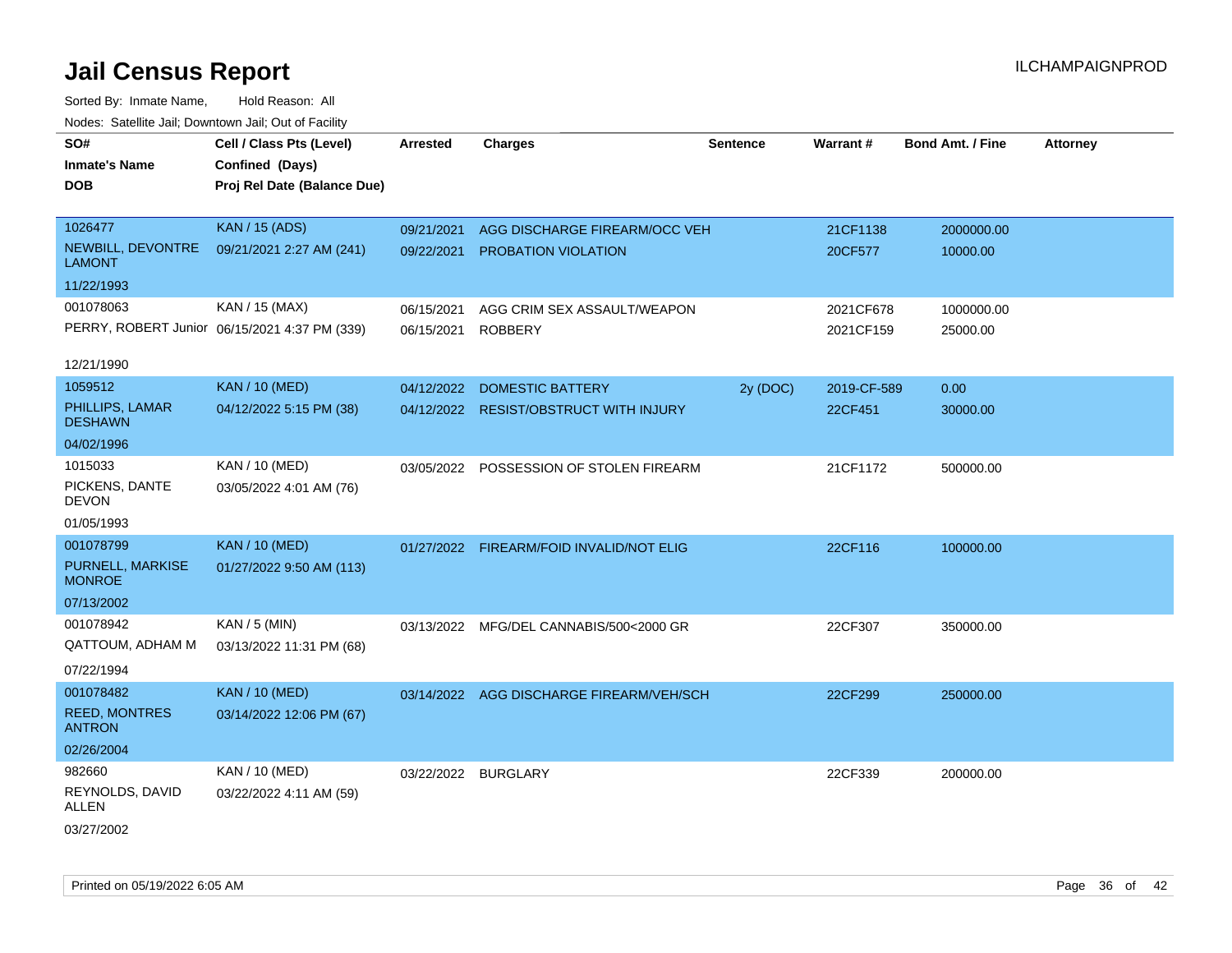# Jail Census Report

ILCHAMPAIGNPROD

Sorted By: Inmate Name, Hold Reason: All

Nodes: Satellite Jail; Downtown Jail; Out of Facility

| SO# / Inmate's Name / DOB | Cell / Class Pts (Level) / Confined (Days) / Proj Rel Date (Balance Due) | Arrested | Charges | Sentence | Warrant # | Bond Amt. / Fine | Attorney |
|---|---|---|---|---|---|---|---|
| 1026477<br>NEWBILL, DEVONTRE LAMONT<br>11/22/1993 | KAN / 15 (ADS)<br>09/21/2021 2:27 AM (241) | 09/21/2021 | AGG DISCHARGE FIREARM/OCC VEH | | 21CF1138 | 2000000.00 | |
| | | 09/22/2021 | PROBATION VIOLATION | | 20CF577 | 10000.00 | |
| 001078063<br>PERRY, ROBERT Junior<br>12/21/1990 | KAN / 15 (MAX)<br>06/15/2021 4:37 PM (339) | 06/15/2021 | AGG CRIM SEX ASSAULT/WEAPON | | 2021CF678 | 1000000.00 | |
| | | 06/15/2021 | ROBBERY | | 2021CF159 | 25000.00 | |
| 1059512<br>PHILLIPS, LAMAR DESHAWN<br>04/02/1996 | KAN / 10 (MED)<br>04/12/2022 5:15 PM (38) | 04/12/2022 | DOMESTIC BATTERY | 2y (DOC) | 2019-CF-589 | 0.00 | |
| | | 04/12/2022 | RESIST/OBSTRUCT WITH INJURY | | 22CF451 | 30000.00 | |
| 1015033<br>PICKENS, DANTE DEVON<br>01/05/1993 | KAN / 10 (MED)<br>03/05/2022 4:01 AM (76) | 03/05/2022 | POSSESSION OF STOLEN FIREARM | | 21CF1172 | 500000.00 | |
| 001078799<br>PURNELL, MARKISE MONROE<br>07/13/2002 | KAN / 10 (MED)<br>01/27/2022 9:50 AM (113) | 01/27/2022 | FIREARM/FOID INVALID/NOT ELIG | | 22CF116 | 100000.00 | |
| 001078942<br>QATTOUM, ADHAM M<br>07/22/1994 | KAN / 5 (MIN)<br>03/13/2022 11:31 PM (68) | 03/13/2022 | MFG/DEL CANNABIS/500<2000 GR | | 22CF307 | 350000.00 | |
| 001078482<br>REED, MONTRES ANTRON<br>02/26/2004 | KAN / 10 (MED)<br>03/14/2022 12:06 PM (67) | 03/14/2022 | AGG DISCHARGE FIREARM/VEH/SCH | | 22CF299 | 250000.00 | |
| 982660<br>REYNOLDS, DAVID ALLEN<br>03/27/2002 | KAN / 10 (MED)<br>03/22/2022 4:11 AM (59) | 03/22/2022 | BURGLARY | | 22CF339 | 200000.00 | |

Printed on 05/19/2022 6:05 AM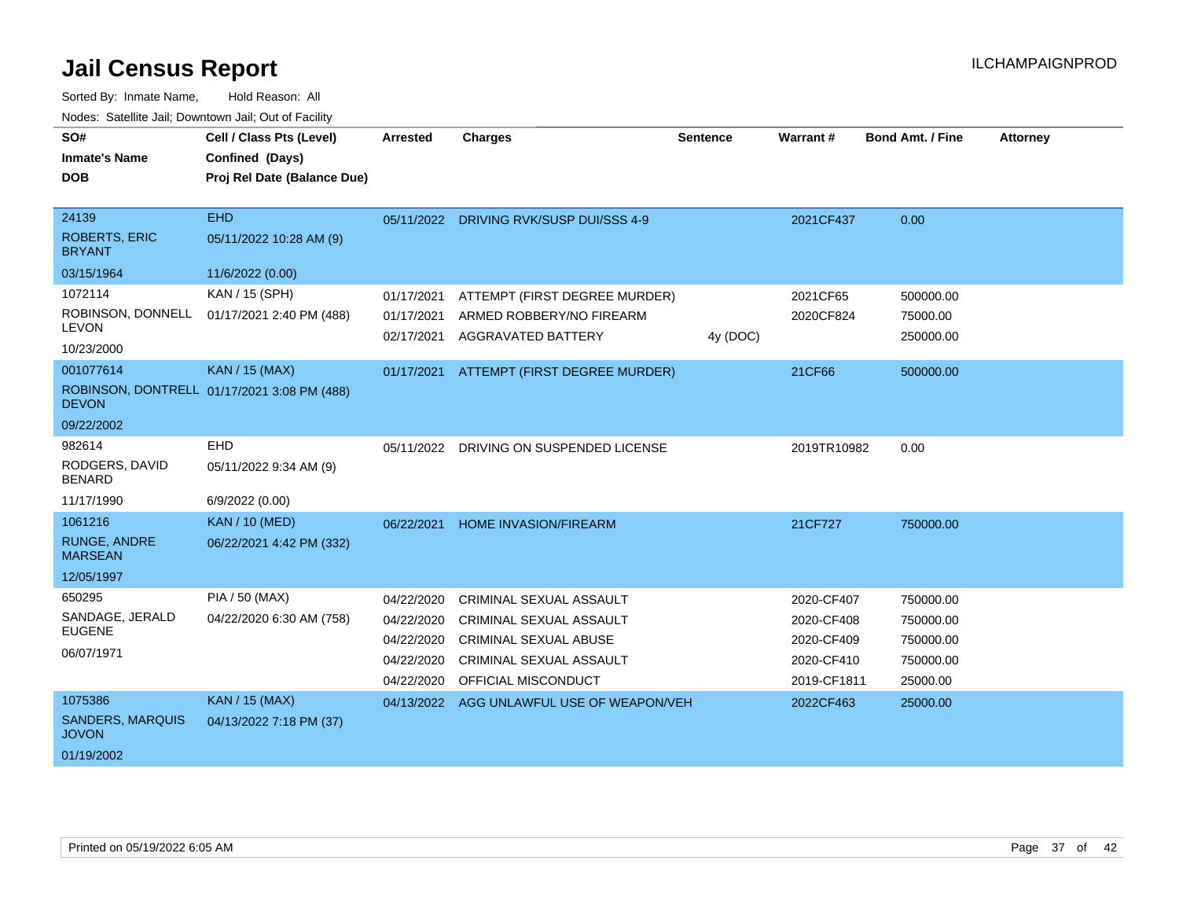# Jail Census Report

ILCHAMPAIGNPROD

Sorted By: Inmate Name, Hold Reason: All

Nodes: Satellite Jail; Downtown Jail; Out of Facility

| SO# / Inmate's Name / DOB | Cell / Class Pts (Level) / Confined (Days) / Proj Rel Date (Balance Due) | Arrested | Charges | Sentence | Warrant # | Bond Amt. / Fine | Attorney |
|---|---|---|---|---|---|---|---|
| 24139 | EHD | 05/11/2022 | DRIVING RVK/SUSP DUI/SSS 4-9 | | 2021CF437 | 0.00 | |
| ROBERTS, ERIC BRYANT | 05/11/2022 10:28 AM (9) | | | | | | |
| 03/15/1964 | 11/6/2022 (0.00) | | | | | | |
| 1072114 | KAN / 15 (SPH) | 01/17/2021 | ATTEMPT (FIRST DEGREE MURDER) | | 2021CF65 | 500000.00 | |
| ROBINSON, DONNELL LEVON | 01/17/2021 2:40 PM (488) | 01/17/2021 | ARMED ROBBERY/NO FIREARM | | 2020CF824 | 75000.00 | |
| 10/23/2000 | | 02/17/2021 | AGGRAVATED BATTERY | 4y (DOC) | | 250000.00 | |
| 001077614 | KAN / 15 (MAX) | 01/17/2021 | ATTEMPT (FIRST DEGREE MURDER) | | 21CF66 | 500000.00 | |
| ROBINSON, DONTRELL DEVON | 01/17/2021 3:08 PM (488) | | | | | | |
| 09/22/2002 | | | | | | | |
| 982614 | EHD | 05/11/2022 | DRIVING ON SUSPENDED LICENSE | | 2019TR10982 | 0.00 | |
| RODGERS, DAVID BENARD | 05/11/2022 9:34 AM (9) | | | | | | |
| 11/17/1990 | 6/9/2022 (0.00) | | | | | | |
| 1061216 | KAN / 10 (MED) | 06/22/2021 | HOME INVASION/FIREARM | | 21CF727 | 750000.00 | |
| RUNGE, ANDRE MARSEAN | 06/22/2021 4:42 PM (332) | | | | | | |
| 12/05/1997 | | | | | | | |
| 650295 | PIA / 50 (MAX) | 04/22/2020 | CRIMINAL SEXUAL ASSAULT | | 2020-CF407 | 750000.00 | |
| SANDAGE, JERALD EUGENE | 04/22/2020 6:30 AM (758) | 04/22/2020 | CRIMINAL SEXUAL ASSAULT | | 2020-CF408 | 750000.00 | |
| 06/07/1971 | | 04/22/2020 | CRIMINAL SEXUAL ABUSE | | 2020-CF409 | 750000.00 | |
| | | 04/22/2020 | CRIMINAL SEXUAL ASSAULT | | 2020-CF410 | 750000.00 | |
| | | 04/22/2020 | OFFICIAL MISCONDUCT | | 2019-CF1811 | 25000.00 | |
| 1075386 | KAN / 15 (MAX) | 04/13/2022 | AGG UNLAWFUL USE OF WEAPON/VEH | | 2022CF463 | 25000.00 | |
| SANDERS, MARQUIS JOVON | 04/13/2022 7:18 PM (37) | | | | | | |
| 01/19/2002 | | | | | | | |

Printed on 05/19/2022 6:05 AM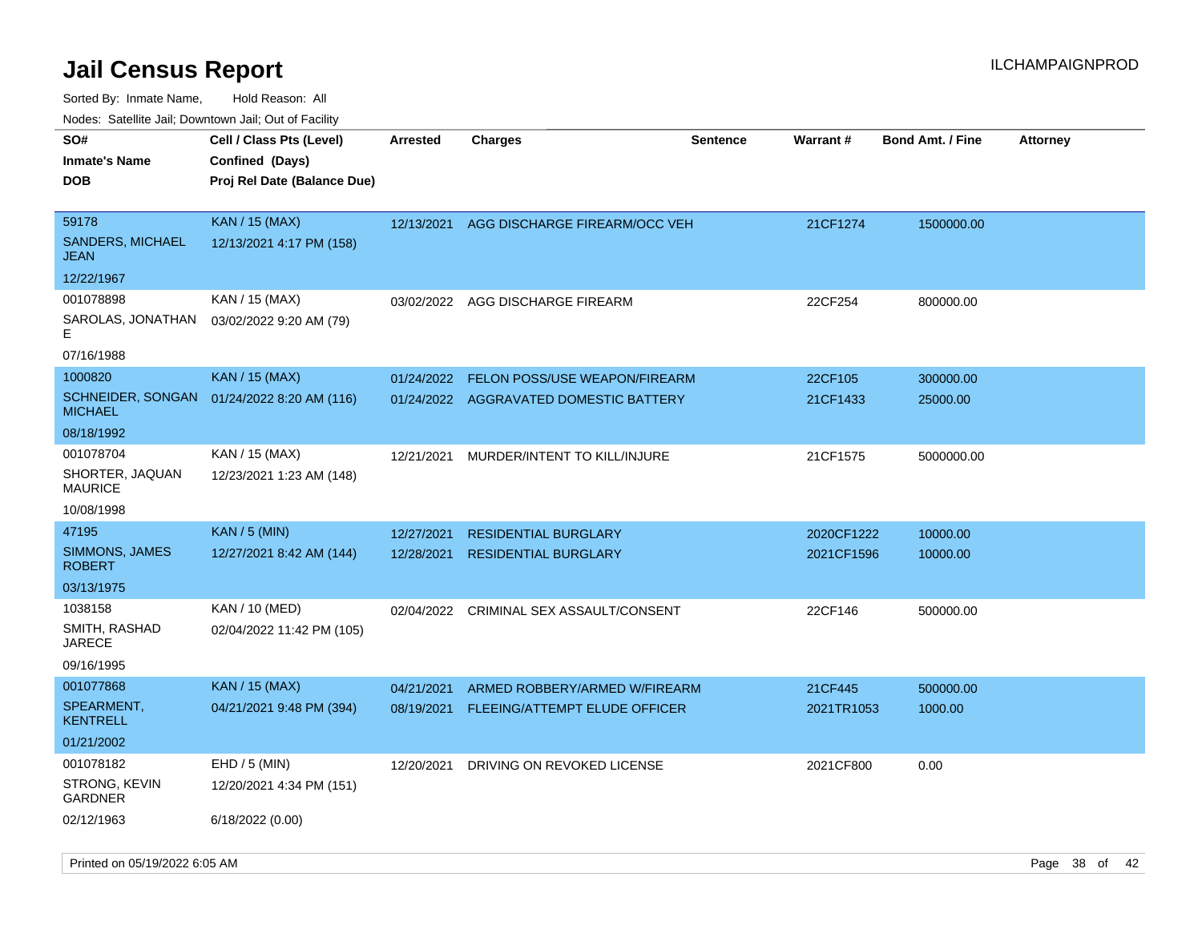# Jail Census Report

ILCHAMPAIGNPROD

Sorted By: Inmate Name, Hold Reason: All

Nodes: Satellite Jail; Downtown Jail; Out of Facility

| SO# / Inmate's Name / DOB | Cell / Class Pts (Level) / Confined (Days) / Proj Rel Date (Balance Due) | Arrested | Charges | Sentence | Warrant # | Bond Amt. / Fine | Attorney |
|---|---|---|---|---|---|---|---|
| 59178<br>SANDERS, MICHAEL JEAN<br>12/22/1967 | KAN / 15 (MAX)<br>12/13/2021 4:17 PM (158) | 12/13/2021 | AGG DISCHARGE FIREARM/OCC VEH | | 21CF1274 | 1500000.00 | |
| 001078898<br>SAROLAS, JONATHAN E<br>07/16/1988 | KAN / 15 (MAX)<br>03/02/2022 9:20 AM (79) | 03/02/2022 | AGG DISCHARGE FIREARM | | 22CF254 | 800000.00 | |
| 1000820<br>SCHNEIDER, SONGAN MICHAEL<br>08/18/1992 | KAN / 15 (MAX)<br>01/24/2022 8:20 AM (116) | 01/24/2022<br>01/24/2022 | FELON POSS/USE WEAPON/FIREARM<br>AGGRAVATED DOMESTIC BATTERY | | 22CF105<br>21CF1433 | 300000.00<br>25000.00 | |
| 001078704<br>SHORTER, JAQUAN MAURICE<br>10/08/1998 | KAN / 15 (MAX)<br>12/23/2021 1:23 AM (148) | 12/21/2021 | MURDER/INTENT TO KILL/INJURE | | 21CF1575 | 5000000.00 | |
| 47195<br>SIMMONS, JAMES ROBERT<br>03/13/1975 | KAN / 5 (MIN)<br>12/27/2021 8:42 AM (144) | 12/27/2021<br>12/28/2021 | RESIDENTIAL BURGLARY<br>RESIDENTIAL BURGLARY | | 2020CF1222<br>2021CF1596 | 10000.00<br>10000.00 | |
| 1038158<br>SMITH, RASHAD JARECE<br>09/16/1995 | KAN / 10 (MED)<br>02/04/2022 11:42 PM (105) | 02/04/2022 | CRIMINAL SEX ASSAULT/CONSENT | | 22CF146 | 500000.00 | |
| 001077868<br>SPEARMENT, KENTRELL<br>01/21/2002 | KAN / 15 (MAX)<br>04/21/2021 9:48 PM (394) | 04/21/2021<br>08/19/2021 | ARMED ROBBERY/ARMED W/FIREARM<br>FLEEING/ATTEMPT ELUDE OFFICER | | 21CF445<br>2021TR1053 | 500000.00<br>1000.00 | |
| 001078182<br>STRONG, KEVIN GARDNER<br>02/12/1963 | EHD / 5 (MIN)<br>12/20/2021 4:34 PM (151)<br>6/18/2022 (0.00) | 12/20/2021 | DRIVING ON REVOKED LICENSE | | 2021CF800 | 0.00 | |

Printed on 05/19/2022 6:05 AM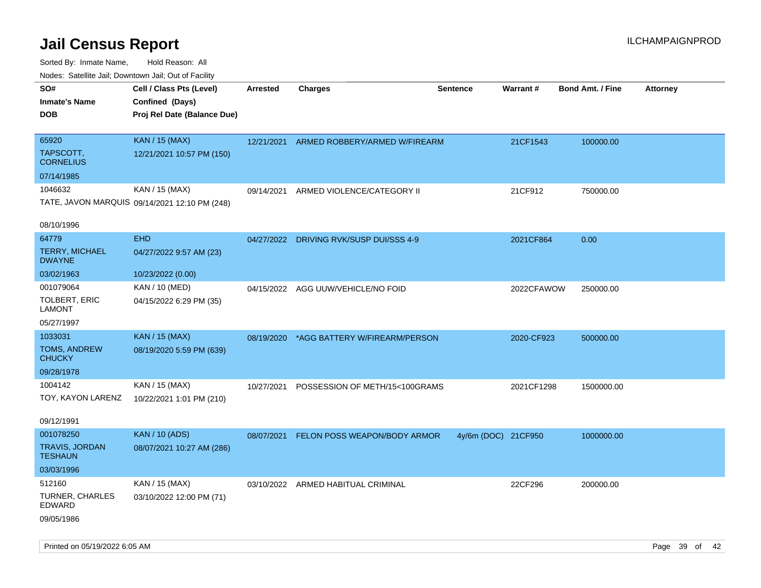# Jail Census Report

Sorted By: Inmate Name, Hold Reason: All

Nodes: Satellite Jail; Downtown Jail; Out of Facility

| SO# / Inmate's Name / DOB | Cell / Class Pts (Level) / Confined (Days) / Proj Rel Date (Balance Due) | Arrested | Charges | Sentence | Warrant # | Bond Amt. / Fine | Attorney |
|---|---|---|---|---|---|---|---|
| 65920<br>TAPSCOTT, CORNELIUS<br>07/14/1985 | KAN / 15 (MAX)<br>12/21/2021 10:57 PM (150) | 12/21/2021 | ARMED ROBBERY/ARMED W/FIREARM | | 21CF1543 | 100000.00 | |
| 1046632<br>TATE, JAVON MARQUIS<br>08/10/1996 | KAN / 15 (MAX)<br>09/14/2021 12:10 PM (248) | 09/14/2021 | ARMED VIOLENCE/CATEGORY II | | 21CF912 | 750000.00 | |
| 64779<br>TERRY, MICHAEL DWAYNE<br>03/02/1963 | EHD<br>04/27/2022 9:57 AM (23)<br>10/23/2022 (0.00) | 04/27/2022 | DRIVING RVK/SUSP DUI/SSS 4-9 | | 2021CF864 | 0.00 | |
| 001079064<br>TOLBERT, ERIC LAMONT<br>05/27/1997 | KAN / 10 (MED)<br>04/15/2022 6:29 PM (35) | 04/15/2022 | AGG UUW/VEHICLE/NO FOID | | 2022CFAWOW | 250000.00 | |
| 1033031<br>TOMS, ANDREW CHUCKY<br>09/28/1978 | KAN / 15 (MAX)<br>08/19/2020 5:59 PM (639) | 08/19/2020 | *AGG BATTERY W/FIREARM/PERSON | | 2020-CF923 | 500000.00 | |
| 1004142<br>TOY, KAYON LARENZ<br>09/12/1991 | KAN / 15 (MAX)<br>10/22/2021 1:01 PM (210) | 10/27/2021 | POSSESSION OF METH/15<100GRAMS | | 2021CF1298 | 1500000.00 | |
| 001078250<br>TRAVIS, JORDAN TESHAUN<br>03/03/1996 | KAN / 10 (ADS)<br>08/07/2021 10:27 AM (286) | 08/07/2021 | FELON POSS WEAPON/BODY ARMOR | 4y/6m (DOC) | 21CF950 | 1000000.00 | |
| 512160<br>TURNER, CHARLES EDWARD<br>09/05/1986 | KAN / 15 (MAX)<br>03/10/2022 12:00 PM (71) | 03/10/2022 | ARMED HABITUAL CRIMINAL | | 22CF296 | 200000.00 | |

Printed on 05/19/2022 6:05 AM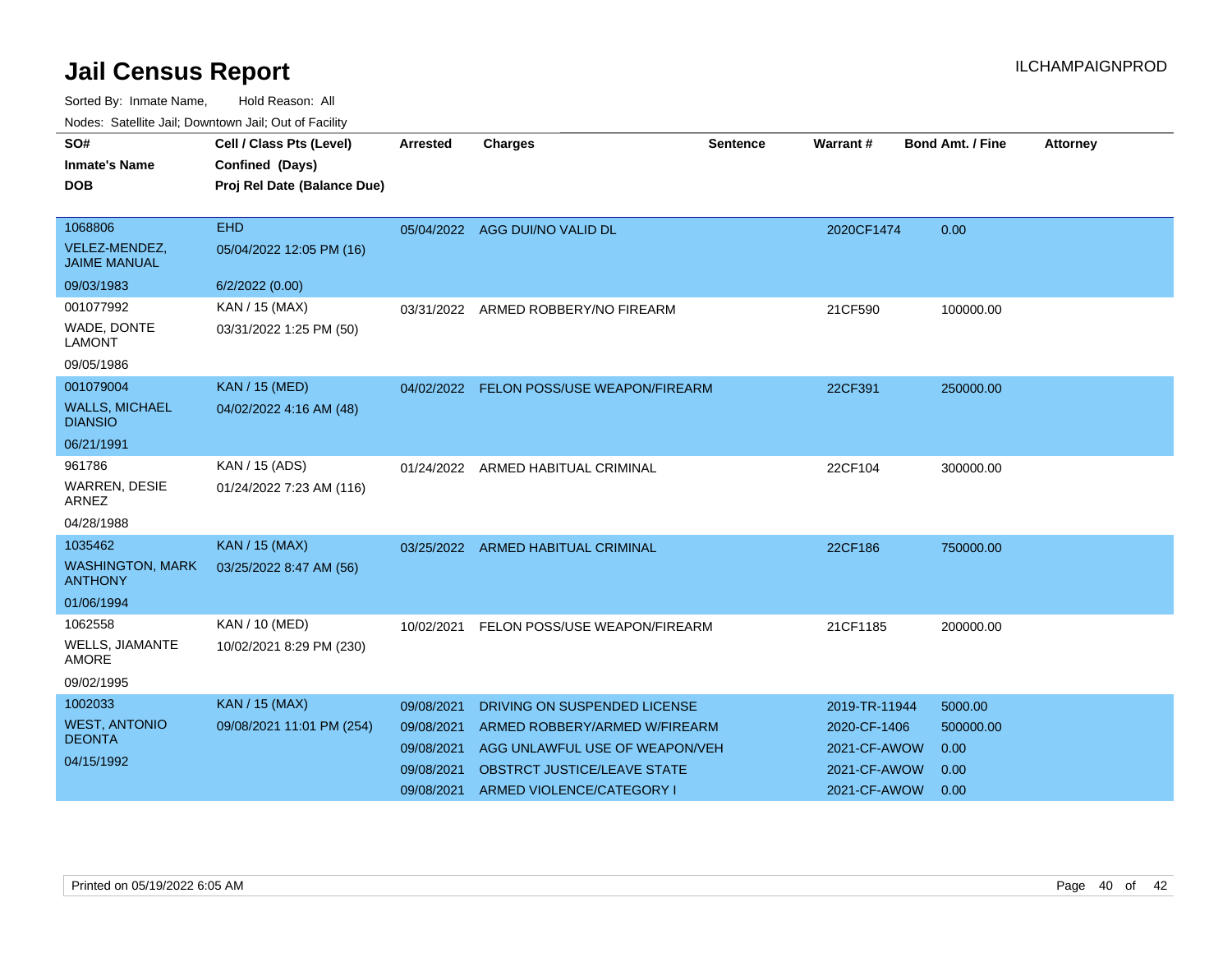# Jail Census Report

ILCHAMPAIGNPROD

Sorted By: Inmate Name, Hold Reason: All

Nodes: Satellite Jail; Downtown Jail; Out of Facility

| SO# / Inmate's Name / DOB | Cell / Class Pts (Level) / Confined (Days) / Proj Rel Date (Balance Due) | Arrested | Charges | Sentence | Warrant # | Bond Amt. / Fine | Attorney |
|---|---|---|---|---|---|---|---|
| 1068806<br>VELEZ-MENDEZ, JAIME MANUAL<br>09/03/1983 | EHD<br>05/04/2022 12:05 PM (16)<br>6/2/2022 (0.00) | 05/04/2022 | AGG DUI/NO VALID DL | | 2020CF1474 | 0.00 | |
| 001077992<br>WADE, DONTE LAMONT<br>09/05/1986 | KAN / 15 (MAX)<br>03/31/2022 1:25 PM (50) | 03/31/2022 | ARMED ROBBERY/NO FIREARM | | 21CF590 | 100000.00 | |
| 001079004<br>WALLS, MICHAEL DIANSIO<br>06/21/1991 | KAN / 15 (MED)<br>04/02/2022 4:16 AM (48) | 04/02/2022 | FELON POSS/USE WEAPON/FIREARM | | 22CF391 | 250000.00 | |
| 961786<br>WARREN, DESIE ARNEZ<br>04/28/1988 | KAN / 15 (ADS)<br>01/24/2022 7:23 AM (116) | 01/24/2022 | ARMED HABITUAL CRIMINAL | | 22CF104 | 300000.00 | |
| 1035462<br>WASHINGTON, MARK ANTHONY<br>01/06/1994 | KAN / 15 (MAX)<br>03/25/2022 8:47 AM (56) | 03/25/2022 | ARMED HABITUAL CRIMINAL | | 22CF186 | 750000.00 | |
| 1062558<br>WELLS, JIAMANTE AMORE<br>09/02/1995 | KAN / 10 (MED)<br>10/02/2021 8:29 PM (230) | 10/02/2021 | FELON POSS/USE WEAPON/FIREARM | | 21CF1185 | 200000.00 | |
| 1002033<br>WEST, ANTONIO DEONTA<br>04/15/1992 | KAN / 15 (MAX)<br>09/08/2021 11:01 PM (254) | 09/08/2021 | DRIVING ON SUSPENDED LICENSE | | 2019-TR-11944 | 5000.00 | |
| | | 09/08/2021 | ARMED ROBBERY/ARMED W/FIREARM | | 2020-CF-1406 | 500000.00 | |
| | | 09/08/2021 | AGG UNLAWFUL USE OF WEAPON/VEH | | 2021-CF-AWOW | 0.00 | |
| | | 09/08/2021 | OBSTRCT JUSTICE/LEAVE STATE | | 2021-CF-AWOW | 0.00 | |
| | | 09/08/2021 | ARMED VIOLENCE/CATEGORY I | | 2021-CF-AWOW | 0.00 | |

Printed on 05/19/2022 6:05 AM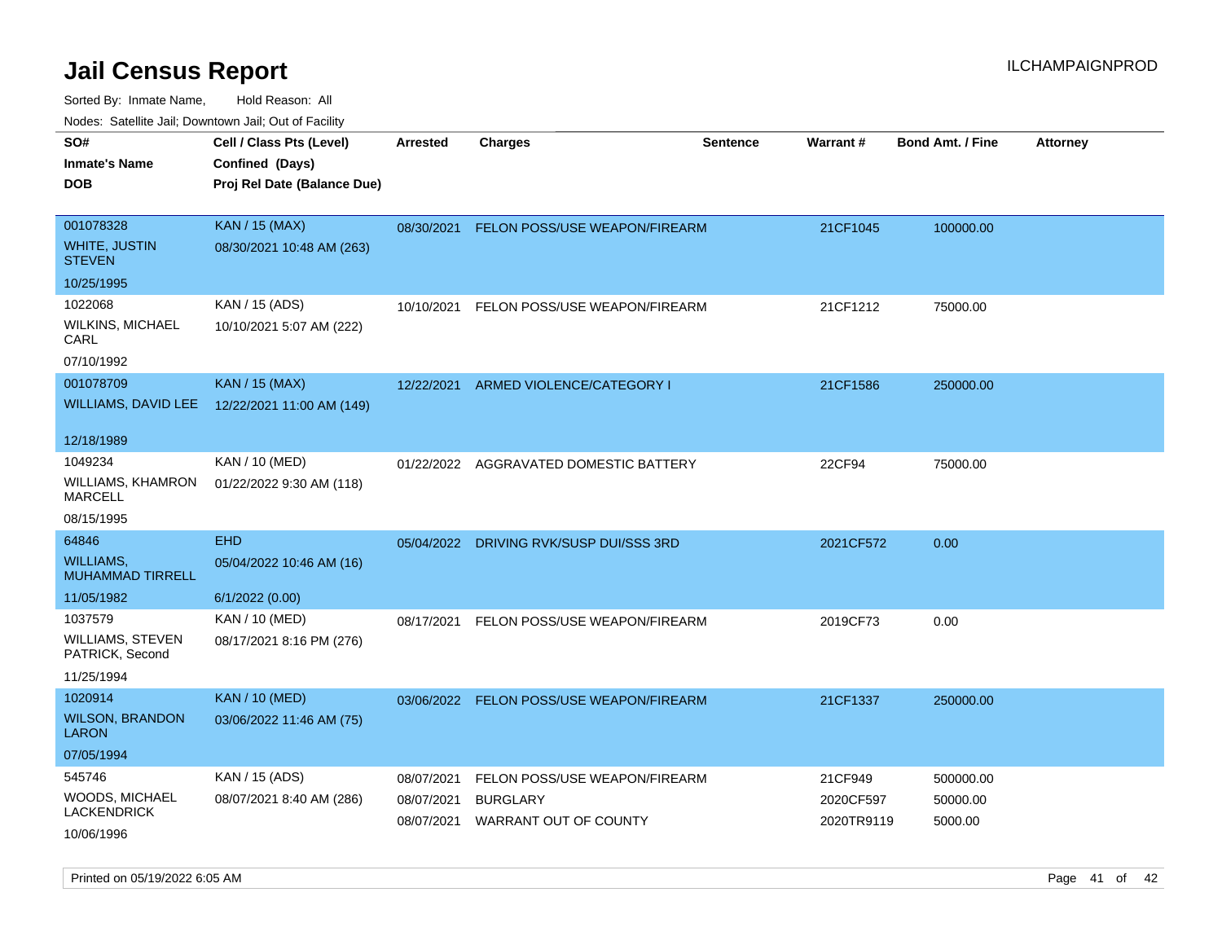# Jail Census Report

ILCHAMPAIGNPROD

Sorted By: Inmate Name, Hold Reason: All

Nodes: Satellite Jail; Downtown Jail; Out of Facility

| SO# / Inmate's Name / DOB | Cell / Class Pts (Level) / Confined (Days) / Proj Rel Date (Balance Due) | Arrested | Charges | Sentence | Warrant # | Bond Amt. / Fine | Attorney |
|---|---|---|---|---|---|---|---|
| 001078328<br>WHITE, JUSTIN STEVEN<br>10/25/1995 | KAN / 15 (MAX)<br>08/30/2021 10:48 AM (263) | 08/30/2021 | FELON POSS/USE WEAPON/FIREARM | | 21CF1045 | 100000.00 | |
| 1022068<br>WILKINS, MICHAEL CARL<br>07/10/1992 | KAN / 15 (ADS)<br>10/10/2021 5:07 AM (222) | 10/10/2021 | FELON POSS/USE WEAPON/FIREARM | | 21CF1212 | 75000.00 | |
| 001078709<br>WILLIAMS, DAVID LEE<br>12/18/1989 | KAN / 15 (MAX)<br>12/22/2021 11:00 AM (149) | 12/22/2021 | ARMED VIOLENCE/CATEGORY I | | 21CF1586 | 250000.00 | |
| 1049234<br>WILLIAMS, KHAMRON MARCELL<br>08/15/1995 | KAN / 10 (MED)<br>01/22/2022 9:30 AM (118) | 01/22/2022 | AGGRAVATED DOMESTIC BATTERY | | 22CF94 | 75000.00 | |
| 64846<br>WILLIAMS, MUHAMMAD TIRRELL<br>11/05/1982 | EHD<br>05/04/2022 10:46 AM (16)<br>6/1/2022 (0.00) | 05/04/2022 | DRIVING RVK/SUSP DUI/SSS 3RD | | 2021CF572 | 0.00 | |
| 1037579<br>WILLIAMS, STEVEN PATRICK, Second<br>11/25/1994 | KAN / 10 (MED)<br>08/17/2021 8:16 PM (276) | 08/17/2021 | FELON POSS/USE WEAPON/FIREARM | | 2019CF73 | 0.00 | |
| 1020914<br>WILSON, BRANDON LARON<br>07/05/1994 | KAN / 10 (MED)<br>03/06/2022 11:46 AM (75) | 03/06/2022 | FELON POSS/USE WEAPON/FIREARM | | 21CF1337 | 250000.00 | |
| 545746<br>WOODS, MICHAEL LACKENDRICK<br>10/06/1996 | KAN / 15 (ADS)<br>08/07/2021 8:40 AM (286) | 08/07/2021<br>08/07/2021<br>08/07/2021 | FELON POSS/USE WEAPON/FIREARM<br>BURGLARY<br>WARRANT OUT OF COUNTY | | 21CF949<br>2020CF597<br>2020TR9119 | 500000.00<br>50000.00<br>5000.00 | |

Printed on 05/19/2022 6:05 AM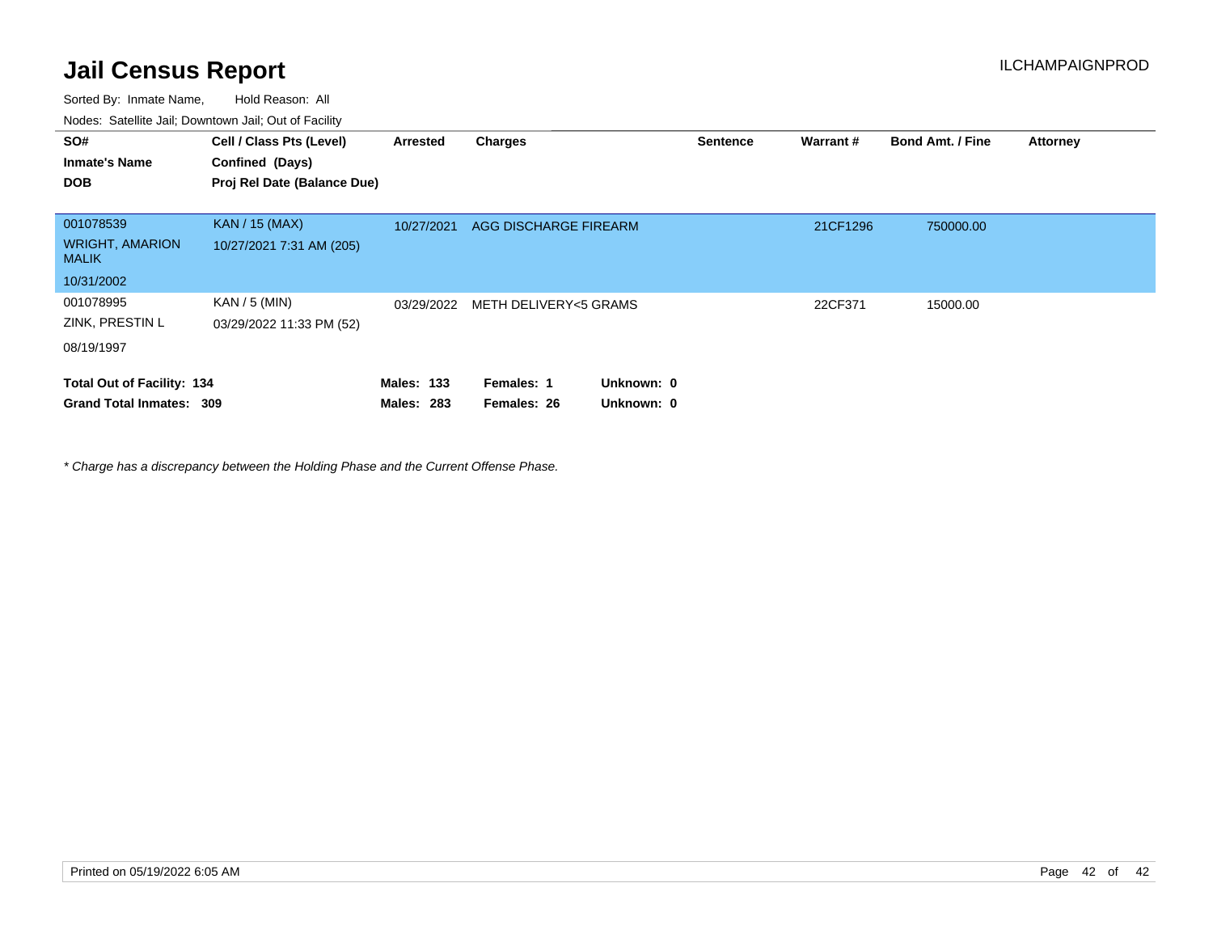# Jail Census Report

ILCHAMPAIGNPROD

Sorted By: Inmate Name, Hold Reason: All

Nodes: Satellite Jail; Downtown Jail; Out of Facility

| SO# / Inmate's Name / DOB | Cell / Class Pts (Level) / Confined (Days) / Proj Rel Date (Balance Due) | Arrested | Charges | Sentence | Warrant # | Bond Amt. / Fine | Attorney |
|---|---|---|---|---|---|---|---|
| 001078539 WRIGHT, AMARION MALIK 10/31/2002 | KAN / 15 (MAX) 10/27/2021 7:31 AM (205) | 10/27/2021 | AGG DISCHARGE FIREARM | | 21CF1296 | 750000.00 | |
| 001078995 ZINK, PRESTIN L 08/19/1997 | KAN / 5 (MIN) 03/29/2022 11:33 PM (52) | 03/29/2022 | METH DELIVERY<5 GRAMS | | 22CF371 | 15000.00 | |

**Total Out of Facility: 134** **Males: 133** **Females: 1** **Unknown: 0**

**Grand Total Inmates: 309** **Males: 283** **Females: 26** **Unknown: 0**

*\* Charge has a discrepancy between the Holding Phase and the Current Offense Phase.*

Printed on 05/19/2022 6:05 AM